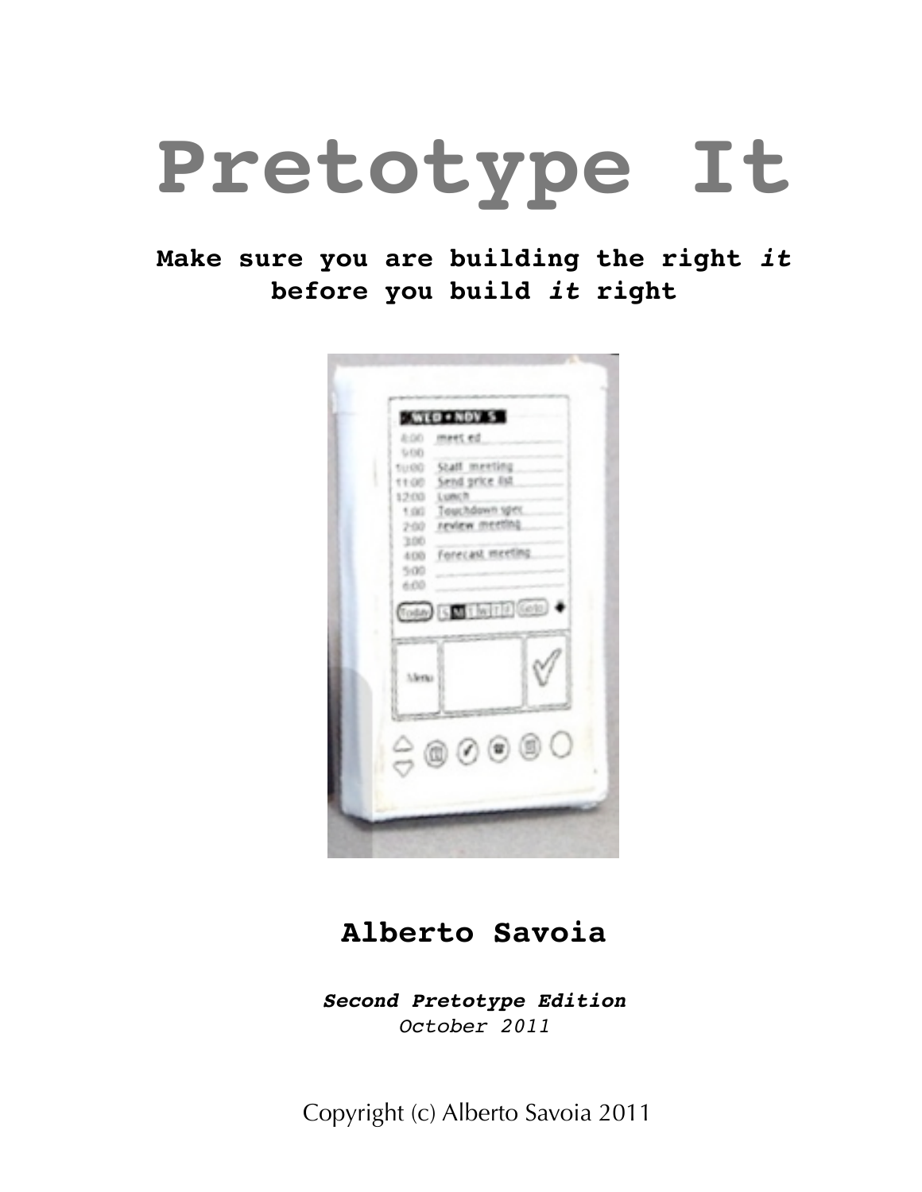# Pretotype It

**Make sure you are building the right *it* before you build *it* right**

## Alberto Savoia

***Second Pretotype Edition***
*October 2011*

Copyright (c) Alberto Savoia 2011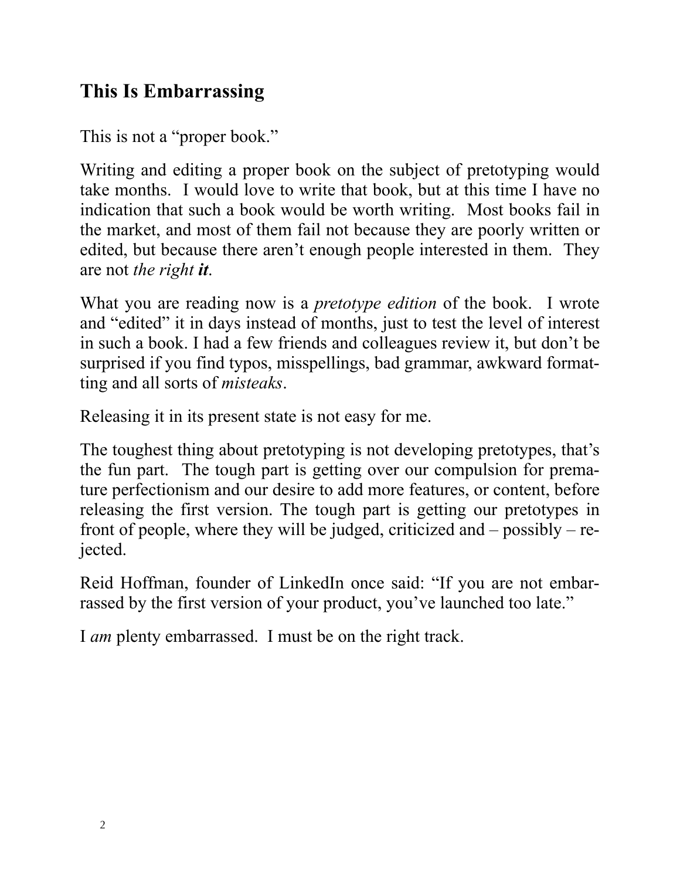## This Is Embarrassing

This is not a "proper book."

Writing and editing a proper book on the subject of pretotyping would take months. I would love to write that book, but at this time I have no indication that such a book would be worth writing. Most books fail in the market, and most of them fail not because they are poorly written or edited, but because there aren't enough people interested in them. They are not *the right **it***.

What you are reading now is a *pretotype edition* of the book. I wrote and "edited" it in days instead of months, just to test the level of interest in such a book. I had a few friends and colleagues review it, but don't be surprised if you find typos, misspellings, bad grammar, awkward formatting and all sorts of *misteaks*.

Releasing it in its present state is not easy for me.

The toughest thing about pretotyping is not developing pretotypes, that's the fun part. The tough part is getting over our compulsion for premature perfectionism and our desire to add more features, or content, before releasing the first version. The tough part is getting our pretotypes in front of people, where they will be judged, criticized and – possibly – rejected.

Reid Hoffman, founder of LinkedIn once said: "If you are not embarrassed by the first version of your product, you've launched too late."

I *am* plenty embarrassed. I must be on the right track.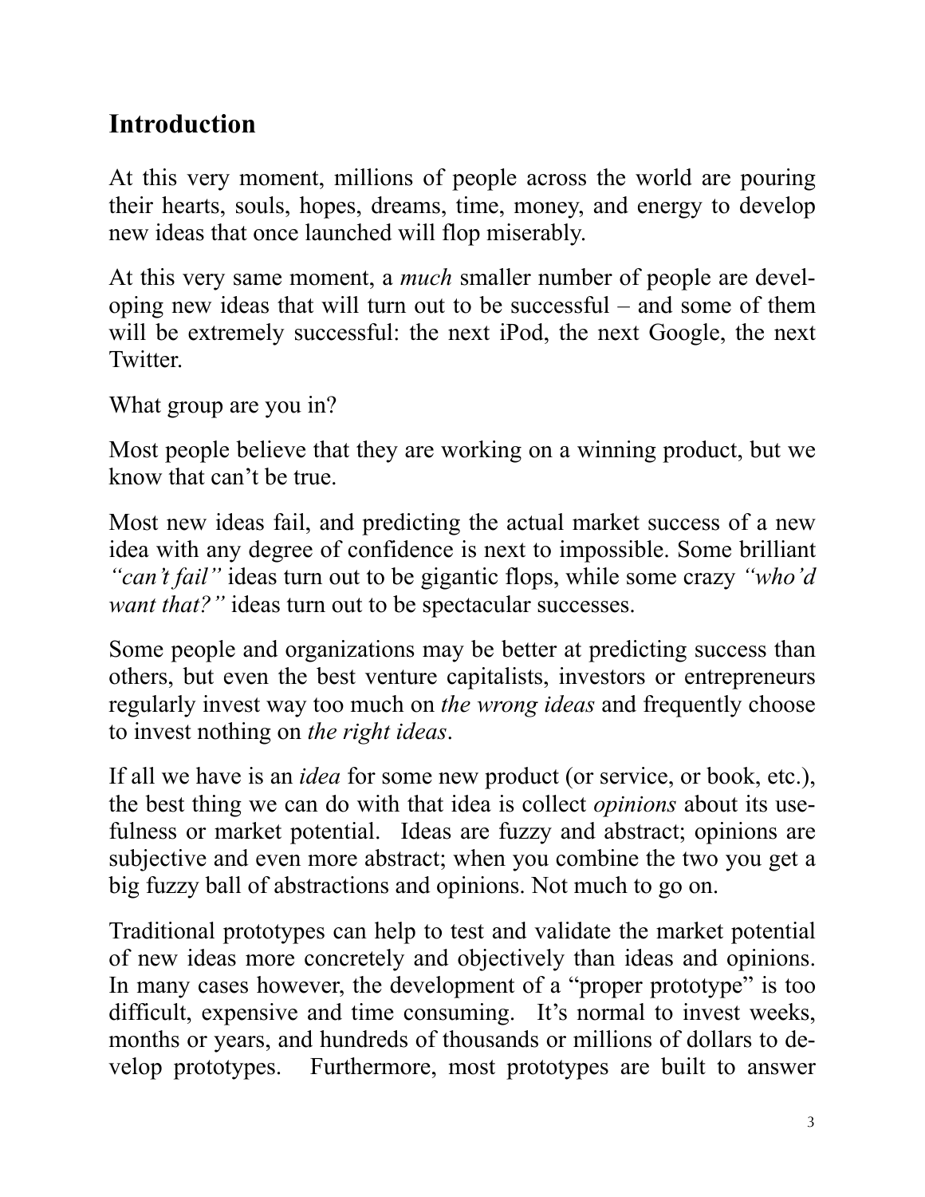## Introduction

At this very moment, millions of people across the world are pouring their hearts, souls, hopes, dreams, time, money, and energy to develop new ideas that once launched will flop miserably.

At this very same moment, a *much* smaller number of people are developing new ideas that will turn out to be successful – and some of them will be extremely successful: the next iPod, the next Google, the next Twitter.

What group are you in?

Most people believe that they are working on a winning product, but we know that can't be true.

Most new ideas fail, and predicting the actual market success of a new idea with any degree of confidence is next to impossible. Some brilliant *"can't fail"* ideas turn out to be gigantic flops, while some crazy *"who'd want that?"* ideas turn out to be spectacular successes.

Some people and organizations may be better at predicting success than others, but even the best venture capitalists, investors or entrepreneurs regularly invest way too much on *the wrong ideas* and frequently choose to invest nothing on *the right ideas*.

If all we have is an *idea* for some new product (or service, or book, etc.), the best thing we can do with that idea is collect *opinions* about its usefulness or market potential. Ideas are fuzzy and abstract; opinions are subjective and even more abstract; when you combine the two you get a big fuzzy ball of abstractions and opinions. Not much to go on.

Traditional prototypes can help to test and validate the market potential of new ideas more concretely and objectively than ideas and opinions. In many cases however, the development of a "proper prototype" is too difficult, expensive and time consuming. It's normal to invest weeks, months or years, and hundreds of thousands or millions of dollars to develop prototypes. Furthermore, most prototypes are built to answer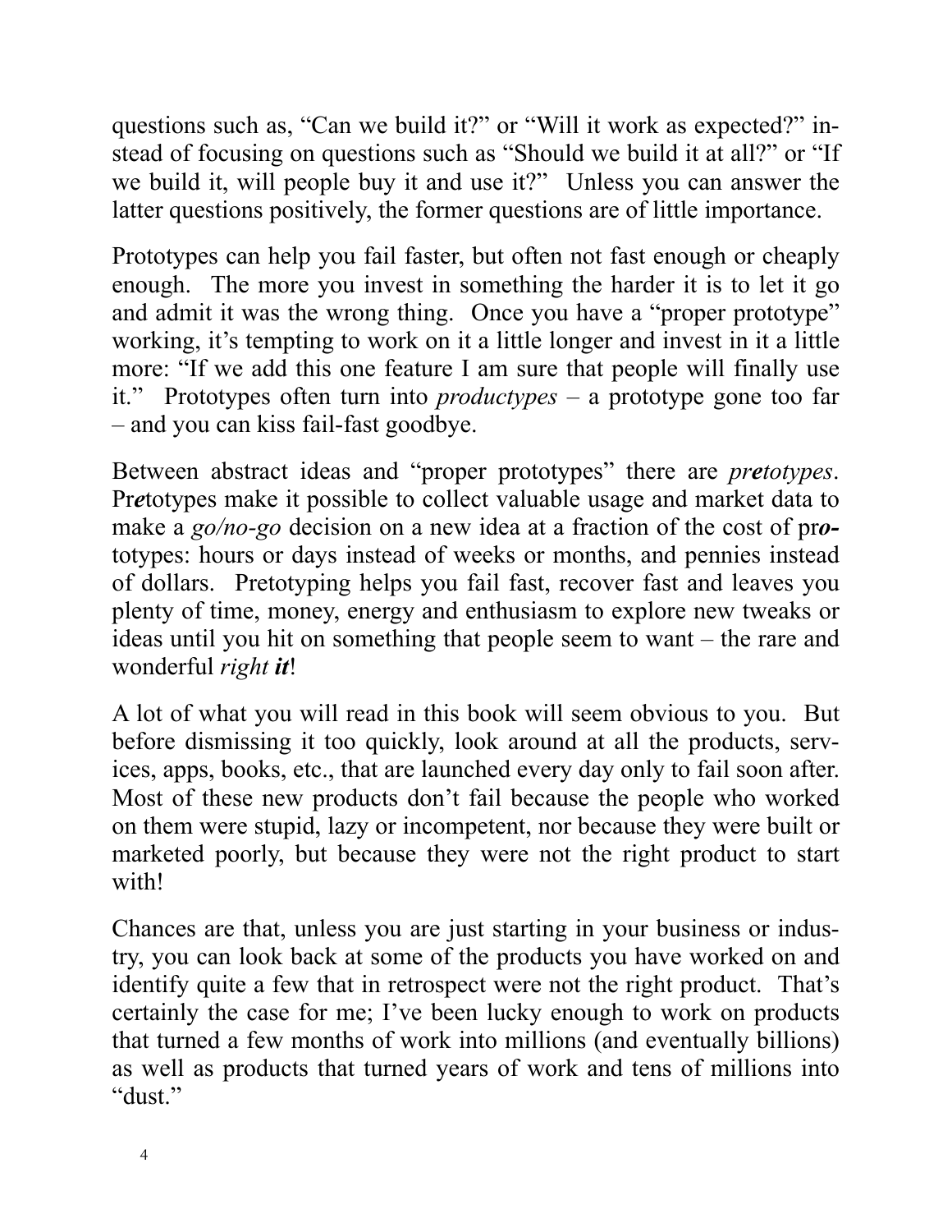questions such as, "Can we build it?" or "Will it work as expected?" instead of focusing on questions such as "Should we build it at all?" or "If we build it, will people buy it and use it?" Unless you can answer the latter questions positively, the former questions are of little importance.

Prototypes can help you fail faster, but often not fast enough or cheaply enough. The more you invest in something the harder it is to let it go and admit it was the wrong thing. Once you have a "proper prototype" working, it's tempting to work on it a little longer and invest in it a little more: "If we add this one feature I am sure that people will finally use it." Prototypes often turn into *productypes* – a prototype gone too far – and you can kiss fail-fast goodbye.

Between abstract ideas and "proper prototypes" there are *pr**e**totypes*. Pr***e***totypes make it possible to collect valuable usage and market data to make a *go/no-go* decision on a new idea at a fraction of the cost of pr***o***totypes: hours or days instead of weeks or months, and pennies instead of dollars. Pretotyping helps you fail fast, recover fast and leaves you plenty of time, money, energy and enthusiasm to explore new tweaks or ideas until you hit on something that people seem to want – the rare and wonderful *right **it***!

A lot of what you will read in this book will seem obvious to you. But before dismissing it too quickly, look around at all the products, services, apps, books, etc., that are launched every day only to fail soon after. Most of these new products don't fail because the people who worked on them were stupid, lazy or incompetent, nor because they were built or marketed poorly, but because they were not the right product to start with!

Chances are that, unless you are just starting in your business or industry, you can look back at some of the products you have worked on and identify quite a few that in retrospect were not the right product. That's certainly the case for me; I've been lucky enough to work on products that turned a few months of work into millions (and eventually billions) as well as products that turned years of work and tens of millions into "dust."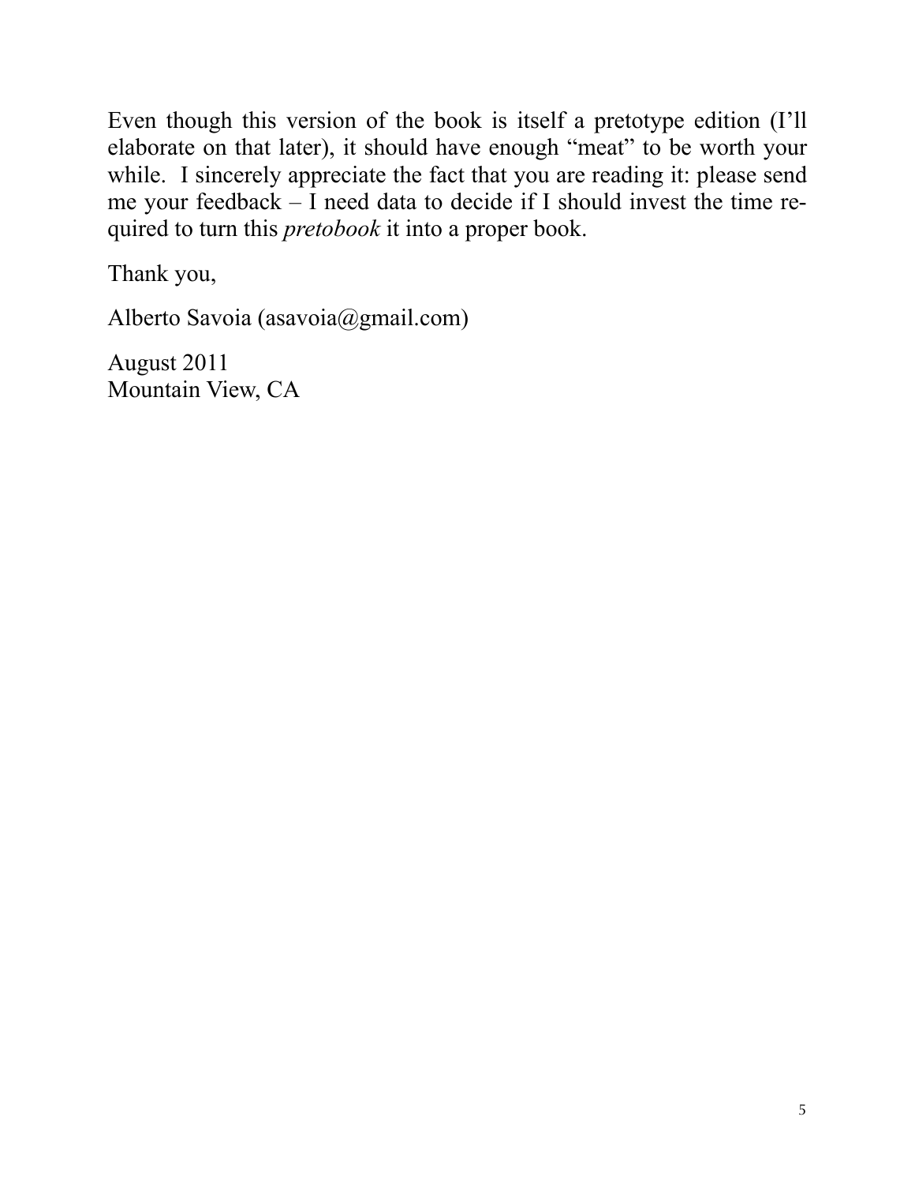Even though this version of the book is itself a pretotype edition (I'll elaborate on that later), it should have enough "meat" to be worth your while. I sincerely appreciate the fact that you are reading it: please send me your feedback – I need data to decide if I should invest the time required to turn this *pretobook* it into a proper book.

Thank you,

Alberto Savoia (asavoia@gmail.com)

August 2011
Mountain View, CA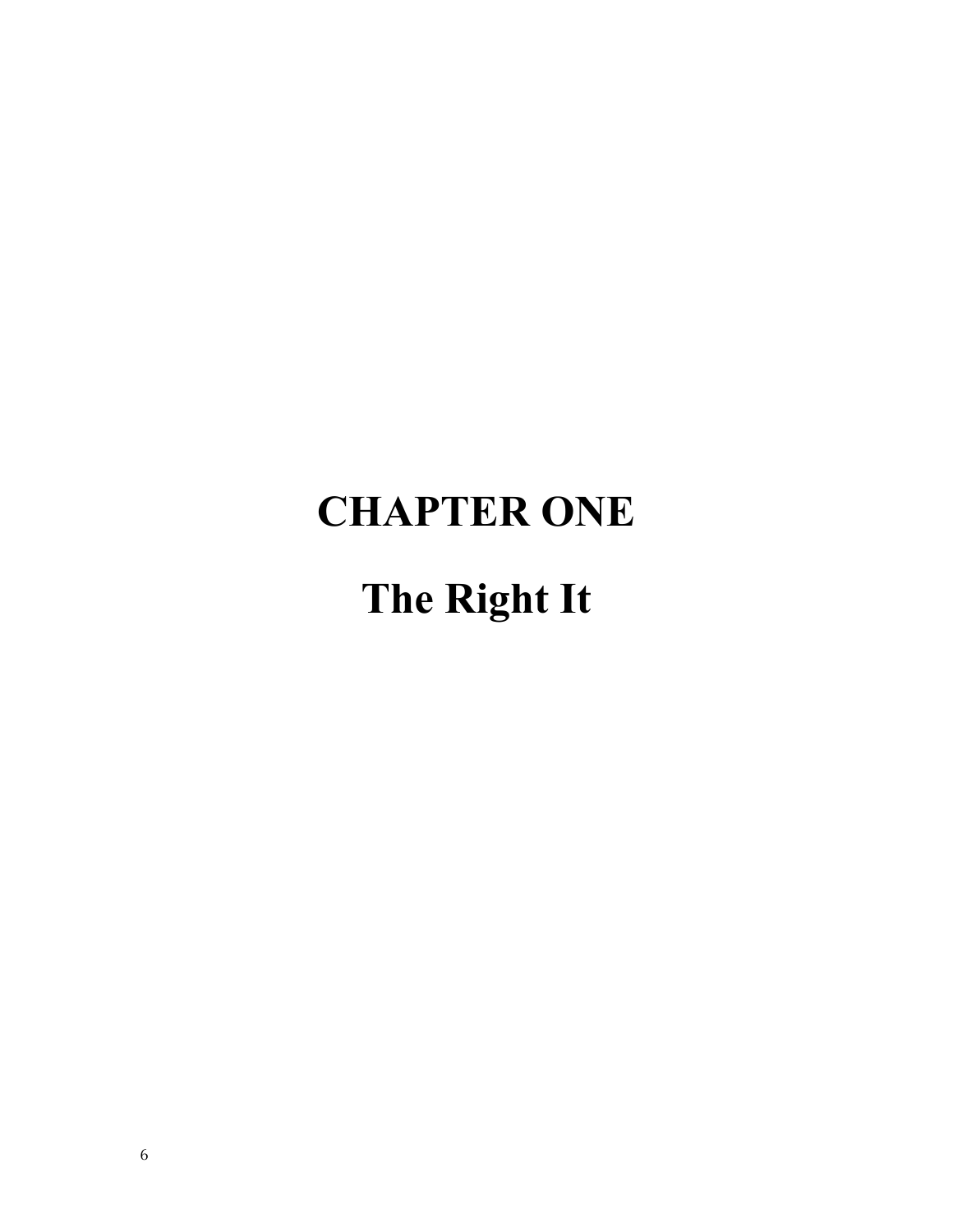# CHAPTER ONE

# The Right It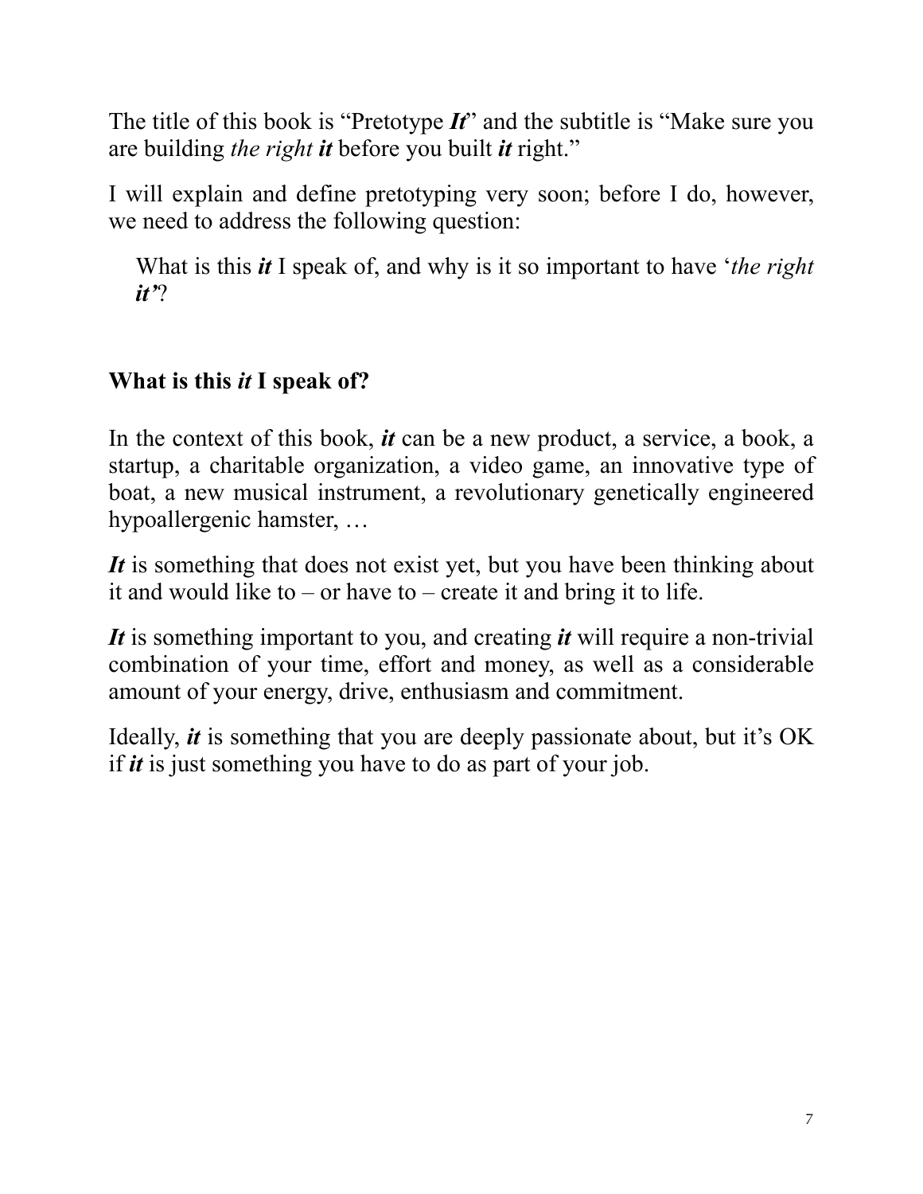The title of this book is "Pretotype ***It***" and the subtitle is "Make sure you are building *the right **it*** before you built ***it*** right."

I will explain and define pretotyping very soon; before I do, however, we need to address the following question:

> What is this ***it*** I speak of, and why is it so important to have '*the right **it***'?

## What is this *it* I speak of?

In the context of this book, ***it*** can be a new product, a service, a book, a startup, a charitable organization, a video game, an innovative type of boat, a new musical instrument, a revolutionary genetically engineered hypoallergenic hamster, …

***It*** is something that does not exist yet, but you have been thinking about it and would like to – or have to – create it and bring it to life.

***It*** is something important to you, and creating ***it*** will require a non-trivial combination of your time, effort and money, as well as a considerable amount of your energy, drive, enthusiasm and commitment.

Ideally, ***it*** is something that you are deeply passionate about, but it's OK if ***it*** is just something you have to do as part of your job.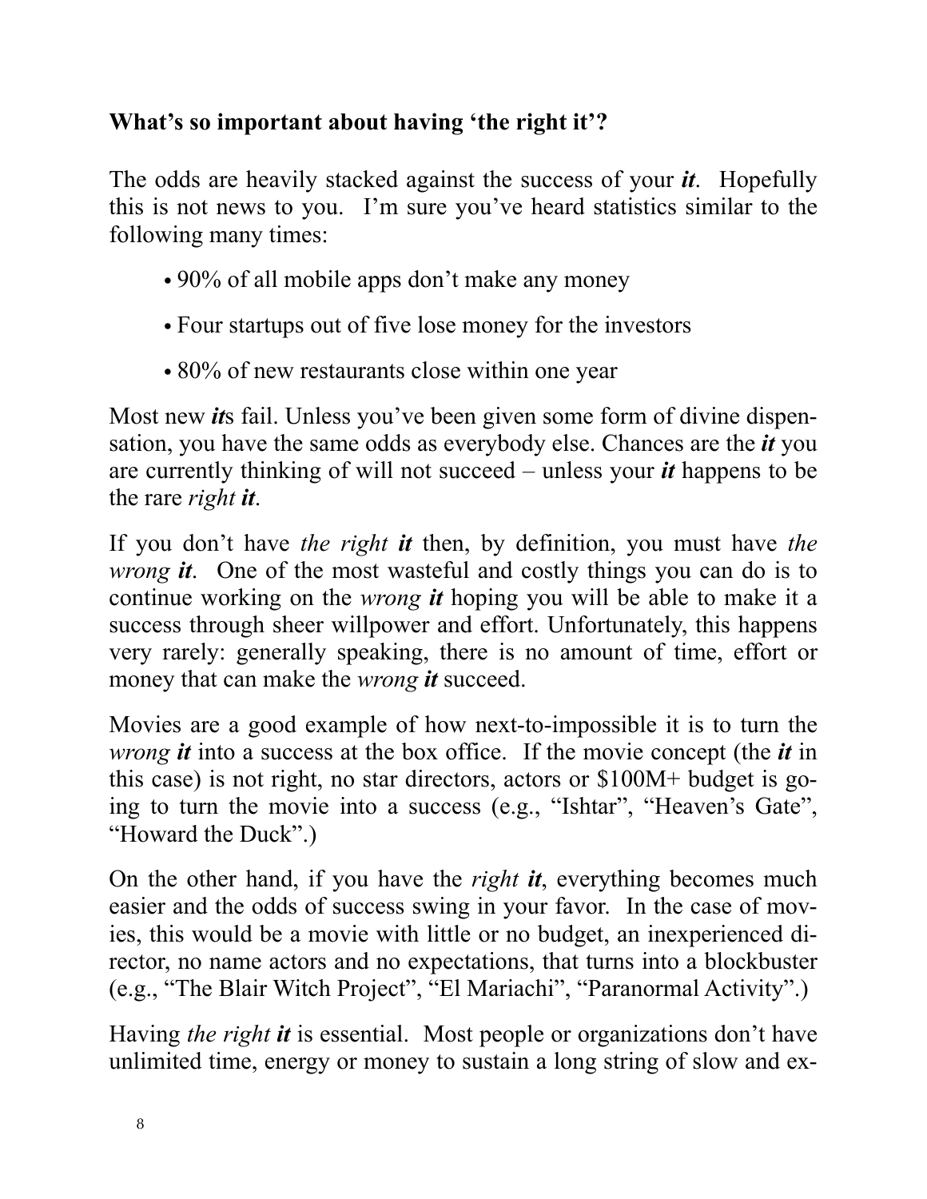**What's so important about having 'the right it'?**

The odds are heavily stacked against the success of your ***it***. Hopefully this is not news to you. I'm sure you've heard statistics similar to the following many times:

- 90% of all mobile apps don't make any money
- Four startups out of five lose money for the investors
- 80% of new restaurants close within one year

Most new ***it***s fail. Unless you've been given some form of divine dispensation, you have the same odds as everybody else. Chances are the ***it*** you are currently thinking of will not succeed – unless your ***it*** happens to be the rare *right* ***it***.

If you don't have *the right* ***it*** then, by definition, you must have *the wrong* ***it***. One of the most wasteful and costly things you can do is to continue working on the *wrong* ***it*** hoping you will be able to make it a success through sheer willpower and effort. Unfortunately, this happens very rarely: generally speaking, there is no amount of time, effort or money that can make the *wrong* ***it*** succeed.

Movies are a good example of how next-to-impossible it is to turn the *wrong* ***it*** into a success at the box office. If the movie concept (the ***it*** in this case) is not right, no star directors, actors or $100M+ budget is going to turn the movie into a success (e.g., "Ishtar", "Heaven's Gate", "Howard the Duck".)

On the other hand, if you have the *right* ***it***, everything becomes much easier and the odds of success swing in your favor. In the case of movies, this would be a movie with little or no budget, an inexperienced director, no name actors and no expectations, that turns into a blockbuster (e.g., "The Blair Witch Project", "El Mariachi", "Paranormal Activity".)

Having *the right* ***it*** is essential. Most people or organizations don't have unlimited time, energy or money to sustain a long string of slow and ex-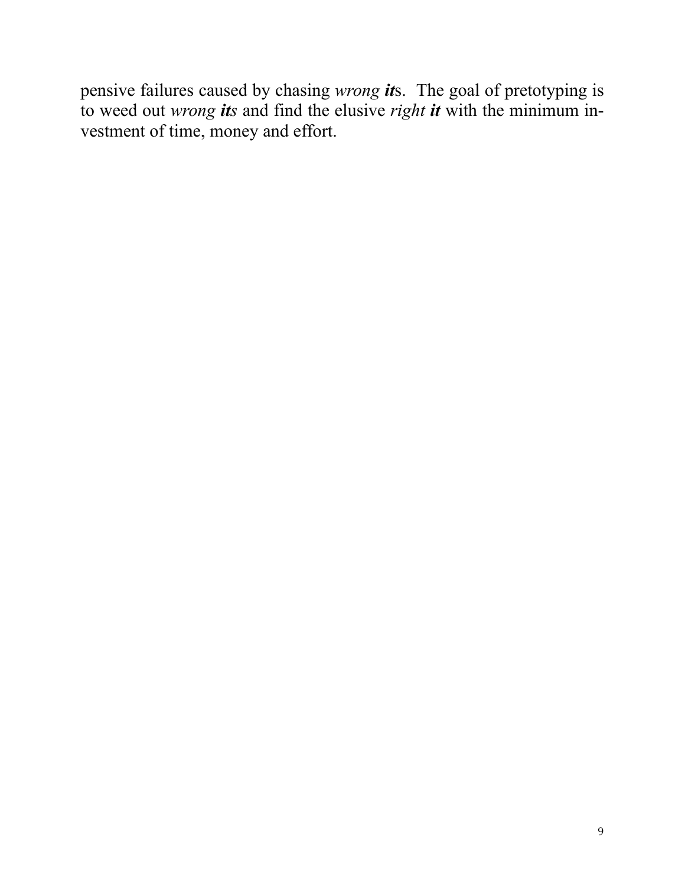pensive failures caused by chasing *wrong **it**s*. The goal of pretotyping is to weed out *wrong **its*** and find the elusive *right **it*** with the minimum investment of time, money and effort.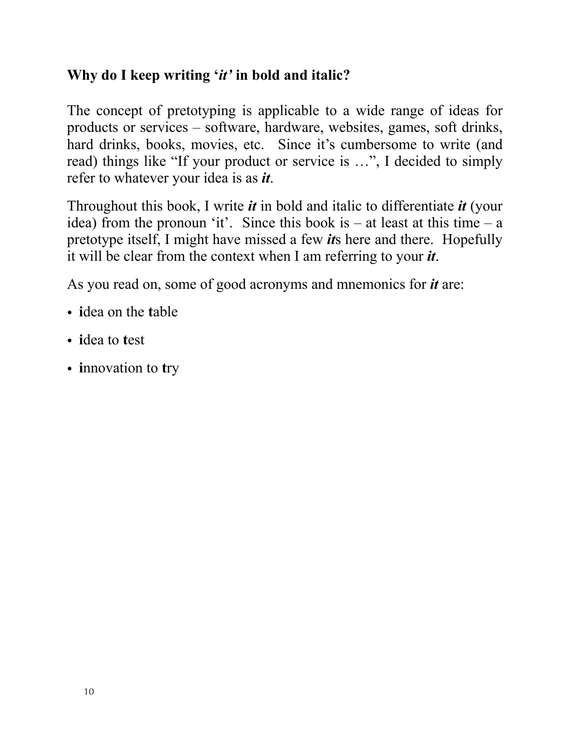### Why do I keep writing '*it*' in bold and italic?

The concept of pretotyping is applicable to a wide range of ideas for products or services – software, hardware, websites, games, soft drinks, hard drinks, books, movies, etc. Since it's cumbersome to write (and read) things like "If your product or service is …", I decided to simply refer to whatever your idea is as ***it***.

Throughout this book, I write ***it*** in bold and italic to differentiate ***it*** (your idea) from the pronoun 'it'. Since this book is – at least at this time – a pretotype itself, I might have missed a few ***it***s here and there. Hopefully it will be clear from the context when I am referring to your ***it***.

As you read on, some of good acronyms and mnemonics for ***it*** are:

- **i**dea on the **t**able
- **i**dea to **t**est
- **i**nnovation to **t**ry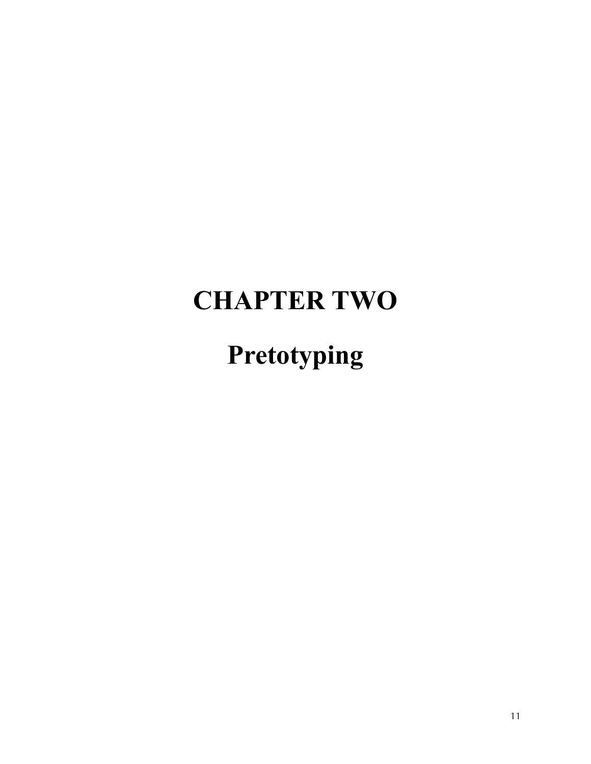# CHAPTER TWO

## Pretotyping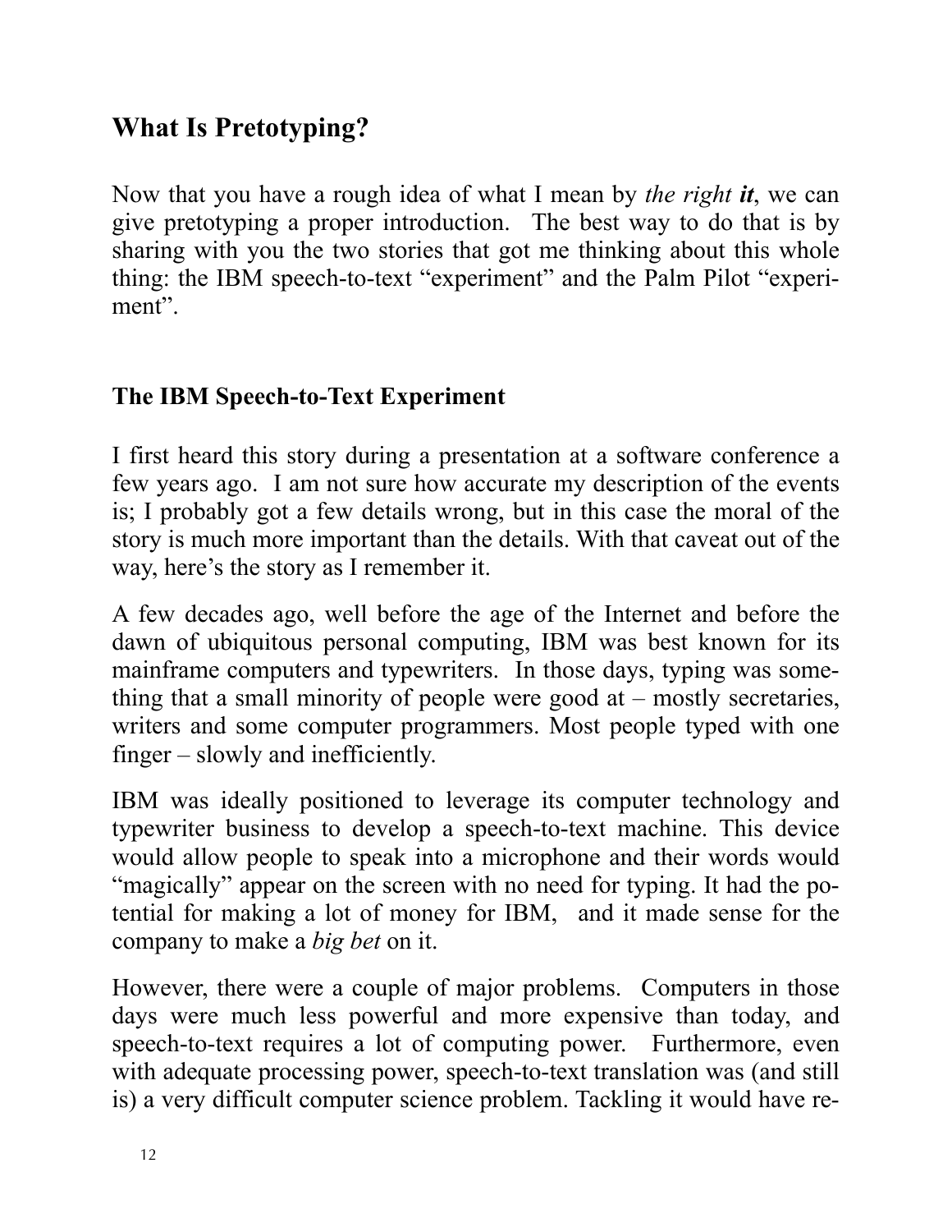## What Is Pretotyping?

Now that you have a rough idea of what I mean by *the right **it***, we can give pretotyping a proper introduction. The best way to do that is by sharing with you the two stories that got me thinking about this whole thing: the IBM speech-to-text "experiment" and the Palm Pilot "experiment".

### The IBM Speech-to-Text Experiment

I first heard this story during a presentation at a software conference a few years ago. I am not sure how accurate my description of the events is; I probably got a few details wrong, but in this case the moral of the story is much more important than the details. With that caveat out of the way, here's the story as I remember it.

A few decades ago, well before the age of the Internet and before the dawn of ubiquitous personal computing, IBM was best known for its mainframe computers and typewriters. In those days, typing was something that a small minority of people were good at – mostly secretaries, writers and some computer programmers. Most people typed with one finger – slowly and inefficiently.

IBM was ideally positioned to leverage its computer technology and typewriter business to develop a speech-to-text machine. This device would allow people to speak into a microphone and their words would "magically" appear on the screen with no need for typing. It had the potential for making a lot of money for IBM, and it made sense for the company to make a *big bet* on it.

However, there were a couple of major problems. Computers in those days were much less powerful and more expensive than today, and speech-to-text requires a lot of computing power. Furthermore, even with adequate processing power, speech-to-text translation was (and still is) a very difficult computer science problem. Tackling it would have re-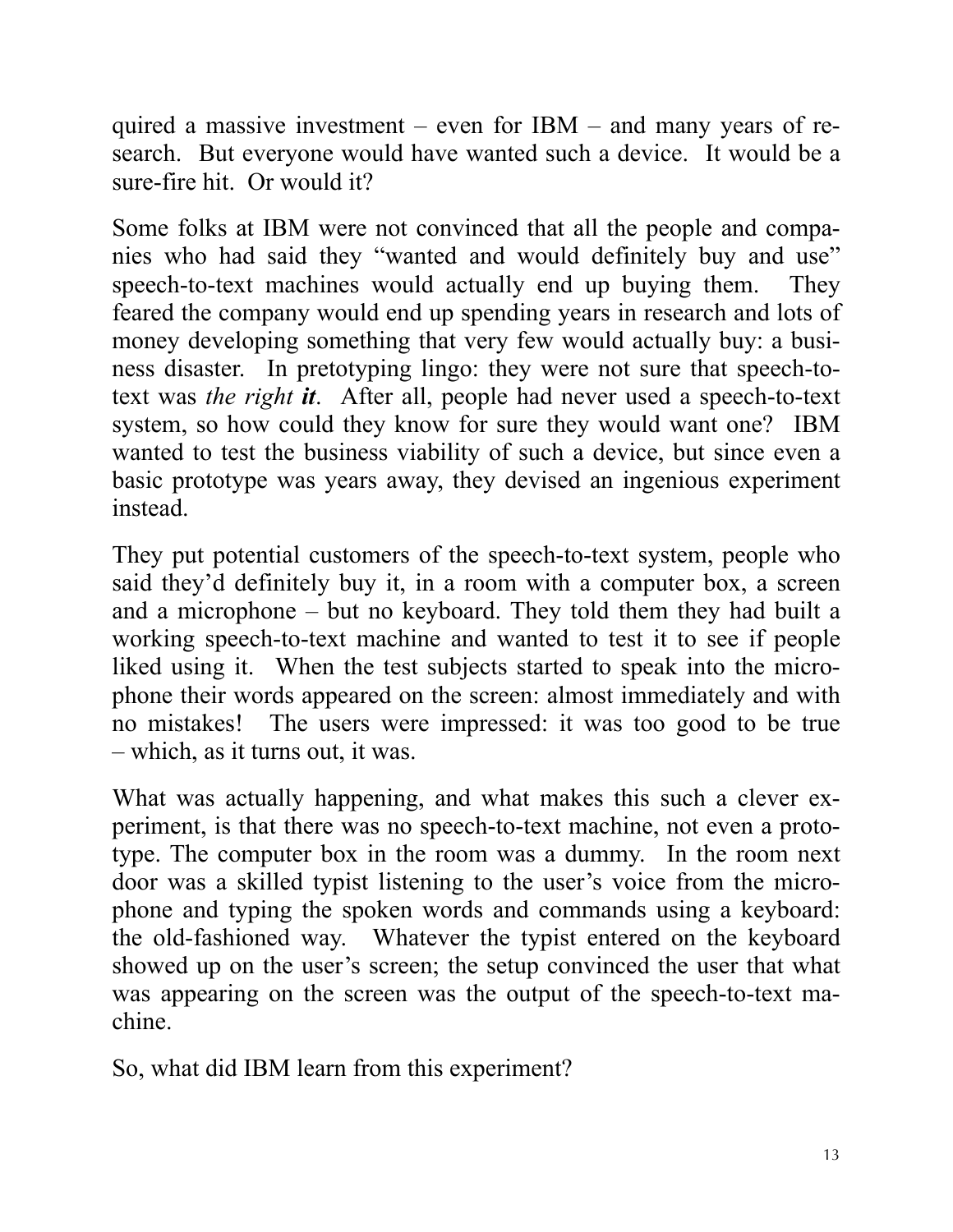quired a massive investment – even for IBM – and many years of research. But everyone would have wanted such a device. It would be a sure-fire hit. Or would it?

Some folks at IBM were not convinced that all the people and companies who had said they "wanted and would definitely buy and use" speech-to-text machines would actually end up buying them. They feared the company would end up spending years in research and lots of money developing something that very few would actually buy: a business disaster. In pretotyping lingo: they were not sure that speech-to-text was *the right **it***. After all, people had never used a speech-to-text system, so how could they know for sure they would want one? IBM wanted to test the business viability of such a device, but since even a basic prototype was years away, they devised an ingenious experiment instead.

They put potential customers of the speech-to-text system, people who said they'd definitely buy it, in a room with a computer box, a screen and a microphone – but no keyboard. They told them they had built a working speech-to-text machine and wanted to test it to see if people liked using it. When the test subjects started to speak into the microphone their words appeared on the screen: almost immediately and with no mistakes! The users were impressed: it was too good to be true – which, as it turns out, it was.

What was actually happening, and what makes this such a clever experiment, is that there was no speech-to-text machine, not even a prototype. The computer box in the room was a dummy. In the room next door was a skilled typist listening to the user's voice from the microphone and typing the spoken words and commands using a keyboard: the old-fashioned way. Whatever the typist entered on the keyboard showed up on the user's screen; the setup convinced the user that what was appearing on the screen was the output of the speech-to-text machine.

So, what did IBM learn from this experiment?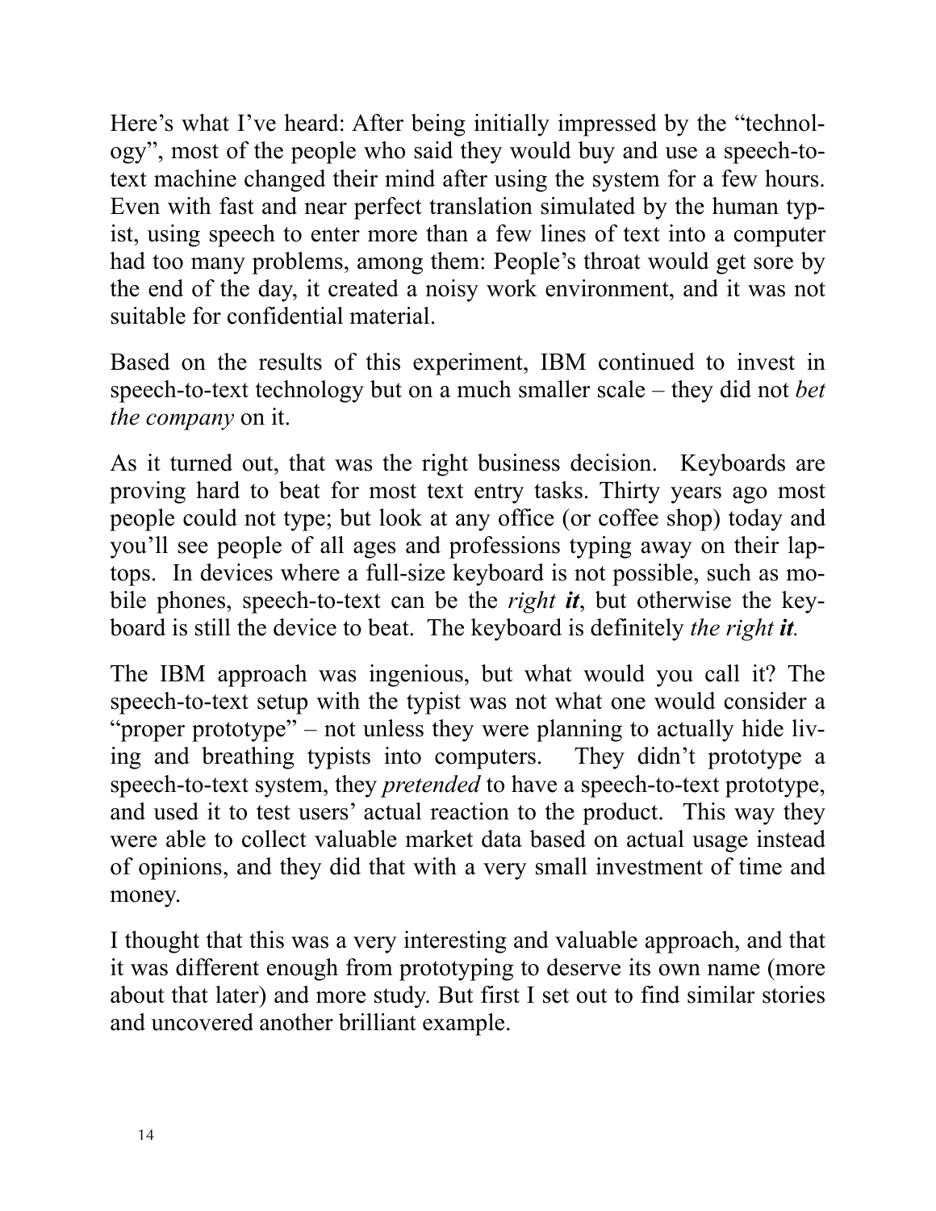Here's what I've heard: After being initially impressed by the "technology", most of the people who said they would buy and use a speech-to-text machine changed their mind after using the system for a few hours. Even with fast and near perfect translation simulated by the human typist, using speech to enter more than a few lines of text into a computer had too many problems, among them: People's throat would get sore by the end of the day, it created a noisy work environment, and it was not suitable for confidential material.

Based on the results of this experiment, IBM continued to invest in speech-to-text technology but on a much smaller scale – they did not *bet the company* on it.

As it turned out, that was the right business decision. Keyboards are proving hard to beat for most text entry tasks. Thirty years ago most people could not type; but look at any office (or coffee shop) today and you'll see people of all ages and professions typing away on their laptops. In devices where a full-size keyboard is not possible, such as mobile phones, speech-to-text can be the *right **it***, but otherwise the keyboard is still the device to beat. The keyboard is definitely *the right **it***.

The IBM approach was ingenious, but what would you call it? The speech-to-text setup with the typist was not what one would consider a "proper prototype" – not unless they were planning to actually hide living and breathing typists into computers. They didn't prototype a speech-to-text system, they *pretended* to have a speech-to-text prototype, and used it to test users' actual reaction to the product. This way they were able to collect valuable market data based on actual usage instead of opinions, and they did that with a very small investment of time and money.

I thought that this was a very interesting and valuable approach, and that it was different enough from prototyping to deserve its own name (more about that later) and more study. But first I set out to find similar stories and uncovered another brilliant example.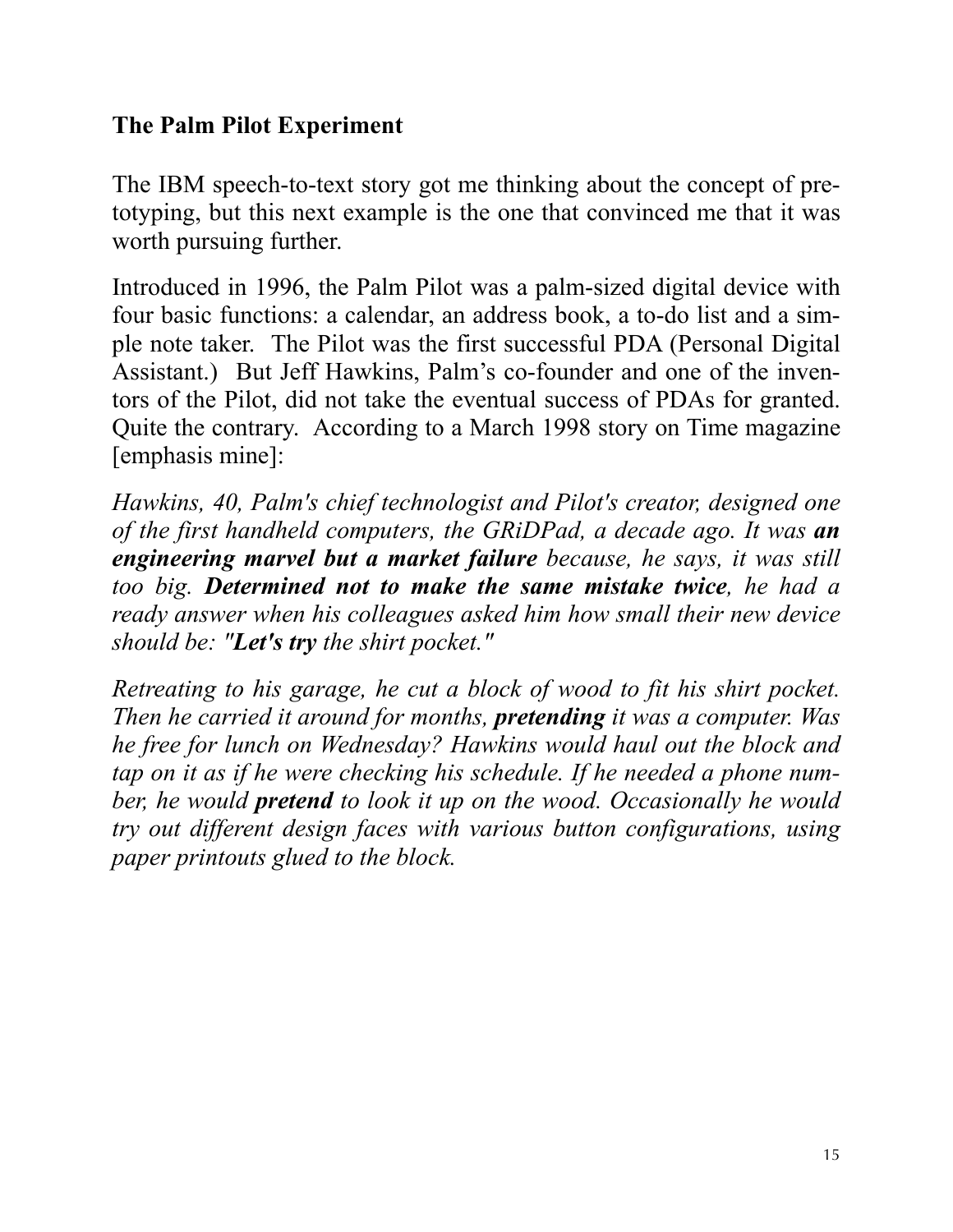## The Palm Pilot Experiment

The IBM speech-to-text story got me thinking about the concept of pretotyping, but this next example is the one that convinced me that it was worth pursuing further.

Introduced in 1996, the Palm Pilot was a palm-sized digital device with four basic functions: a calendar, an address book, a to-do list and a simple note taker. The Pilot was the first successful PDA (Personal Digital Assistant.) But Jeff Hawkins, Palm's co-founder and one of the inventors of the Pilot, did not take the eventual success of PDAs for granted. Quite the contrary. According to a March 1998 story on Time magazine [emphasis mine]:

*Hawkins, 40, Palm's chief technologist and Pilot's creator, designed one of the first handheld computers, the GRiDPad, a decade ago. It was **an engineering marvel but a market failure** because, he says, it was still too big. **Determined not to make the same mistake twice**, he had a ready answer when his colleagues asked him how small their new device should be: "**Let's try** the shirt pocket."*

*Retreating to his garage, he cut a block of wood to fit his shirt pocket. Then he carried it around for months, **pretending** it was a computer. Was he free for lunch on Wednesday? Hawkins would haul out the block and tap on it as if he were checking his schedule. If he needed a phone number, he would **pretend** to look it up on the wood. Occasionally he would try out different design faces with various button configurations, using paper printouts glued to the block.*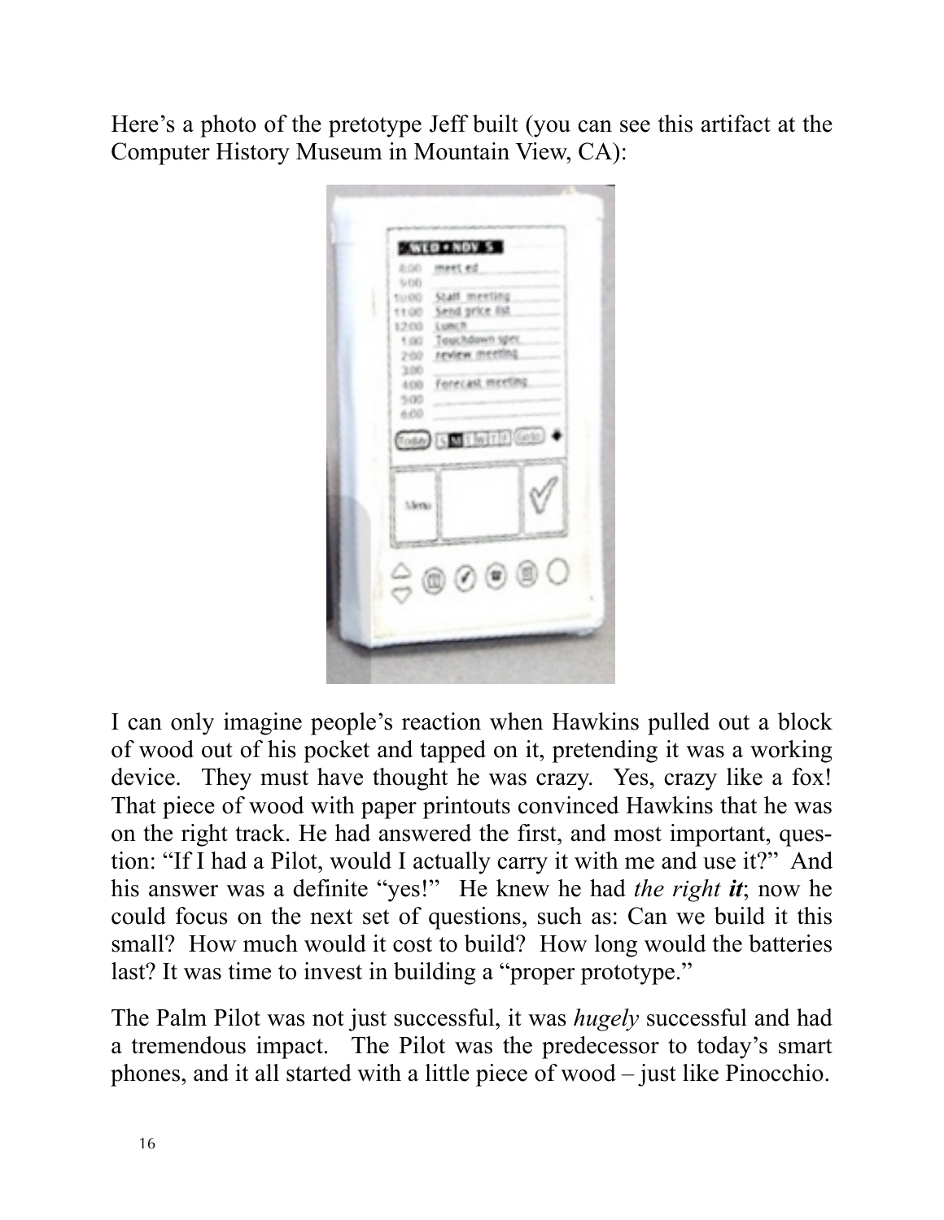Here's a photo of the pretotype Jeff built (you can see this artifact at the Computer History Museum in Mountain View, CA):

I can only imagine people's reaction when Hawkins pulled out a block of wood out of his pocket and tapped on it, pretending it was a working device. They must have thought he was crazy. Yes, crazy like a fox! That piece of wood with paper printouts convinced Hawkins that he was on the right track. He had answered the first, and most important, question: "If I had a Pilot, would I actually carry it with me and use it?" And his answer was a definite "yes!" He knew he had *the right **it***; now he could focus on the next set of questions, such as: Can we build it this small? How much would it cost to build? How long would the batteries last? It was time to invest in building a "proper prototype."

The Palm Pilot was not just successful, it was *hugely* successful and had a tremendous impact. The Pilot was the predecessor to today's smart phones, and it all started with a little piece of wood – just like Pinocchio.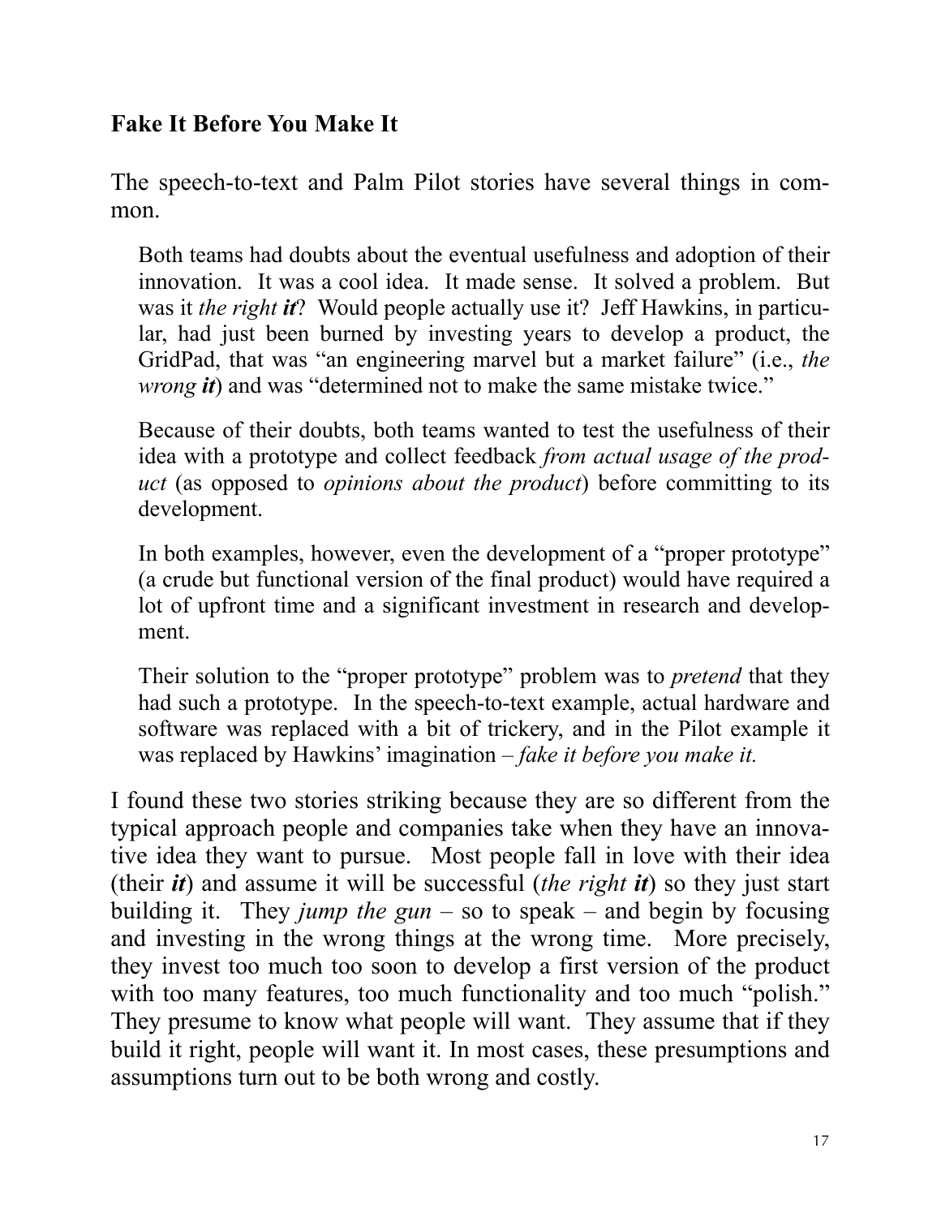## Fake It Before You Make It

The speech-to-text and Palm Pilot stories have several things in common.

> Both teams had doubts about the eventual usefulness and adoption of their innovation. It was a cool idea. It made sense. It solved a problem. But was it *the right **it***? Would people actually use it? Jeff Hawkins, in particular, had just been burned by investing years to develop a product, the GridPad, that was "an engineering marvel but a market failure" (i.e., *the wrong **it***) and was "determined not to make the same mistake twice."
>
> Because of their doubts, both teams wanted to test the usefulness of their idea with a prototype and collect feedback *from actual usage of the product* (as opposed to *opinions about the product*) before committing to its development.
>
> In both examples, however, even the development of a "proper prototype" (a crude but functional version of the final product) would have required a lot of upfront time and a significant investment in research and development.
>
> Their solution to the "proper prototype" problem was to *pretend* that they had such a prototype. In the speech-to-text example, actual hardware and software was replaced with a bit of trickery, and in the Pilot example it was replaced by Hawkins' imagination – *fake it before you make it.*

I found these two stories striking because they are so different from the typical approach people and companies take when they have an innovative idea they want to pursue. Most people fall in love with their idea (their ***it***) and assume it will be successful (*the right **it***) so they just start building it. They *jump the gun* – so to speak – and begin by focusing and investing in the wrong things at the wrong time. More precisely, they invest too much too soon to develop a first version of the product with too many features, too much functionality and too much "polish." They presume to know what people will want. They assume that if they build it right, people will want it. In most cases, these presumptions and assumptions turn out to be both wrong and costly.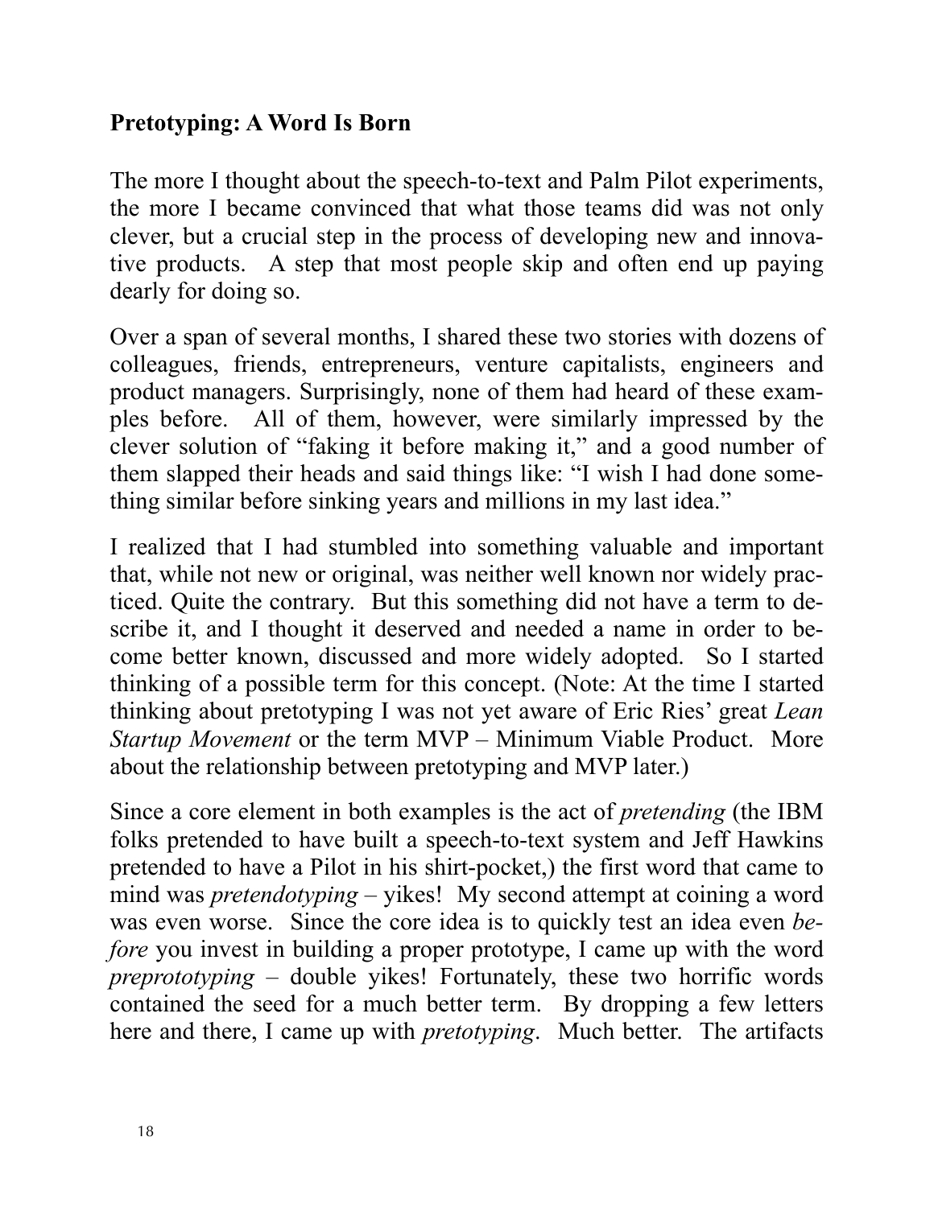**Pretotyping: A Word Is Born**

The more I thought about the speech-to-text and Palm Pilot experiments, the more I became convinced that what those teams did was not only clever, but a crucial step in the process of developing new and innovative products. A step that most people skip and often end up paying dearly for doing so.

Over a span of several months, I shared these two stories with dozens of colleagues, friends, entrepreneurs, venture capitalists, engineers and product managers. Surprisingly, none of them had heard of these examples before. All of them, however, were similarly impressed by the clever solution of "faking it before making it," and a good number of them slapped their heads and said things like: "I wish I had done something similar before sinking years and millions in my last idea."

I realized that I had stumbled into something valuable and important that, while not new or original, was neither well known nor widely practiced. Quite the contrary. But this something did not have a term to describe it, and I thought it deserved and needed a name in order to become better known, discussed and more widely adopted. So I started thinking of a possible term for this concept. (Note: At the time I started thinking about pretotyping I was not yet aware of Eric Ries' great *Lean Startup Movement* or the term MVP – Minimum Viable Product. More about the relationship between pretotyping and MVP later.)

Since a core element in both examples is the act of *pretending* (the IBM folks pretended to have built a speech-to-text system and Jeff Hawkins pretended to have a Pilot in his shirt-pocket,) the first word that came to mind was *pretendotyping* – yikes! My second attempt at coining a word was even worse. Since the core idea is to quickly test an idea even *before* you invest in building a proper prototype, I came up with the word *preprototyping* – double yikes! Fortunately, these two horrific words contained the seed for a much better term. By dropping a few letters here and there, I came up with *pretotyping*. Much better. The artifacts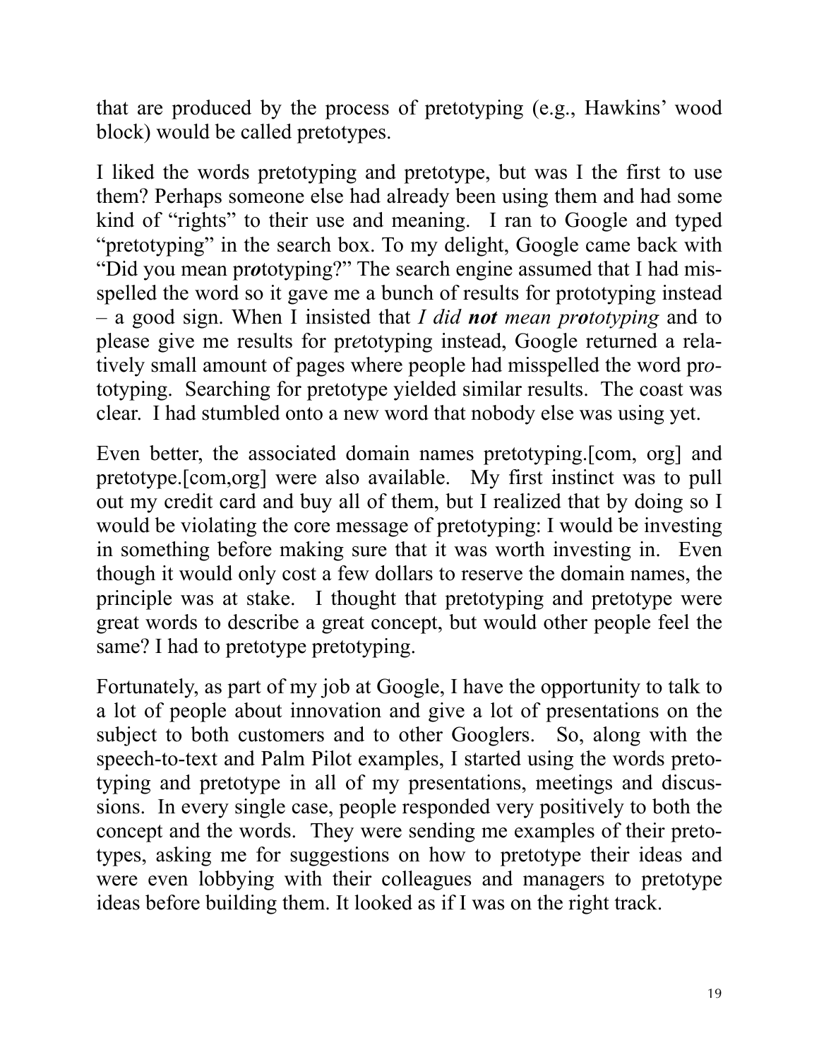that are produced by the process of pretotyping (e.g., Hawkins' wood block) would be called pretotypes.

I liked the words pretotyping and pretotype, but was I the first to use them? Perhaps someone else had already been using them and had some kind of "rights" to their use and meaning. I ran to Google and typed "pretotyping" in the search box. To my delight, Google came back with "Did you mean pr***o***totyping?" The search engine assumed that I had misspelled the word so it gave me a bunch of results for prototyping instead – a good sign. When I insisted that *I did **not** mean pr**o**totyping* and to please give me results for pr*e*totyping instead, Google returned a relatively small amount of pages where people had misspelled the word pr*o*totyping. Searching for pretotype yielded similar results. The coast was clear. I had stumbled onto a new word that nobody else was using yet.

Even better, the associated domain names pretotyping.[com, org] and pretotype.[com,org] were also available. My first instinct was to pull out my credit card and buy all of them, but I realized that by doing so I would be violating the core message of pretotyping: I would be investing in something before making sure that it was worth investing in. Even though it would only cost a few dollars to reserve the domain names, the principle was at stake. I thought that pretotyping and pretotype were great words to describe a great concept, but would other people feel the same? I had to pretotype pretotyping.

Fortunately, as part of my job at Google, I have the opportunity to talk to a lot of people about innovation and give a lot of presentations on the subject to both customers and to other Googlers. So, along with the speech-to-text and Palm Pilot examples, I started using the words pretotyping and pretotype in all of my presentations, meetings and discussions. In every single case, people responded very positively to both the concept and the words. They were sending me examples of their pretotypes, asking me for suggestions on how to pretotype their ideas and were even lobbying with their colleagues and managers to pretotype ideas before building them. It looked as if I was on the right track.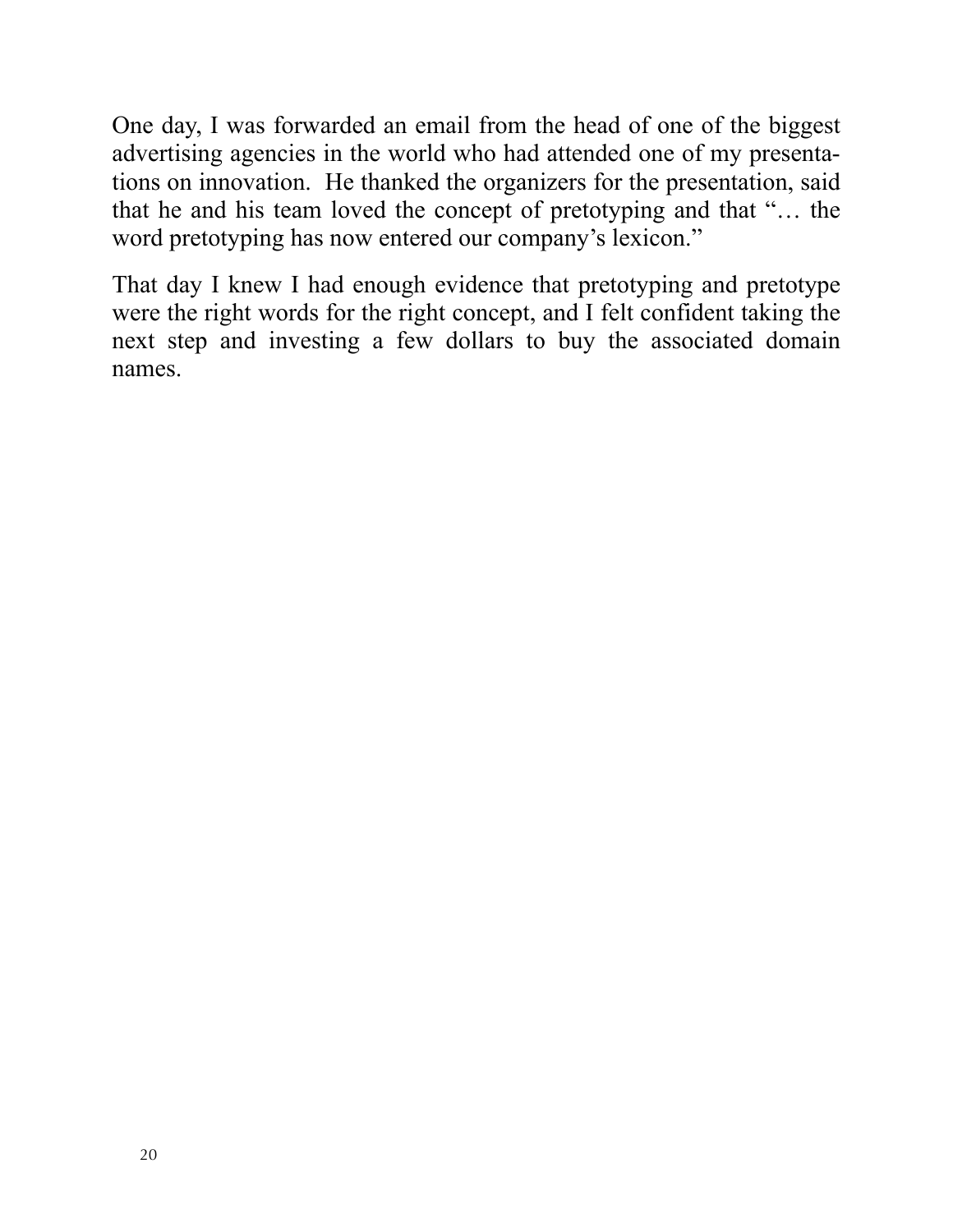One day, I was forwarded an email from the head of one of the biggest advertising agencies in the world who had attended one of my presentations on innovation. He thanked the organizers for the presentation, said that he and his team loved the concept of pretotyping and that "… the word pretotyping has now entered our company's lexicon."

That day I knew I had enough evidence that pretotyping and pretotype were the right words for the right concept, and I felt confident taking the next step and investing a few dollars to buy the associated domain names.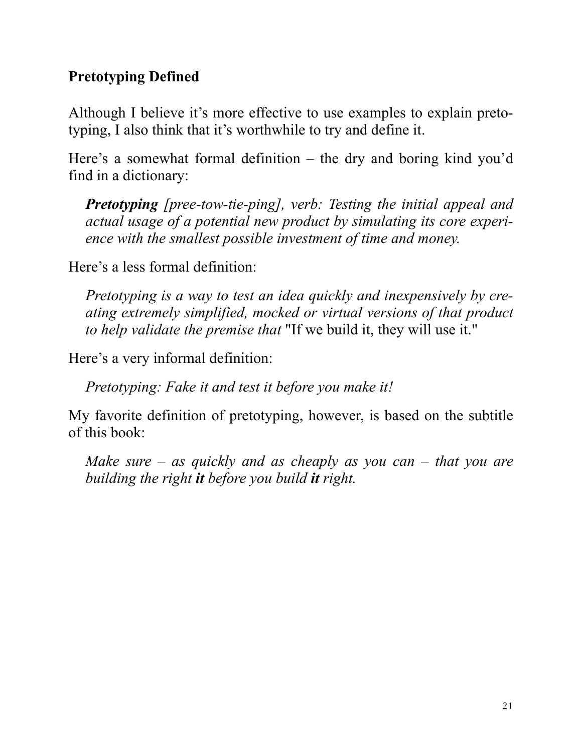## Pretotyping Defined

Although I believe it's more effective to use examples to explain pretotyping, I also think that it's worthwhile to try and define it.

Here's a somewhat formal definition – the dry and boring kind you'd find in a dictionary:

> ***Pretotyping*** *[pree-tow-tie-ping], verb: Testing the initial appeal and actual usage of a potential new product by simulating its core experience with the smallest possible investment of time and money.*

Here's a less formal definition:

> *Pretotyping is a way to test an idea quickly and inexpensively by creating extremely simplified, mocked or virtual versions of that product to help validate the premise that* "If we build it, they will use it."

Here's a very informal definition:

> *Pretotyping: Fake it and test it before you make it!*

My favorite definition of pretotyping, however, is based on the subtitle of this book:

> *Make sure – as quickly and as cheaply as you can – that you are building the right **it** before you build **it** right.*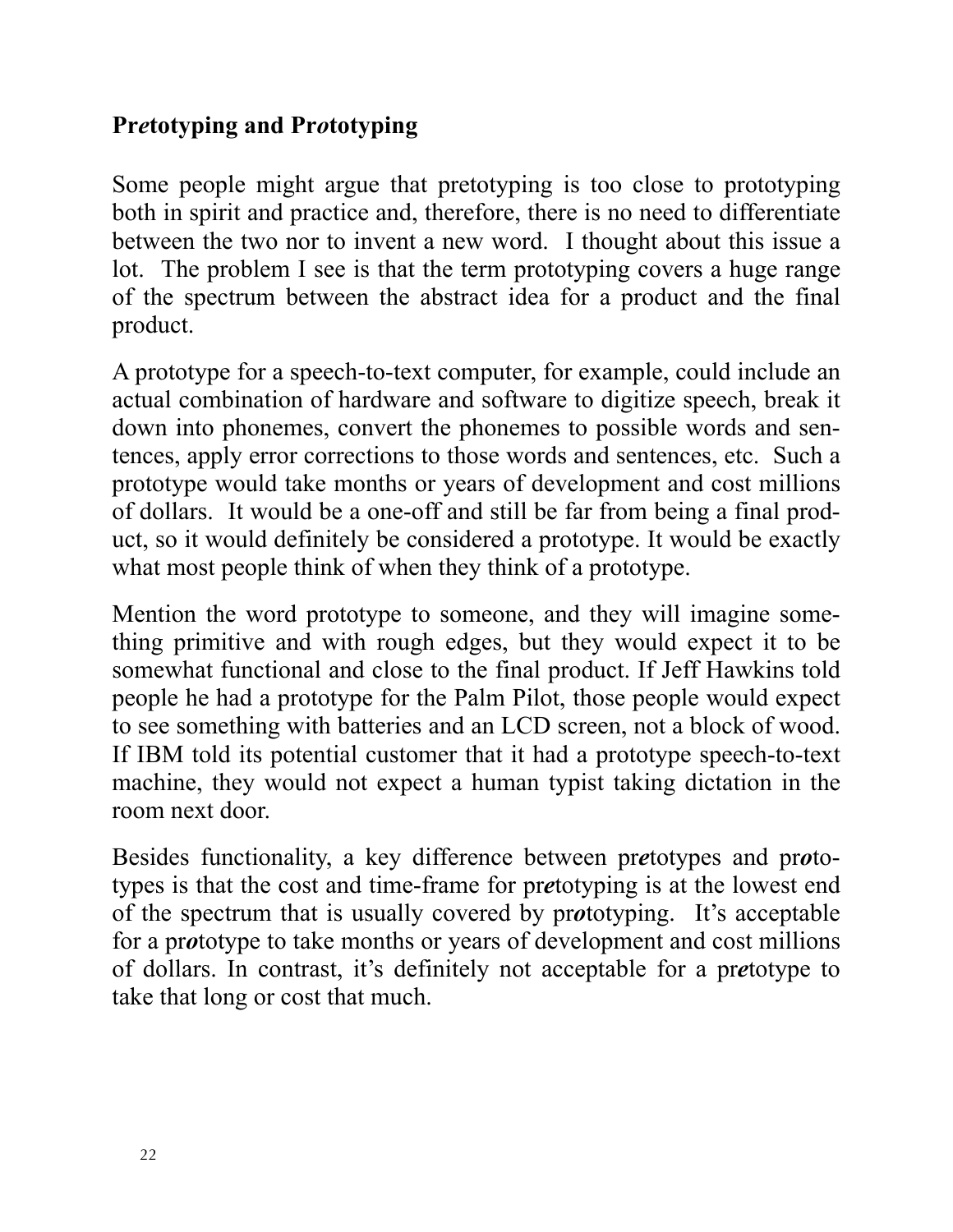## Pr*e*totyping and Pr*o*totyping

Some people might argue that pretotyping is too close to prototyping both in spirit and practice and, therefore, there is no need to differentiate between the two nor to invent a new word. I thought about this issue a lot. The problem I see is that the term prototyping covers a huge range of the spectrum between the abstract idea for a product and the final product.

A prototype for a speech-to-text computer, for example, could include an actual combination of hardware and software to digitize speech, break it down into phonemes, convert the phonemes to possible words and sentences, apply error corrections to those words and sentences, etc. Such a prototype would take months or years of development and cost millions of dollars. It would be a one-off and still be far from being a final product, so it would definitely be considered a prototype. It would be exactly what most people think of when they think of a prototype.

Mention the word prototype to someone, and they will imagine something primitive and with rough edges, but they would expect it to be somewhat functional and close to the final product. If Jeff Hawkins told people he had a prototype for the Palm Pilot, those people would expect to see something with batteries and an LCD screen, not a block of wood. If IBM told its potential customer that it had a prototype speech-to-text machine, they would not expect a human typist taking dictation in the room next door.

Besides functionality, a key difference between pr***e***totypes and pr***o***totypes is that the cost and time-frame for pr***e***totyping is at the lowest end of the spectrum that is usually covered by pr***o***totyping. It's acceptable for a pr***o***totype to take months or years of development and cost millions of dollars. In contrast, it's definitely not acceptable for a pr***e***totype to take that long or cost that much.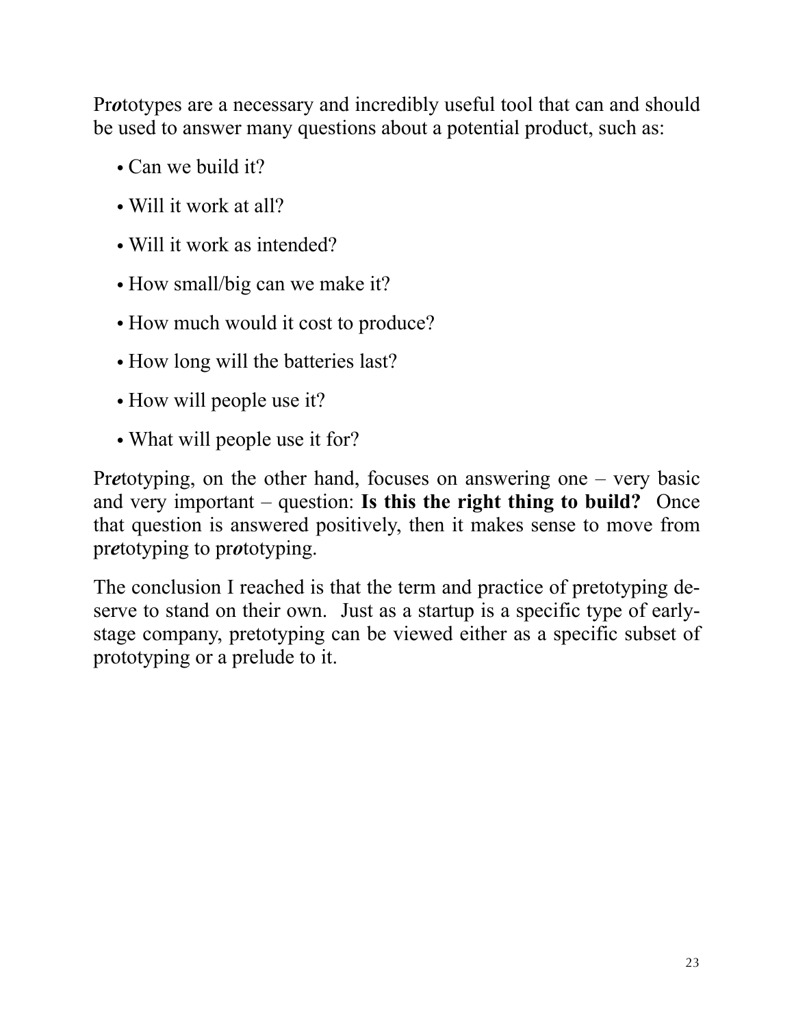Pr***o***totypes are a necessary and incredibly useful tool that can and should be used to answer many questions about a potential product, such as:

- Can we build it?
- Will it work at all?
- Will it work as intended?
- How small/big can we make it?
- How much would it cost to produce?
- How long will the batteries last?
- How will people use it?
- What will people use it for?

Pr***e***totyping, on the other hand, focuses on answering one – very basic and very important – question: **Is this the right thing to build?** Once that question is answered positively, then it makes sense to move from pr***e***totyping to pr***o***totyping.

The conclusion I reached is that the term and practice of pretotyping deserve to stand on their own. Just as a startup is a specific type of early-stage company, pretotyping can be viewed either as a specific subset of prototyping or a prelude to it.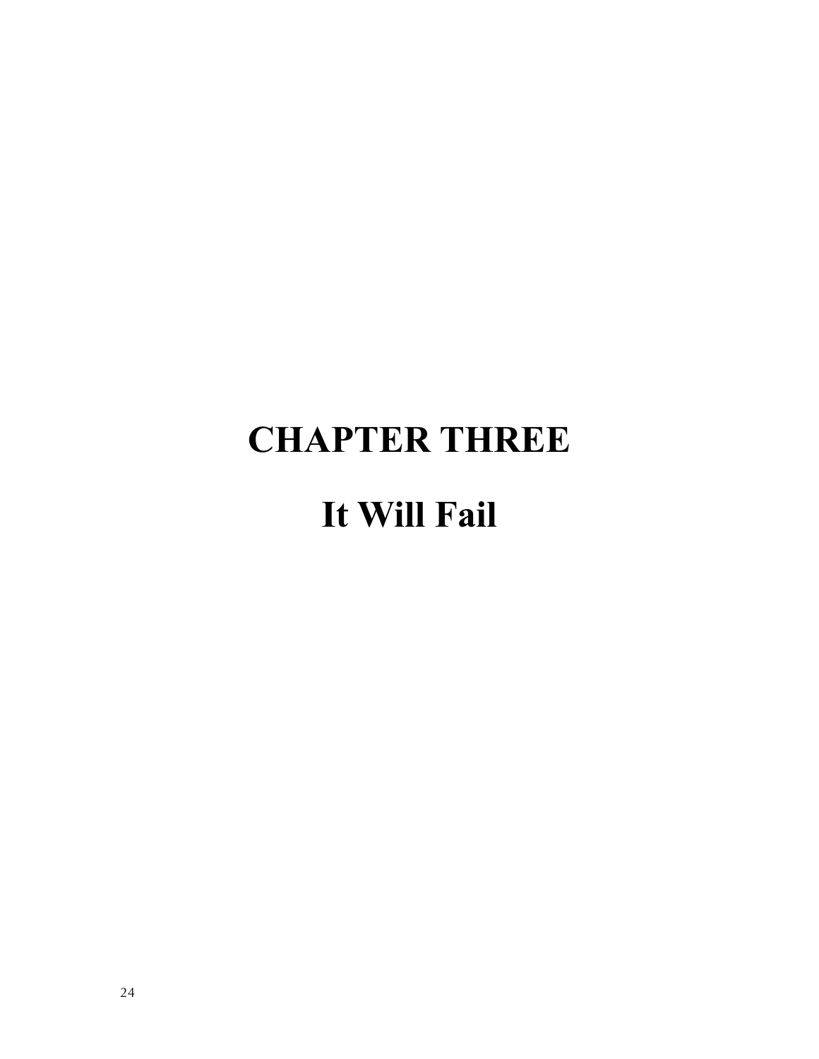# CHAPTER THREE

## It Will Fail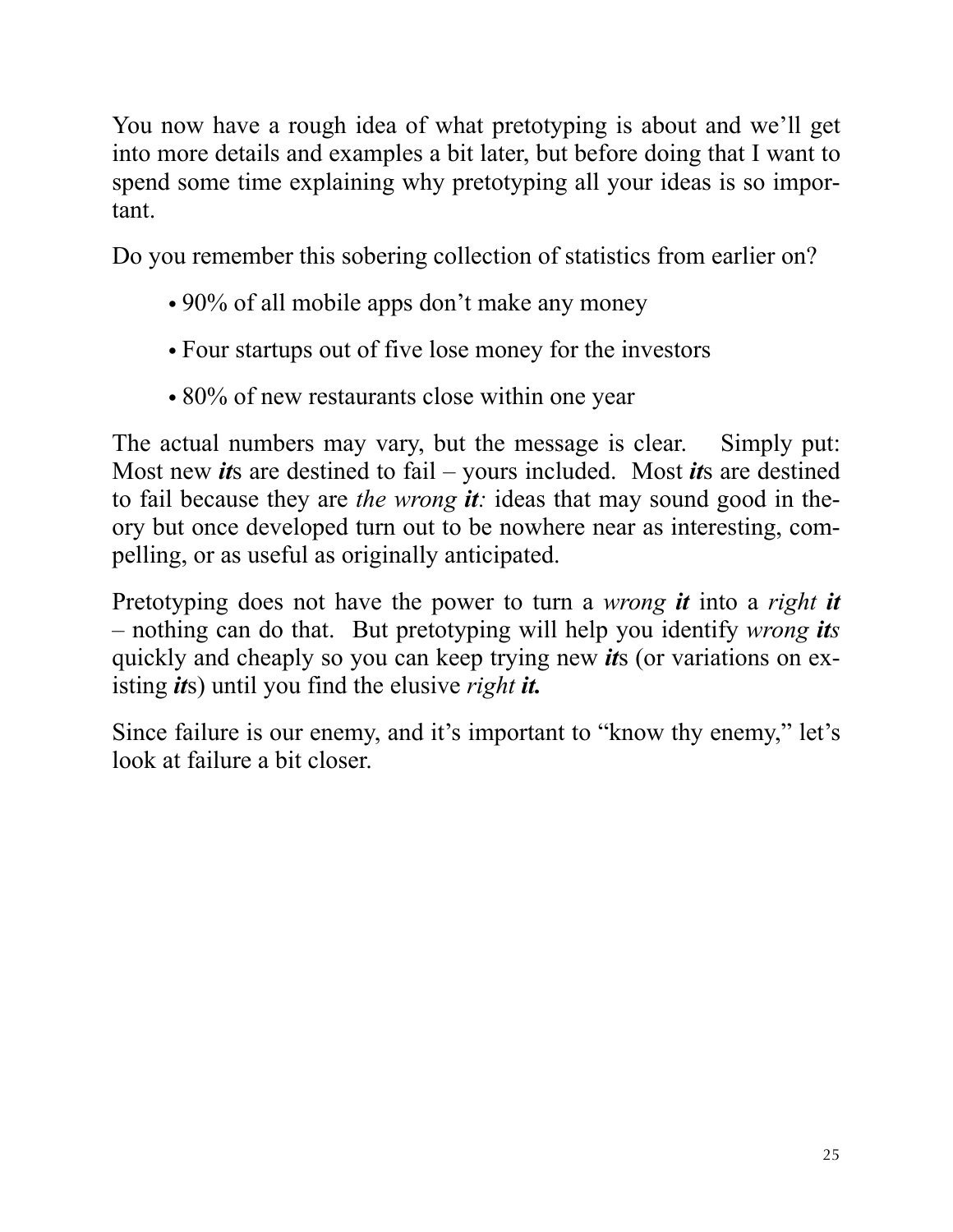You now have a rough idea of what pretotyping is about and we'll get into more details and examples a bit later, but before doing that I want to spend some time explaining why pretotyping all your ideas is so important.

Do you remember this sobering collection of statistics from earlier on?

- 90% of all mobile apps don't make any money
- Four startups out of five lose money for the investors
- 80% of new restaurants close within one year

The actual numbers may vary, but the message is clear. Simply put: Most new ***it***s are destined to fail – yours included. Most ***it***s are destined to fail because they are *the wrong **it**:* ideas that may sound good in theory but once developed turn out to be nowhere near as interesting, compelling, or as useful as originally anticipated.

Pretotyping does not have the power to turn a *wrong* ***it*** into a *right* ***it*** – nothing can do that. But pretotyping will help you identify *wrong* ***its*** quickly and cheaply so you can keep trying new ***it***s (or variations on existing ***it***s) until you find the elusive *right* ***it.***

Since failure is our enemy, and it's important to "know thy enemy," let's look at failure a bit closer.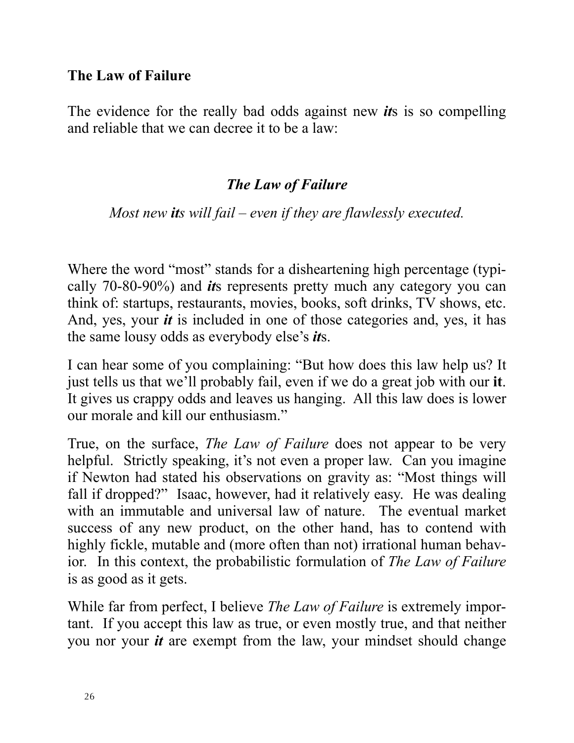**The Law of Failure**

The evidence for the really bad odds against new ***it***s is so compelling and reliable that we can decree it to be a law:

*The Law of Failure*

*Most new **it**s will fail – even if they are flawlessly executed.*

Where the word "most" stands for a disheartening high percentage (typically 70-80-90%) and ***it***s represents pretty much any category you can think of: startups, restaurants, movies, books, soft drinks, TV shows, etc. And, yes, your ***it*** is included in one of those categories and, yes, it has the same lousy odds as everybody else's ***it***s.

I can hear some of you complaining: "But how does this law help us? It just tells us that we'll probably fail, even if we do a great job with our **it**. It gives us crappy odds and leaves us hanging. All this law does is lower our morale and kill our enthusiasm."

True, on the surface, *The Law of Failure* does not appear to be very helpful. Strictly speaking, it's not even a proper law. Can you imagine if Newton had stated his observations on gravity as: "Most things will fall if dropped?" Isaac, however, had it relatively easy. He was dealing with an immutable and universal law of nature. The eventual market success of any new product, on the other hand, has to contend with highly fickle, mutable and (more often than not) irrational human behavior. In this context, the probabilistic formulation of *The Law of Failure* is as good as it gets.

While far from perfect, I believe *The Law of Failure* is extremely important. If you accept this law as true, or even mostly true, and that neither you nor your ***it*** are exempt from the law, your mindset should change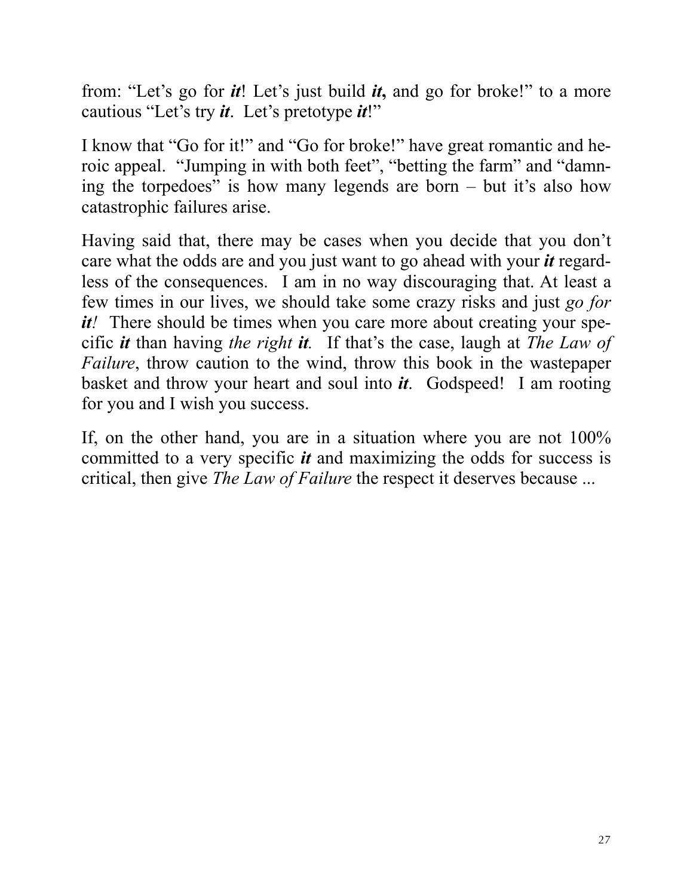from: "Let's go for ***it***! Let's just build ***it*****,** and go for broke!" to a more cautious "Let's try ***it***. Let's pretotype ***it***!"

I know that "Go for it!" and "Go for broke!" have great romantic and heroic appeal. "Jumping in with both feet", "betting the farm" and "damning the torpedoes" is how many legends are born – but it's also how catastrophic failures arise.

Having said that, there may be cases when you decide that you don't care what the odds are and you just want to go ahead with your ***it*** regardless of the consequences. I am in no way discouraging that. At least a few times in our lives, we should take some crazy risks and just *go for* ***it****!* There should be times when you care more about creating your specific ***it*** than having *the right* ***it****.* If that's the case, laugh at *The Law of Failure*, throw caution to the wind, throw this book in the wastepaper basket and throw your heart and soul into ***it***. Godspeed! I am rooting for you and I wish you success.

If, on the other hand, you are in a situation where you are not 100% committed to a very specific ***it*** and maximizing the odds for success is critical, then give *The Law of Failure* the respect it deserves because ...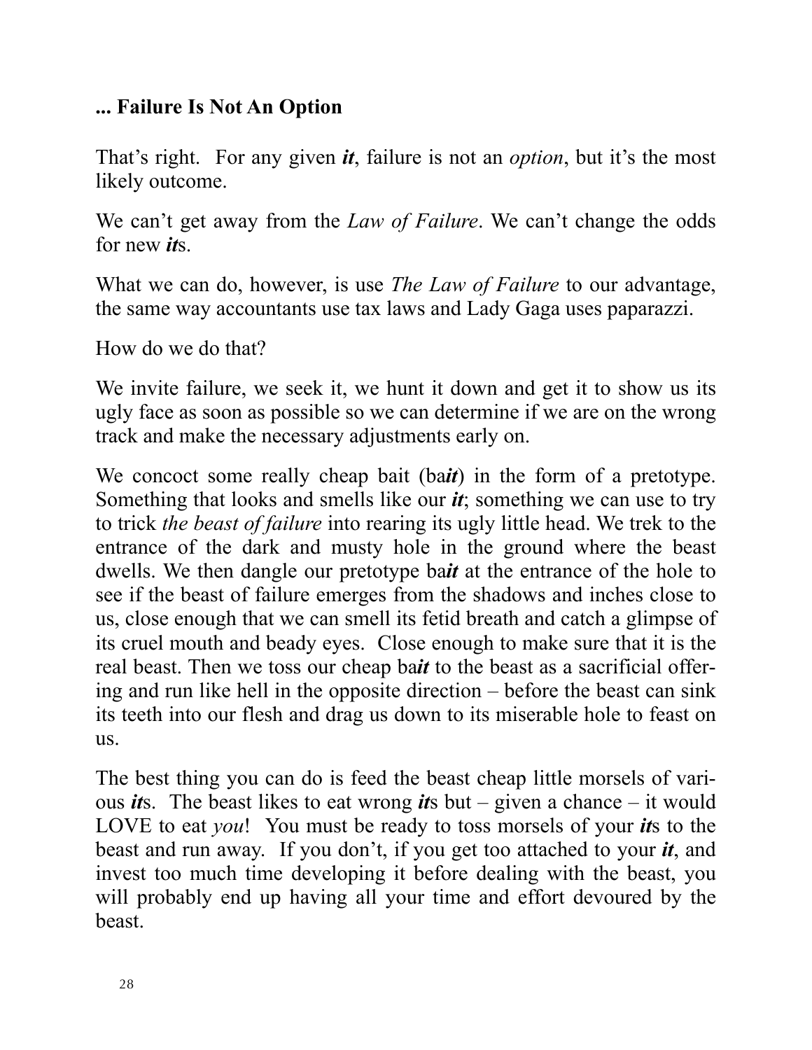### ... Failure Is Not An Option

That’s right. For any given ***it***, failure is not an *option*, but it’s the most likely outcome.

We can’t get away from the *Law of Failure*. We can’t change the odds for new ***it***s.

What we can do, however, is use *The Law of Failure* to our advantage, the same way accountants use tax laws and Lady Gaga uses paparazzi.

How do we do that?

We invite failure, we seek it, we hunt it down and get it to show us its ugly face as soon as possible so we can determine if we are on the wrong track and make the necessary adjustments early on.

We concoct some really cheap bait (ba***it***) in the form of a pretotype. Something that looks and smells like our ***it***; something we can use to try to trick *the beast of failure* into rearing its ugly little head. We trek to the entrance of the dark and musty hole in the ground where the beast dwells. We then dangle our pretotype ba***it*** at the entrance of the hole to see if the beast of failure emerges from the shadows and inches close to us, close enough that we can smell its fetid breath and catch a glimpse of its cruel mouth and beady eyes. Close enough to make sure that it is the real beast. Then we toss our cheap ba***it*** to the beast as a sacrificial offering and run like hell in the opposite direction – before the beast can sink its teeth into our flesh and drag us down to its miserable hole to feast on us.

The best thing you can do is feed the beast cheap little morsels of various ***it***s. The beast likes to eat wrong ***it***s but – given a chance – it would LOVE to eat *you*! You must be ready to toss morsels of your ***it***s to the beast and run away. If you don’t, if you get too attached to your ***it***, and invest too much time developing it before dealing with the beast, you will probably end up having all your time and effort devoured by the beast.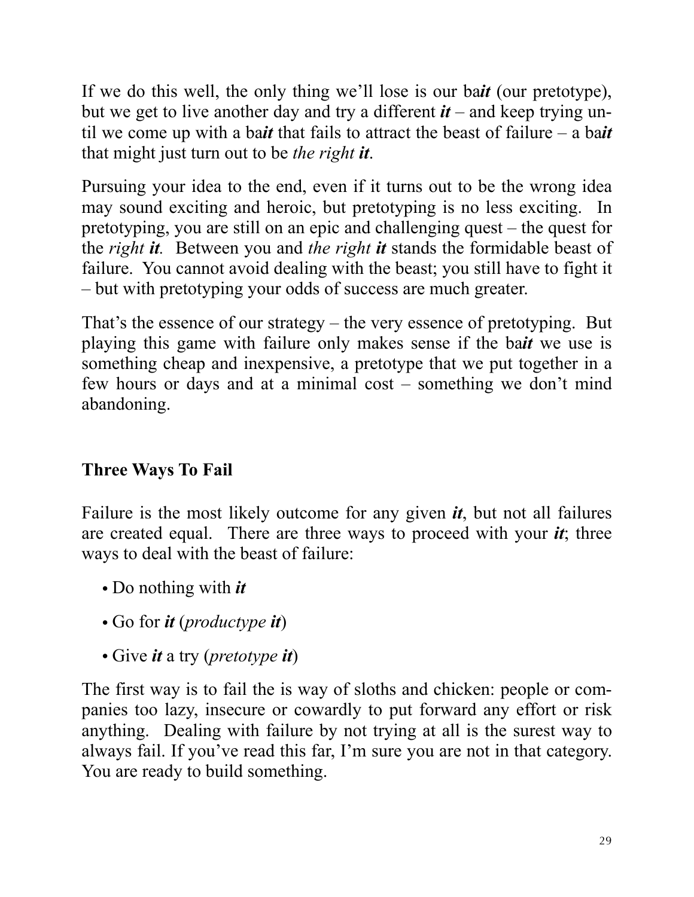If we do this well, the only thing we'll lose is our ba***it*** (our pretotype), but we get to live another day and try a different ***it*** – and keep trying until we come up with a ba***it*** that fails to attract the beast of failure – a ba***it*** that might just turn out to be *the right* ***it***.

Pursuing your idea to the end, even if it turns out to be the wrong idea may sound exciting and heroic, but pretotyping is no less exciting. In pretotyping, you are still on an epic and challenging quest – the quest for the *right* ***it***. Between you and *the right* ***it*** stands the formidable beast of failure. You cannot avoid dealing with the beast; you still have to fight it – but with pretotyping your odds of success are much greater.

That's the essence of our strategy – the very essence of pretotyping. But playing this game with failure only makes sense if the ba***it*** we use is something cheap and inexpensive, a pretotype that we put together in a few hours or days and at a minimal cost – something we don't mind abandoning.

## Three Ways To Fail

Failure is the most likely outcome for any given ***it***, but not all failures are created equal. There are three ways to proceed with your ***it***; three ways to deal with the beast of failure:

- Do nothing with ***it***
- Go for ***it*** (*productype* ***it***)
- Give ***it*** a try (*pretotype* ***it***)

The first way is to fail the is way of sloths and chicken: people or companies too lazy, insecure or cowardly to put forward any effort or risk anything. Dealing with failure by not trying at all is the surest way to always fail. If you've read this far, I'm sure you are not in that category. You are ready to build something.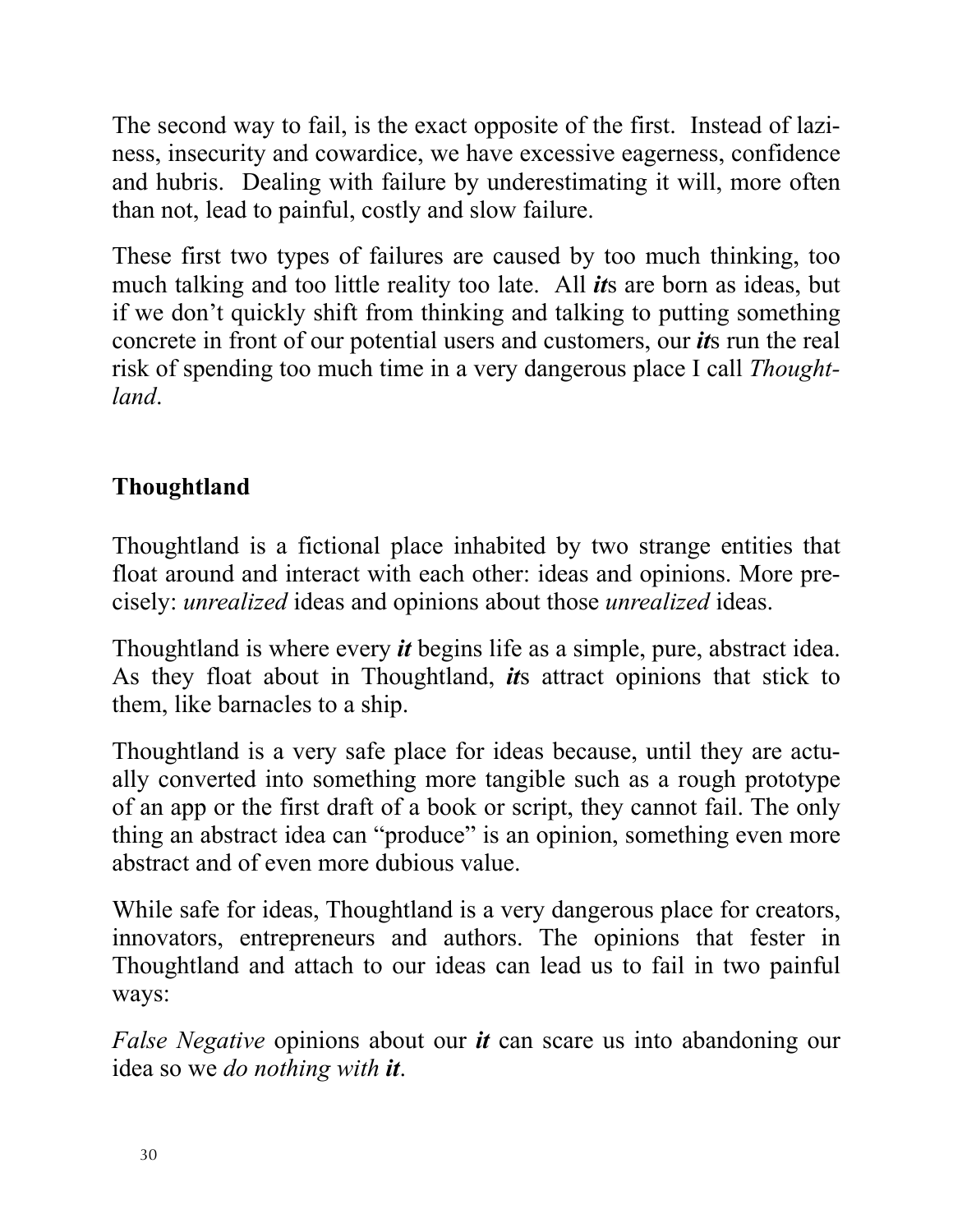The second way to fail, is the exact opposite of the first. Instead of laziness, insecurity and cowardice, we have excessive eagerness, confidence and hubris. Dealing with failure by underestimating it will, more often than not, lead to painful, costly and slow failure.

These first two types of failures are caused by too much thinking, too much talking and too little reality too late. All ***it***s are born as ideas, but if we don't quickly shift from thinking and talking to putting something concrete in front of our potential users and customers, our ***it***s run the real risk of spending too much time in a very dangerous place I call *Thoughtland*.

## Thoughtland

Thoughtland is a fictional place inhabited by two strange entities that float around and interact with each other: ideas and opinions. More precisely: *unrealized* ideas and opinions about those *unrealized* ideas.

Thoughtland is where every ***it*** begins life as a simple, pure, abstract idea. As they float about in Thoughtland, ***it***s attract opinions that stick to them, like barnacles to a ship.

Thoughtland is a very safe place for ideas because, until they are actually converted into something more tangible such as a rough prototype of an app or the first draft of a book or script, they cannot fail. The only thing an abstract idea can "produce" is an opinion, something even more abstract and of even more dubious value.

While safe for ideas, Thoughtland is a very dangerous place for creators, innovators, entrepreneurs and authors. The opinions that fester in Thoughtland and attach to our ideas can lead us to fail in two painful ways:

*False Negative* opinions about our ***it*** can scare us into abandoning our idea so we *do nothing with* ***it***.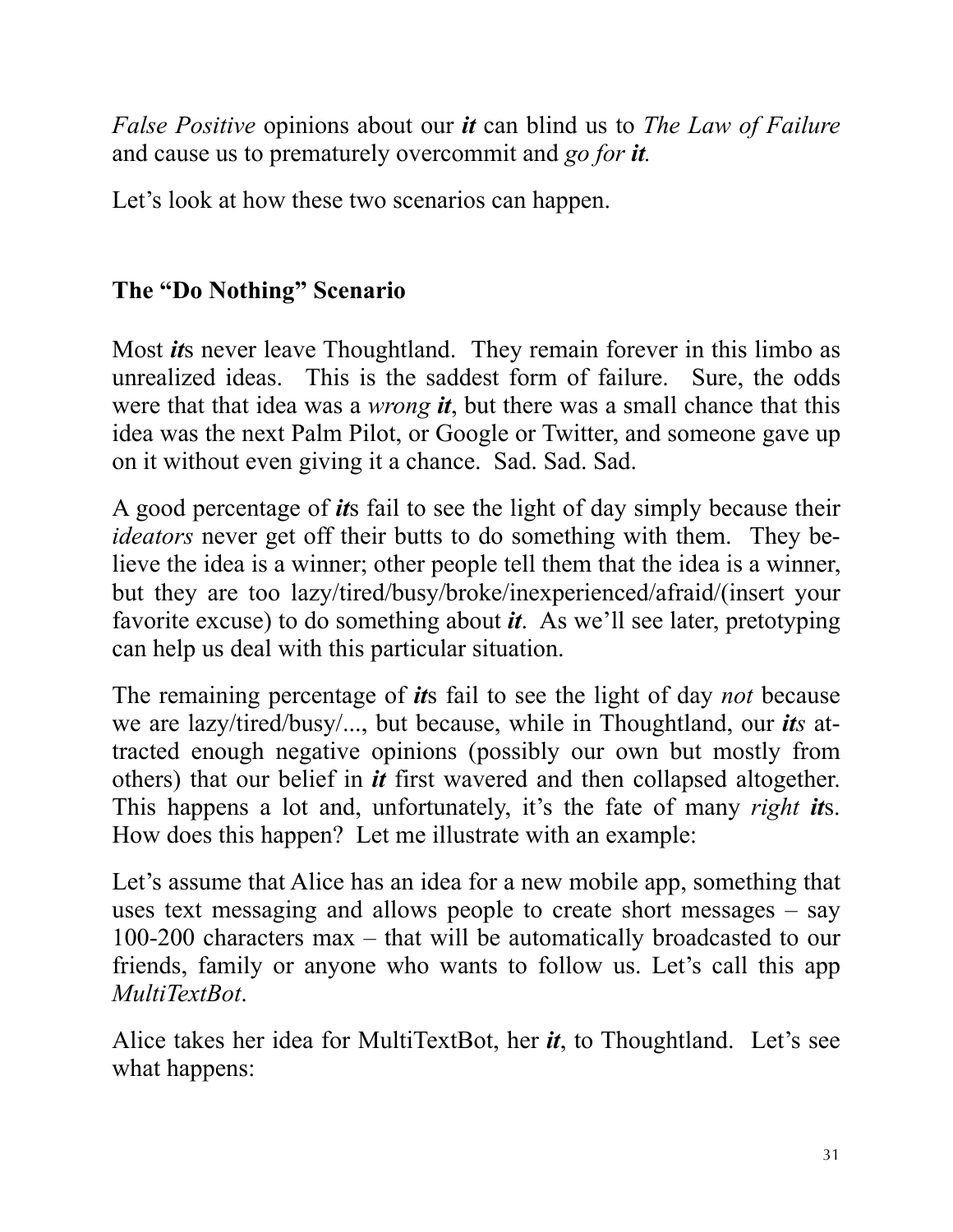*False Positive* opinions about our ***it*** can blind us to *The Law of Failure* and cause us to prematurely overcommit and *go for **it**.*

Let's look at how these two scenarios can happen.

## The "Do Nothing" Scenario

Most ***it***s never leave Thoughtland. They remain forever in this limbo as unrealized ideas. This is the saddest form of failure. Sure, the odds were that that idea was a *wrong* ***it***, but there was a small chance that this idea was the next Palm Pilot, or Google or Twitter, and someone gave up on it without even giving it a chance. Sad. Sad. Sad.

A good percentage of ***it***s fail to see the light of day simply because their *ideators* never get off their butts to do something with them. They believe the idea is a winner; other people tell them that the idea is a winner, but they are too lazy/tired/busy/broke/inexperienced/afraid/(insert your favorite excuse) to do something about ***it***. As we'll see later, pretotyping can help us deal with this particular situation.

The remaining percentage of ***it***s fail to see the light of day *not* because we are lazy/tired/busy/..., but because, while in Thoughtland, our ***its*** attracted enough negative opinions (possibly our own but mostly from others) that our belief in ***it*** first wavered and then collapsed altogether. This happens a lot and, unfortunately, it's the fate of many *right* ***it***s. How does this happen? Let me illustrate with an example:

Let's assume that Alice has an idea for a new mobile app, something that uses text messaging and allows people to create short messages – say 100-200 characters max – that will be automatically broadcasted to our friends, family or anyone who wants to follow us. Let's call this app *MultiTextBot*.

Alice takes her idea for MultiTextBot, her ***it***, to Thoughtland. Let's see what happens: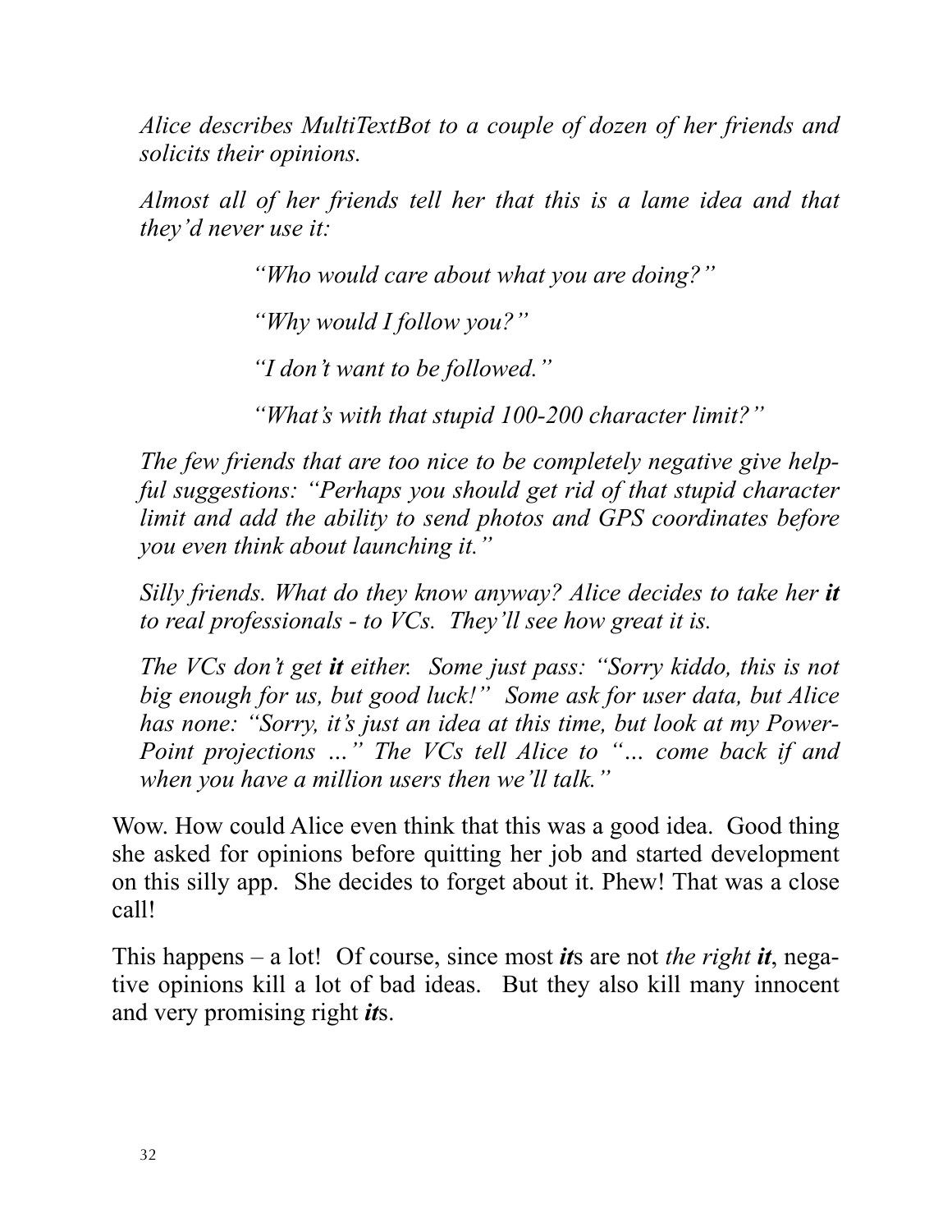*Alice describes MultiTextBot to a couple of dozen of her friends and solicits their opinions.*

*Almost all of her friends tell her that this is a lame idea and that they'd never use it:*

> *"Who would care about what you are doing?"*
>
> *"Why would I follow you?"*
>
> *"I don't want to be followed."*
>
> *"What's with that stupid 100-200 character limit?"*

*The few friends that are too nice to be completely negative give helpful suggestions: "Perhaps you should get rid of that stupid character limit and add the ability to send photos and GPS coordinates before you even think about launching it."*

*Silly friends. What do they know anyway? Alice decides to take her **it** to real professionals - to VCs. They'll see how great it is.*

*The VCs don't get **it** either. Some just pass: "Sorry kiddo, this is not big enough for us, but good luck!" Some ask for user data, but Alice has none: "Sorry, it's just an idea at this time, but look at my PowerPoint projections ..." The VCs tell Alice to "... come back if and when you have a million users then we'll talk."*

Wow. How could Alice even think that this was a good idea. Good thing she asked for opinions before quitting her job and started development on this silly app. She decides to forget about it. Phew! That was a close call!

This happens – a lot! Of course, since most ***it***s are not *the right **it***, negative opinions kill a lot of bad ideas. But they also kill many innocent and very promising right ***it***s.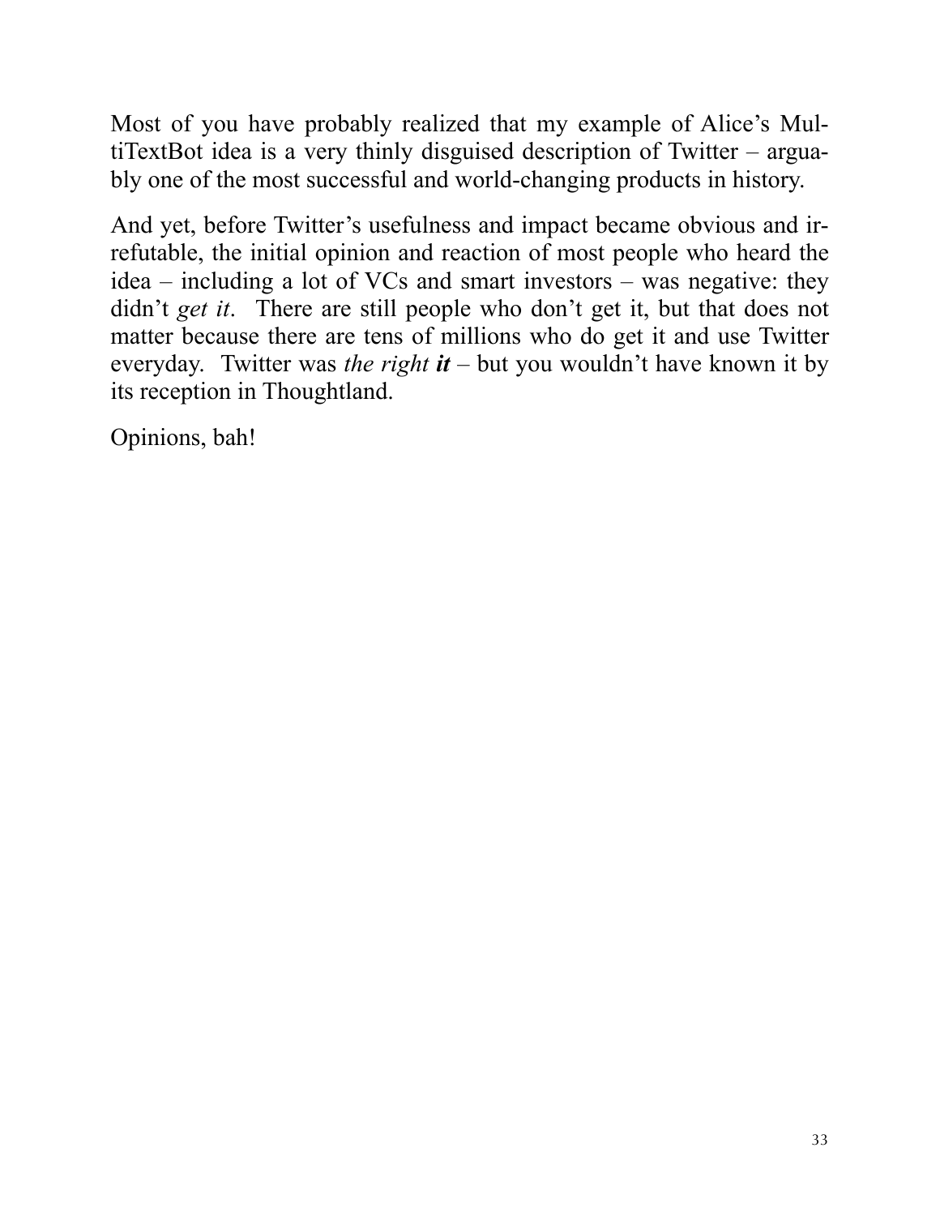Most of you have probably realized that my example of Alice's MultiTextBot idea is a very thinly disguised description of Twitter – arguably one of the most successful and world-changing products in history.

And yet, before Twitter's usefulness and impact became obvious and irrefutable, the initial opinion and reaction of most people who heard the idea – including a lot of VCs and smart investors – was negative: they didn't *get it*. There are still people who don't get it, but that does not matter because there are tens of millions who do get it and use Twitter everyday. Twitter was *the right **it*** – but you wouldn't have known it by its reception in Thoughtland.

Opinions, bah!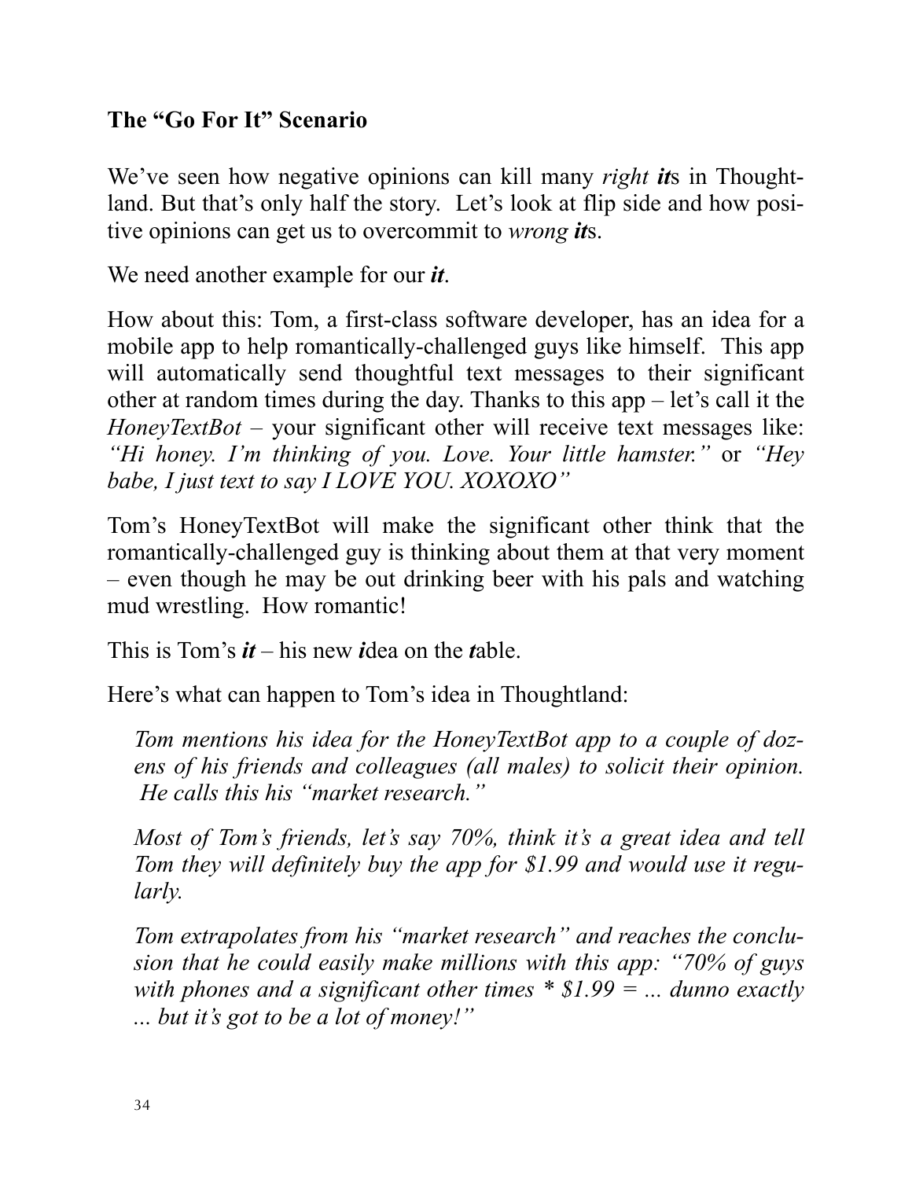### The "Go For It" Scenario

We've seen how negative opinions can kill many *right* ***it***s in Thoughtland. But that's only half the story. Let's look at flip side and how positive opinions can get us to overcommit to *wrong* ***it***s.

We need another example for our ***it***.

How about this: Tom, a first-class software developer, has an idea for a mobile app to help romantically-challenged guys like himself. This app will automatically send thoughtful text messages to their significant other at random times during the day. Thanks to this app – let's call it the *HoneyTextBot* – your significant other will receive text messages like: *"Hi honey. I'm thinking of you. Love. Your little hamster."* or *"Hey babe, I just text to say I LOVE YOU. XOXOXO"*

Tom's HoneyTextBot will make the significant other think that the romantically-challenged guy is thinking about them at that very moment – even though he may be out drinking beer with his pals and watching mud wrestling. How romantic!

This is Tom's ***it*** – his new ***i***dea on the ***t***able.

Here's what can happen to Tom's idea in Thoughtland:

> *Tom mentions his idea for the HoneyTextBot app to a couple of dozens of his friends and colleagues (all males) to solicit their opinion. He calls this his "market research."*
>
> *Most of Tom's friends, let's say 70%, think it's a great idea and tell Tom they will definitely buy the app for $1.99 and would use it regularly.*
>
> *Tom extrapolates from his "market research" and reaches the conclusion that he could easily make millions with this app: "70% of guys with phones and a significant other times * $1.99 = ... dunno exactly ... but it's got to be a lot of money!"*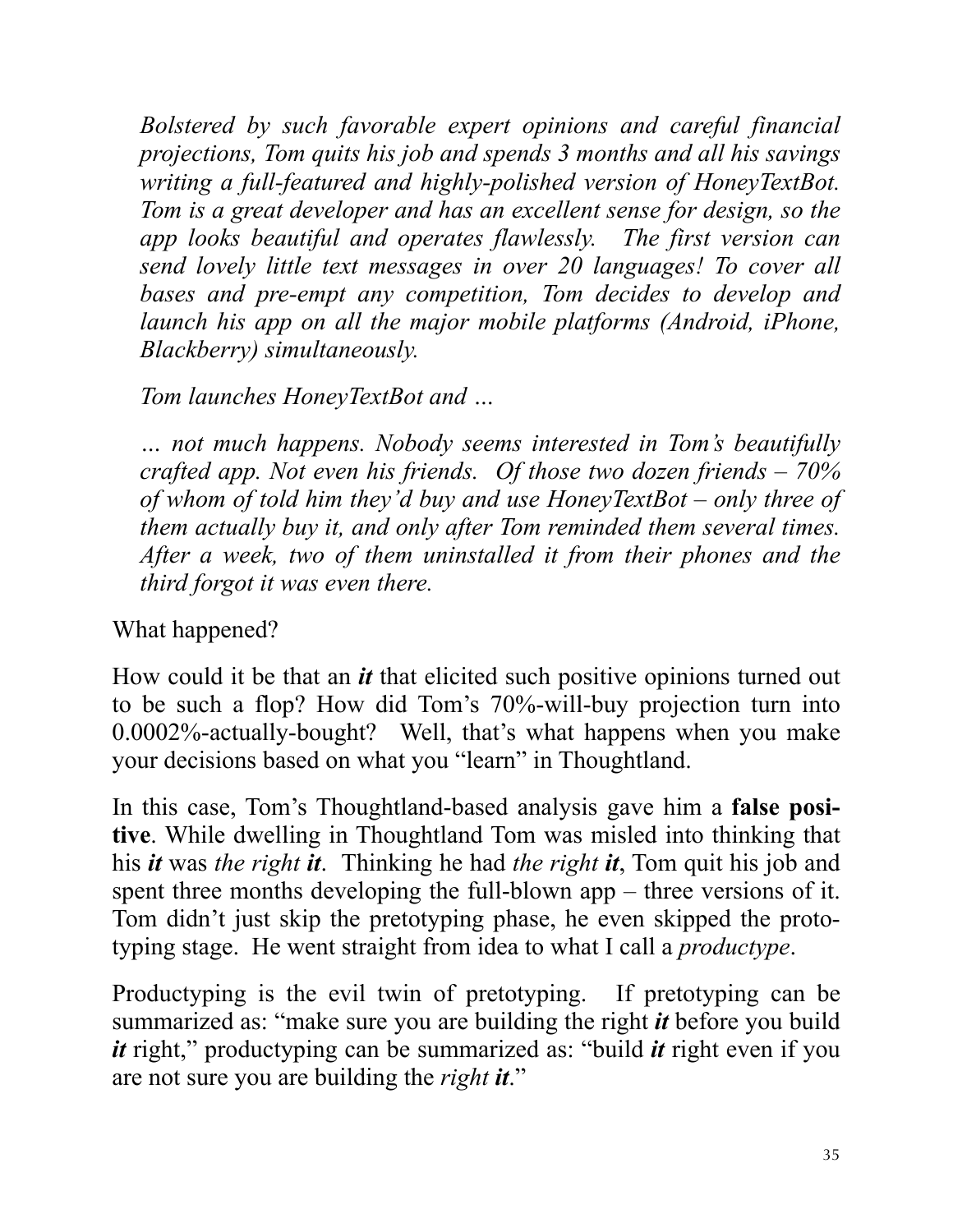*Bolstered by such favorable expert opinions and careful financial projections, Tom quits his job and spends 3 months and all his savings writing a full-featured and highly-polished version of HoneyTextBot. Tom is a great developer and has an excellent sense for design, so the app looks beautiful and operates flawlessly. The first version can send lovely little text messages in over 20 languages! To cover all bases and pre-empt any competition, Tom decides to develop and launch his app on all the major mobile platforms (Android, iPhone, Blackberry) simultaneously.*

*Tom launches HoneyTextBot and …*

*… not much happens. Nobody seems interested in Tom's beautifully crafted app. Not even his friends. Of those two dozen friends – 70% of whom of told him they'd buy and use HoneyTextBot – only three of them actually buy it, and only after Tom reminded them several times. After a week, two of them uninstalled it from their phones and the third forgot it was even there.*

What happened?

How could it be that an ***it*** that elicited such positive opinions turned out to be such a flop? How did Tom's 70%-will-buy projection turn into 0.0002%-actually-bought? Well, that's what happens when you make your decisions based on what you "learn" in Thoughtland.

In this case, Tom's Thoughtland-based analysis gave him a **false positive**. While dwelling in Thoughtland Tom was misled into thinking that his ***it*** was *the right **it***. Thinking he had *the right **it***, Tom quit his job and spent three months developing the full-blown app – three versions of it. Tom didn't just skip the pretotyping phase, he even skipped the prototyping stage. He went straight from idea to what I call a *productype*.

Productyping is the evil twin of pretotyping. If pretotyping can be summarized as: "make sure you are building the right ***it*** before you build ***it*** right," productyping can be summarized as: "build ***it*** right even if you are not sure you are building the *right **it***."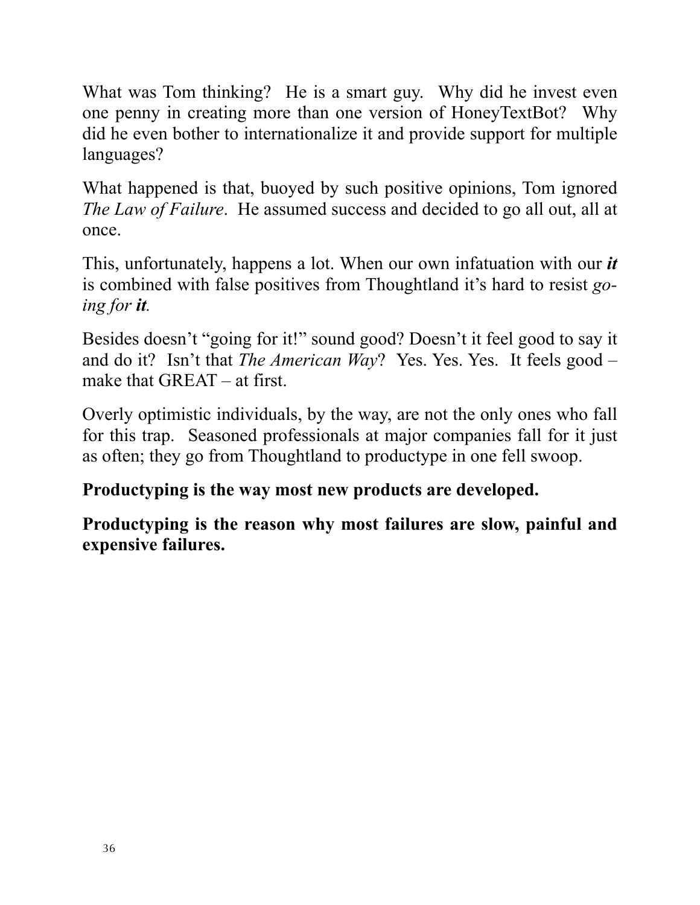What was Tom thinking? He is a smart guy. Why did he invest even one penny in creating more than one version of HoneyTextBot? Why did he even bother to internationalize it and provide support for multiple languages?

What happened is that, buoyed by such positive opinions, Tom ignored *The Law of Failure*. He assumed success and decided to go all out, all at once.

This, unfortunately, happens a lot. When our own infatuation with our ***it*** is combined with false positives from Thoughtland it's hard to resist *going for **it**.*

Besides doesn't "going for it!" sound good? Doesn't it feel good to say it and do it? Isn't that *The American Way*? Yes. Yes. Yes. It feels good – make that GREAT – at first.

Overly optimistic individuals, by the way, are not the only ones who fall for this trap. Seasoned professionals at major companies fall for it just as often; they go from Thoughtland to productype in one fell swoop.

**Productyping is the way most new products are developed.**

**Productyping is the reason why most failures are slow, painful and expensive failures.**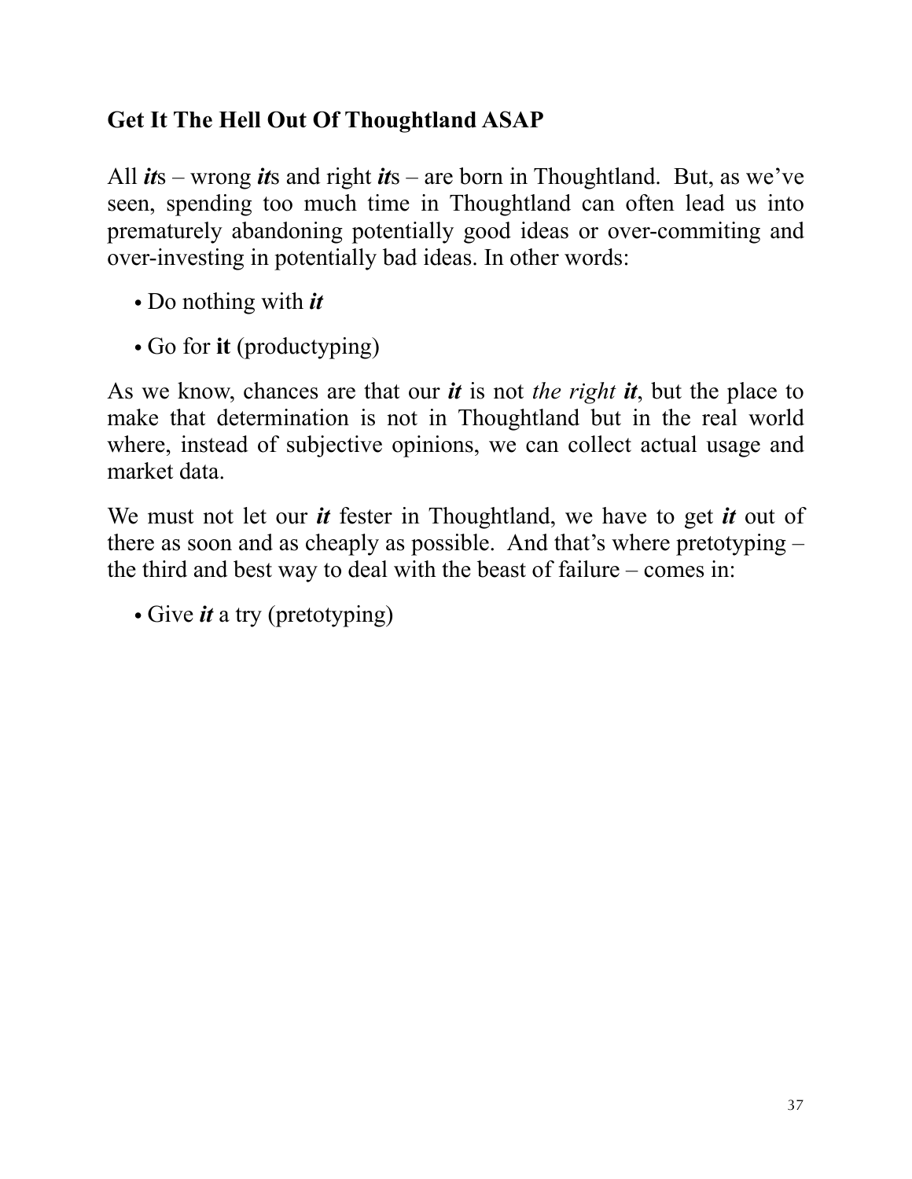## Get It The Hell Out Of Thoughtland ASAP

All ***it***s – wrong ***it***s and right ***it***s – are born in Thoughtland. But, as we've seen, spending too much time in Thoughtland can often lead us into prematurely abandoning potentially good ideas or over-commiting and over-investing in potentially bad ideas. In other words:

- Do nothing with ***it***
- Go for **it** (productyping)

As we know, chances are that our ***it*** is not *the right* ***it***, but the place to make that determination is not in Thoughtland but in the real world where, instead of subjective opinions, we can collect actual usage and market data.

We must not let our ***it*** fester in Thoughtland, we have to get ***it*** out of there as soon and as cheaply as possible. And that's where pretotyping – the third and best way to deal with the beast of failure – comes in:

- Give ***it*** a try (pretotyping)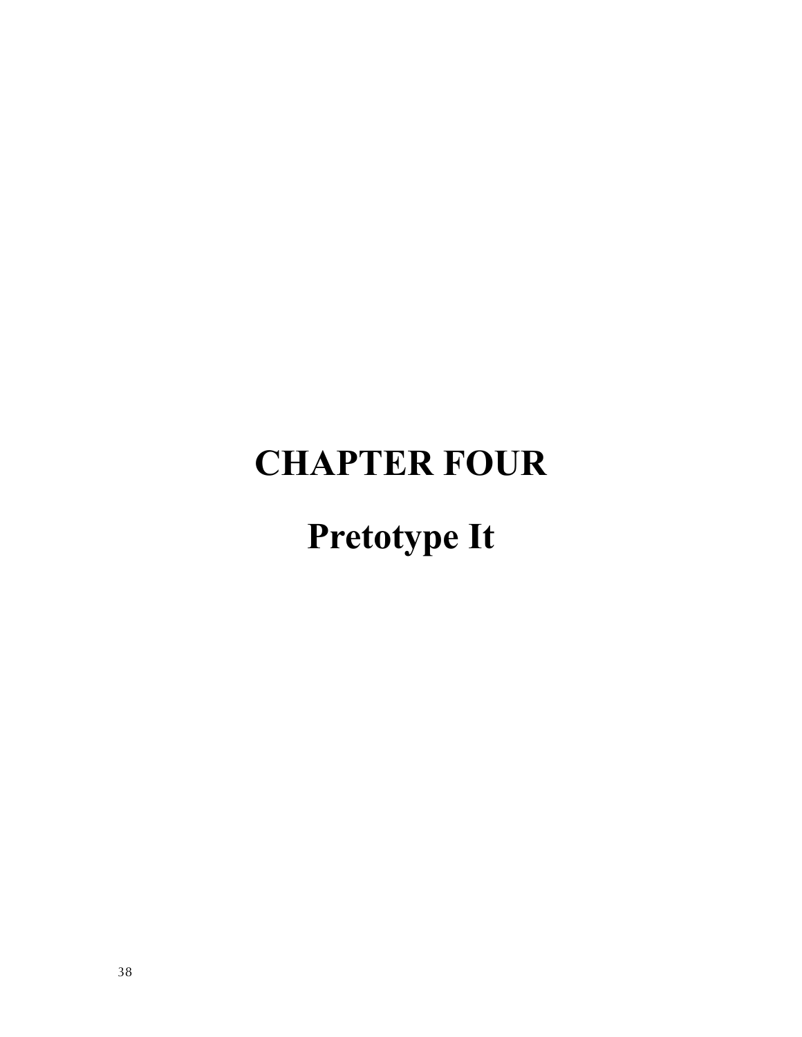# CHAPTER FOUR

# Pretotype It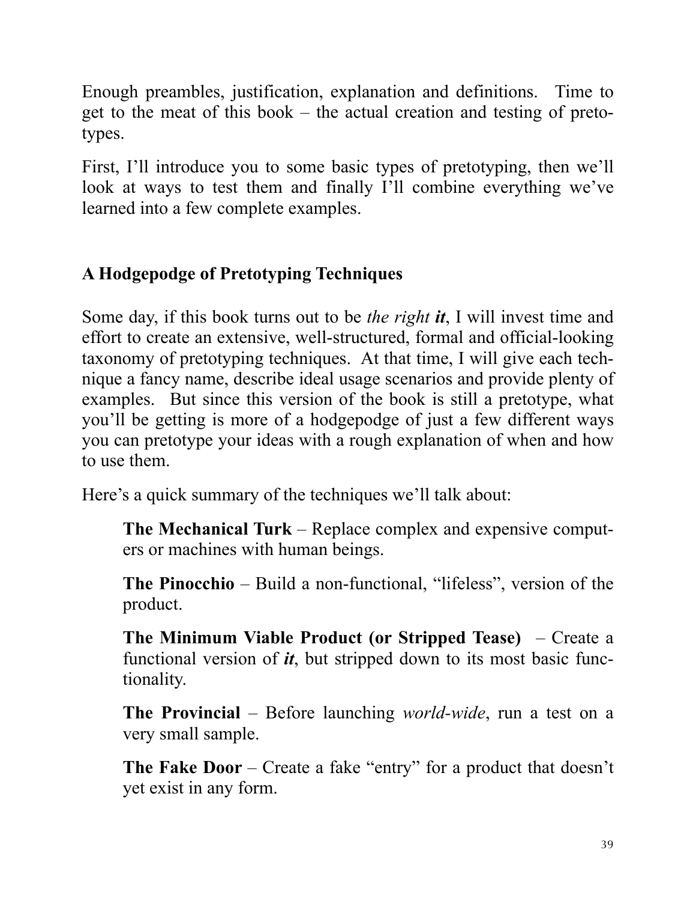Enough preambles, justification, explanation and definitions. Time to get to the meat of this book – the actual creation and testing of pretotypes.

First, I'll introduce you to some basic types of pretotyping, then we'll look at ways to test them and finally I'll combine everything we've learned into a few complete examples.

## A Hodgepodge of Pretotyping Techniques

Some day, if this book turns out to be *the right **it***, I will invest time and effort to create an extensive, well-structured, formal and official-looking taxonomy of pretotyping techniques. At that time, I will give each technique a fancy name, describe ideal usage scenarios and provide plenty of examples. But since this version of the book is still a pretotype, what you'll be getting is more of a hodgepodge of just a few different ways you can pretotype your ideas with a rough explanation of when and how to use them.

Here's a quick summary of the techniques we'll talk about:

> **The Mechanical Turk** – Replace complex and expensive computers or machines with human beings.
>
> **The Pinocchio** – Build a non-functional, "lifeless", version of the product.
>
> **The Minimum Viable Product (or Stripped Tease)** – Create a functional version of ***it***, but stripped down to its most basic functionality.
>
> **The Provincial** – Before launching *world-wide*, run a test on a very small sample.
>
> **The Fake Door** – Create a fake "entry" for a product that doesn't yet exist in any form.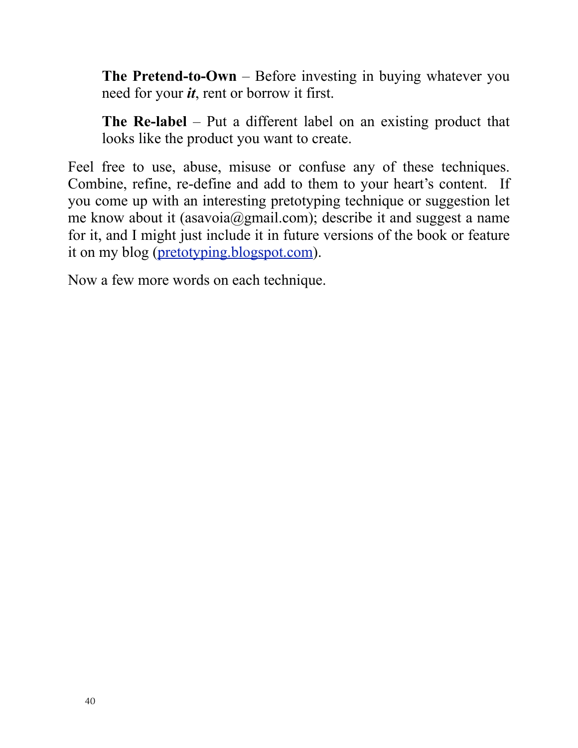**The Pretend-to-Own** – Before investing in buying whatever you need for your ***it***, rent or borrow it first.

**The Re-label** – Put a different label on an existing product that looks like the product you want to create.

Feel free to use, abuse, misuse or confuse any of these techniques. Combine, refine, re-define and add to them to your heart's content. If you come up with an interesting pretotyping technique or suggestion let me know about it (asavoia@gmail.com); describe it and suggest a name for it, and I might just include it in future versions of the book or feature it on my blog ([pretotyping.blogspot.com](pretotyping.blogspot.com)).

Now a few more words on each technique.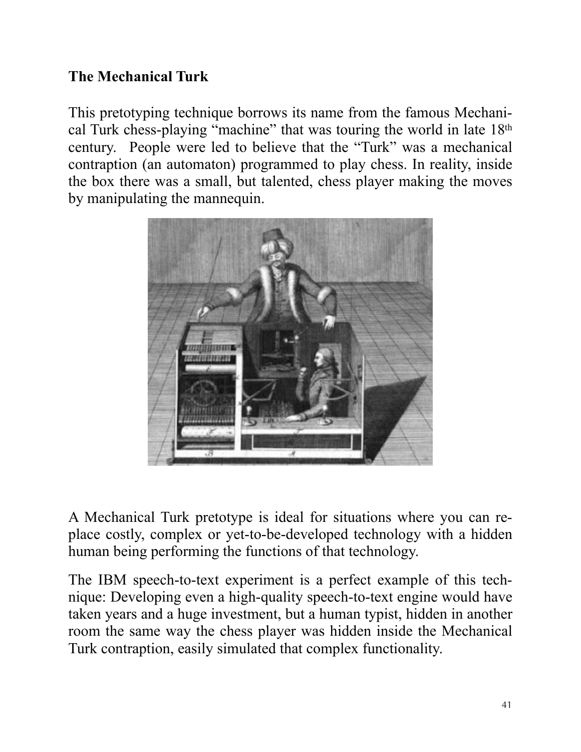**The Mechanical Turk**

This pretotyping technique borrows its name from the famous Mechanical Turk chess-playing "machine" that was touring the world in late 18th century. People were led to believe that the "Turk" was a mechanical contraption (an automaton) programmed to play chess. In reality, inside the box there was a small, but talented, chess player making the moves by manipulating the mannequin.

A Mechanical Turk pretotype is ideal for situations where you can replace costly, complex or yet-to-be-developed technology with a hidden human being performing the functions of that technology.

The IBM speech-to-text experiment is a perfect example of this technique: Developing even a high-quality speech-to-text engine would have taken years and a huge investment, but a human typist, hidden in another room the same way the chess player was hidden inside the Mechanical Turk contraption, easily simulated that complex functionality.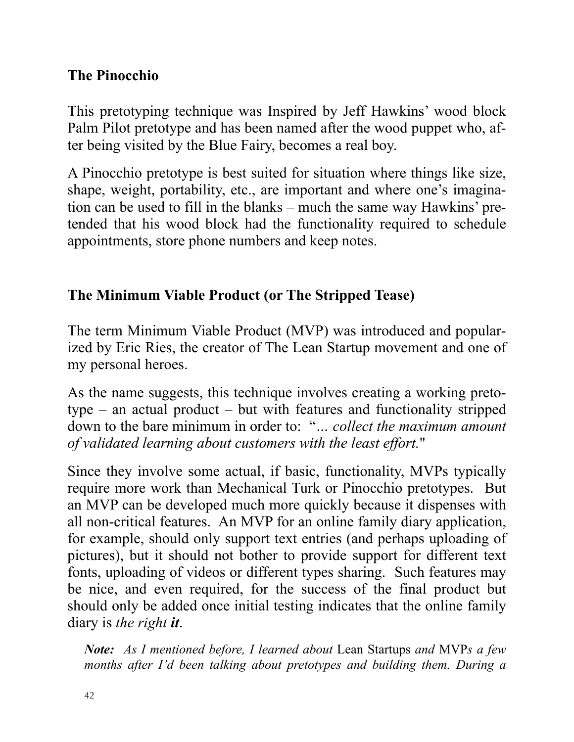## The Pinocchio

This pretotyping technique was Inspired by Jeff Hawkins' wood block Palm Pilot pretotype and has been named after the wood puppet who, after being visited by the Blue Fairy, becomes a real boy.

A Pinocchio pretotype is best suited for situation where things like size, shape, weight, portability, etc., are important and where one's imagination can be used to fill in the blanks – much the same way Hawkins' pretended that his wood block had the functionality required to schedule appointments, store phone numbers and keep notes.

## The Minimum Viable Product (or The Stripped Tease)

The term Minimum Viable Product (MVP) was introduced and popularized by Eric Ries, the creator of The Lean Startup movement and one of my personal heroes.

As the name suggests, this technique involves creating a working pretotype – an actual product – but with features and functionality stripped down to the bare minimum in order to: "*... collect the maximum amount of validated learning about customers with the least effort.*"

Since they involve some actual, if basic, functionality, MVPs typically require more work than Mechanical Turk or Pinocchio pretotypes. But an MVP can be developed much more quickly because it dispenses with all non-critical features. An MVP for an online family diary application, for example, should only support text entries (and perhaps uploading of pictures), but it should not bother to provide support for different text fonts, uploading of videos or different types sharing. Such features may be nice, and even required, for the success of the final product but should only be added once initial testing indicates that the online family diary is *the right **it***.

> ***Note:*** *As I mentioned before, I learned about* Lean Startups *and* MVP*s a few months after I'd been talking about pretotypes and building them. During a*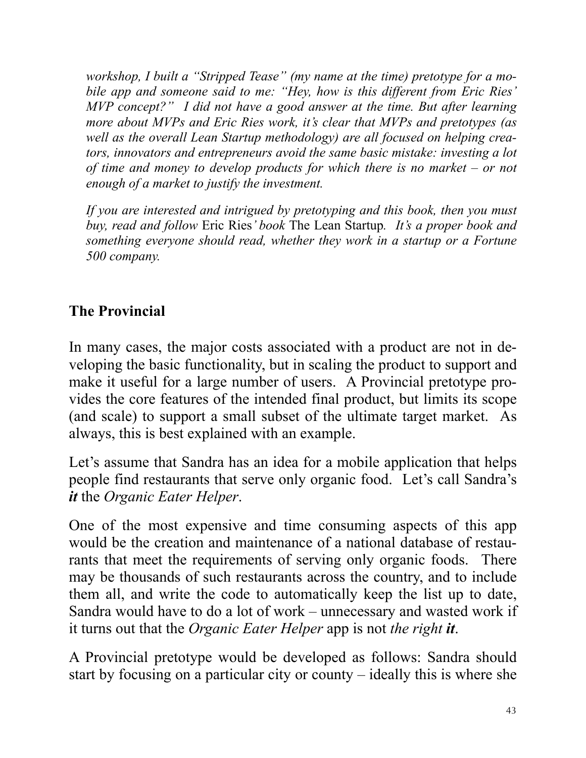*workshop, I built a "Stripped Tease" (my name at the time) pretotype for a mobile app and someone said to me: "Hey, how is this different from Eric Ries' MVP concept?" I did not have a good answer at the time. But after learning more about MVPs and Eric Ries work, it's clear that MVPs and pretotypes (as well as the overall Lean Startup methodology) are all focused on helping creators, innovators and entrepreneurs avoid the same basic mistake: investing a lot of time and money to develop products for which there is no market – or not enough of a market to justify the investment.*

*If you are interested and intrigued by pretotyping and this book, then you must buy, read and follow* Eric Ries*' book* The Lean Startup*. It's a proper book and something everyone should read, whether they work in a startup or a Fortune 500 company.*

## The Provincial

In many cases, the major costs associated with a product are not in developing the basic functionality, but in scaling the product to support and make it useful for a large number of users. A Provincial pretotype provides the core features of the intended final product, but limits its scope (and scale) to support a small subset of the ultimate target market. As always, this is best explained with an example.

Let's assume that Sandra has an idea for a mobile application that helps people find restaurants that serve only organic food. Let's call Sandra's ***it*** the *Organic Eater Helper*.

One of the most expensive and time consuming aspects of this app would be the creation and maintenance of a national database of restaurants that meet the requirements of serving only organic foods. There may be thousands of such restaurants across the country, and to include them all, and write the code to automatically keep the list up to date, Sandra would have to do a lot of work – unnecessary and wasted work if it turns out that the *Organic Eater Helper* app is not *the right **it***.

A Provincial pretotype would be developed as follows: Sandra should start by focusing on a particular city or county – ideally this is where she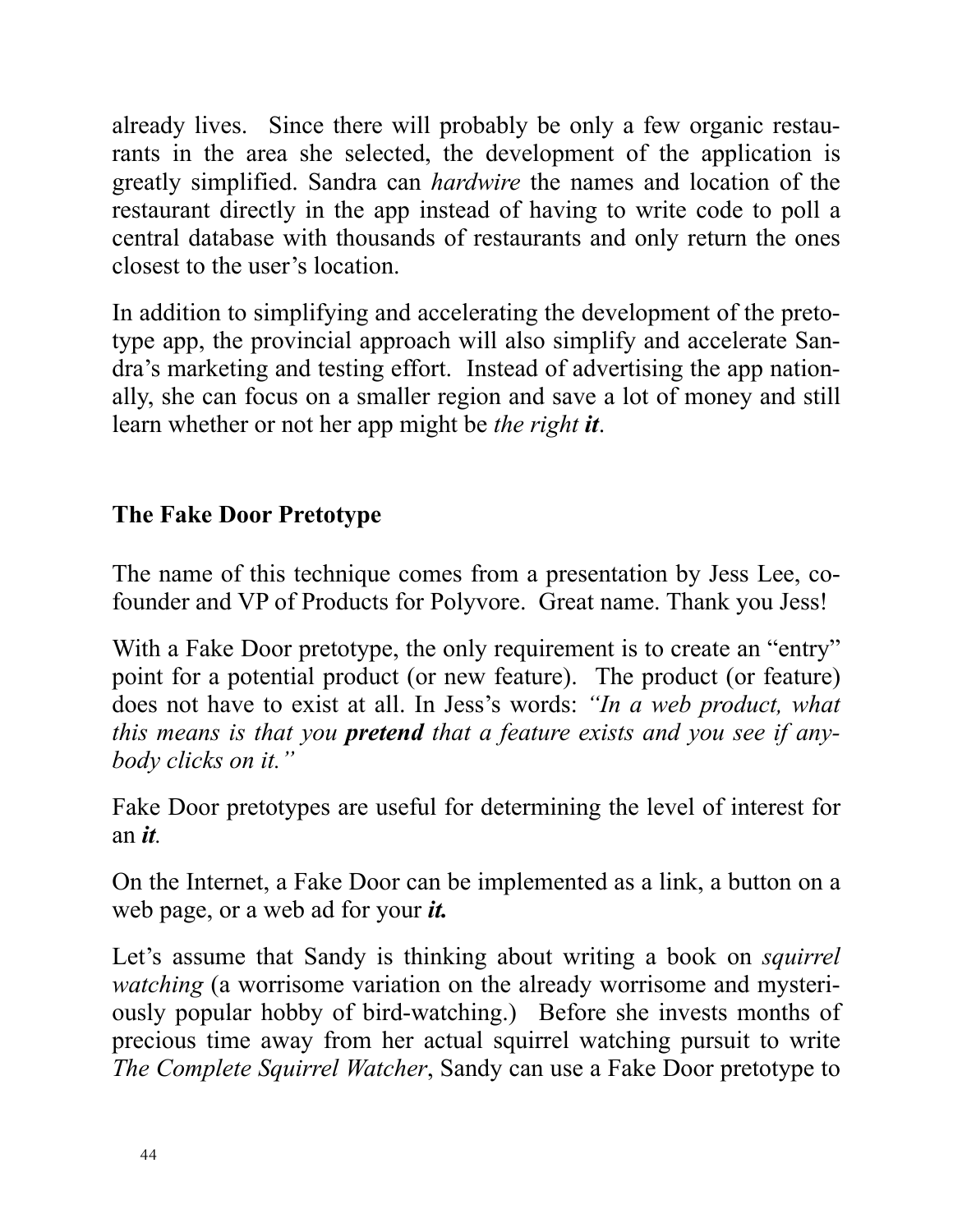already lives. Since there will probably be only a few organic restaurants in the area she selected, the development of the application is greatly simplified. Sandra can *hardwire* the names and location of the restaurant directly in the app instead of having to write code to poll a central database with thousands of restaurants and only return the ones closest to the user's location.

In addition to simplifying and accelerating the development of the pretotype app, the provincial approach will also simplify and accelerate Sandra's marketing and testing effort. Instead of advertising the app nationally, she can focus on a smaller region and save a lot of money and still learn whether or not her app might be *the right **it***.

## The Fake Door Pretotype

The name of this technique comes from a presentation by Jess Lee, co-founder and VP of Products for Polyvore. Great name. Thank you Jess!

With a Fake Door pretotype, the only requirement is to create an "entry" point for a potential product (or new feature). The product (or feature) does not have to exist at all. In Jess's words: *"In a web product, what this means is that you **pretend** that a feature exists and you see if anybody clicks on it."*

Fake Door pretotypes are useful for determining the level of interest for an ***it***.

On the Internet, a Fake Door can be implemented as a link, a button on a web page, or a web ad for your ***it.***

Let's assume that Sandy is thinking about writing a book on *squirrel watching* (a worrisome variation on the already worrisome and mysteriously popular hobby of bird-watching.) Before she invests months of precious time away from her actual squirrel watching pursuit to write *The Complete Squirrel Watcher*, Sandy can use a Fake Door pretotype to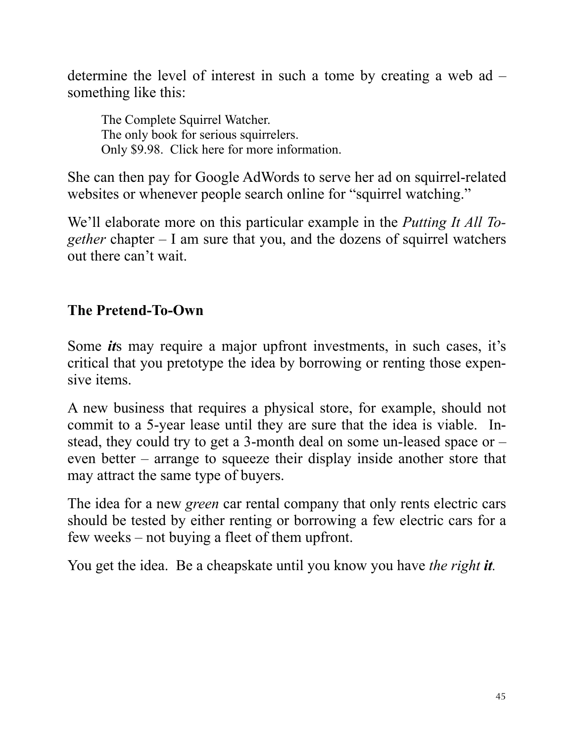determine the level of interest in such a tome by creating a web ad – something like this:

> The Complete Squirrel Watcher.
> The only book for serious squirrelers.
> Only $9.98. Click here for more information.

She can then pay for Google AdWords to serve her ad on squirrel-related websites or whenever people search online for "squirrel watching."

We'll elaborate more on this particular example in the *Putting It All Together* chapter – I am sure that you, and the dozens of squirrel watchers out there can't wait.

### The Pretend-To-Own

Some ***it***s may require a major upfront investments, in such cases, it's critical that you pretotype the idea by borrowing or renting those expensive items.

A new business that requires a physical store, for example, should not commit to a 5-year lease until they are sure that the idea is viable. Instead, they could try to get a 3-month deal on some un-leased space or – even better – arrange to squeeze their display inside another store that may attract the same type of buyers.

The idea for a new *green* car rental company that only rents electric cars should be tested by either renting or borrowing a few electric cars for a few weeks – not buying a fleet of them upfront.

You get the idea. Be a cheapskate until you know you have *the right **it***.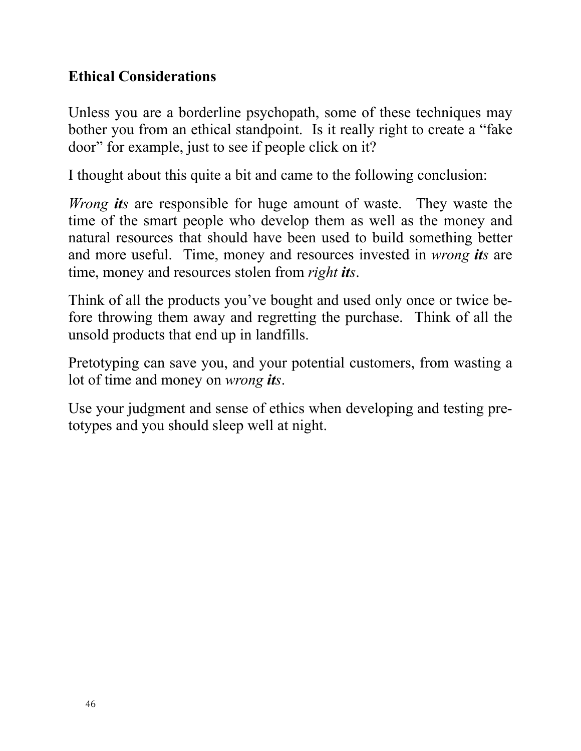## Ethical Considerations

Unless you are a borderline psychopath, some of these techniques may bother you from an ethical standpoint. Is it really right to create a "fake door" for example, just to see if people click on it?

I thought about this quite a bit and came to the following conclusion:

*Wrong **its*** are responsible for huge amount of waste. They waste the time of the smart people who develop them as well as the money and natural resources that should have been used to build something better and more useful. Time, money and resources invested in *wrong **its*** are time, money and resources stolen from *right **its***.

Think of all the products you've bought and used only once or twice before throwing them away and regretting the purchase. Think of all the unsold products that end up in landfills.

Pretotyping can save you, and your potential customers, from wasting a lot of time and money on *wrong **its***.

Use your judgment and sense of ethics when developing and testing pretotypes and you should sleep well at night.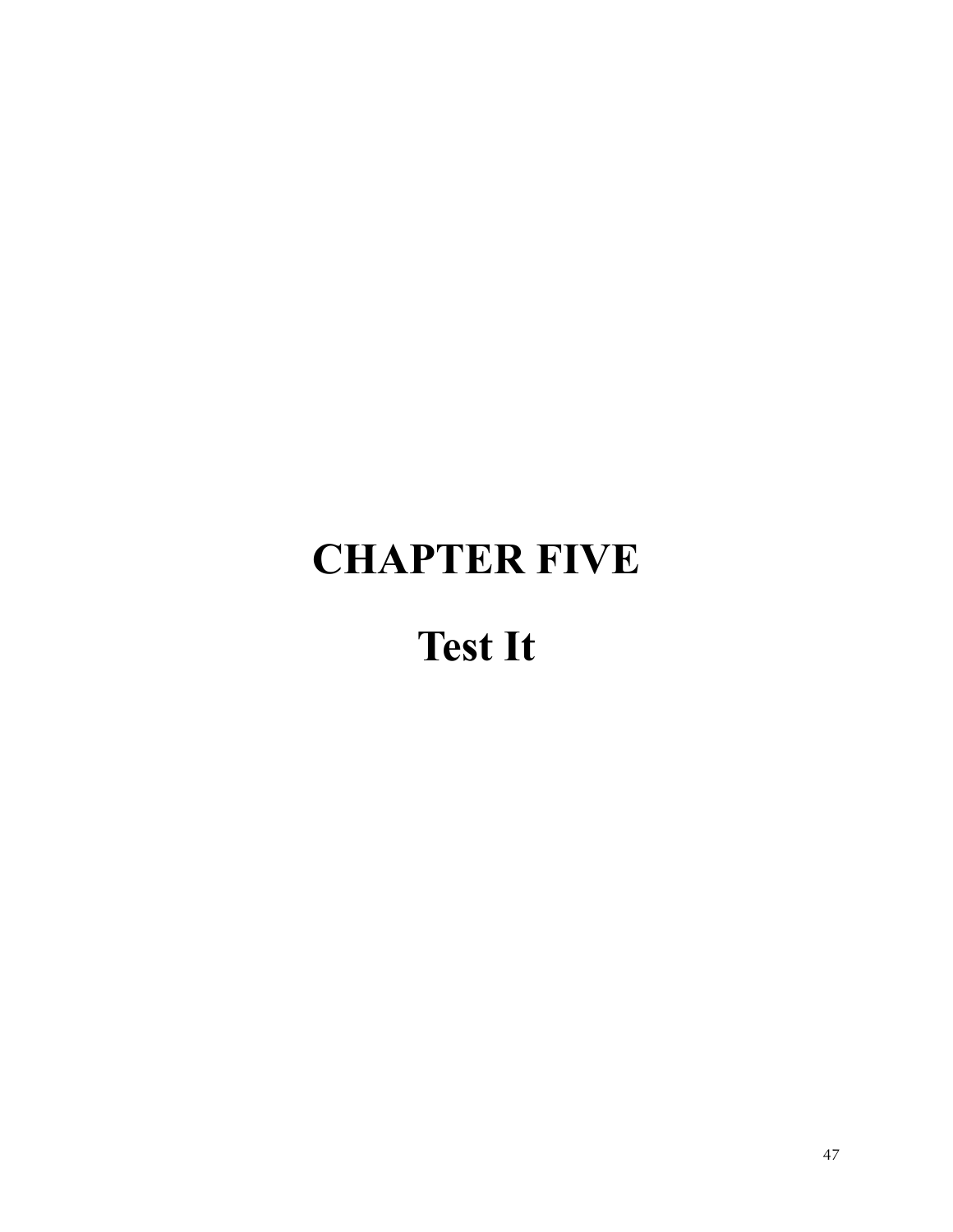# CHAPTER FIVE

## Test It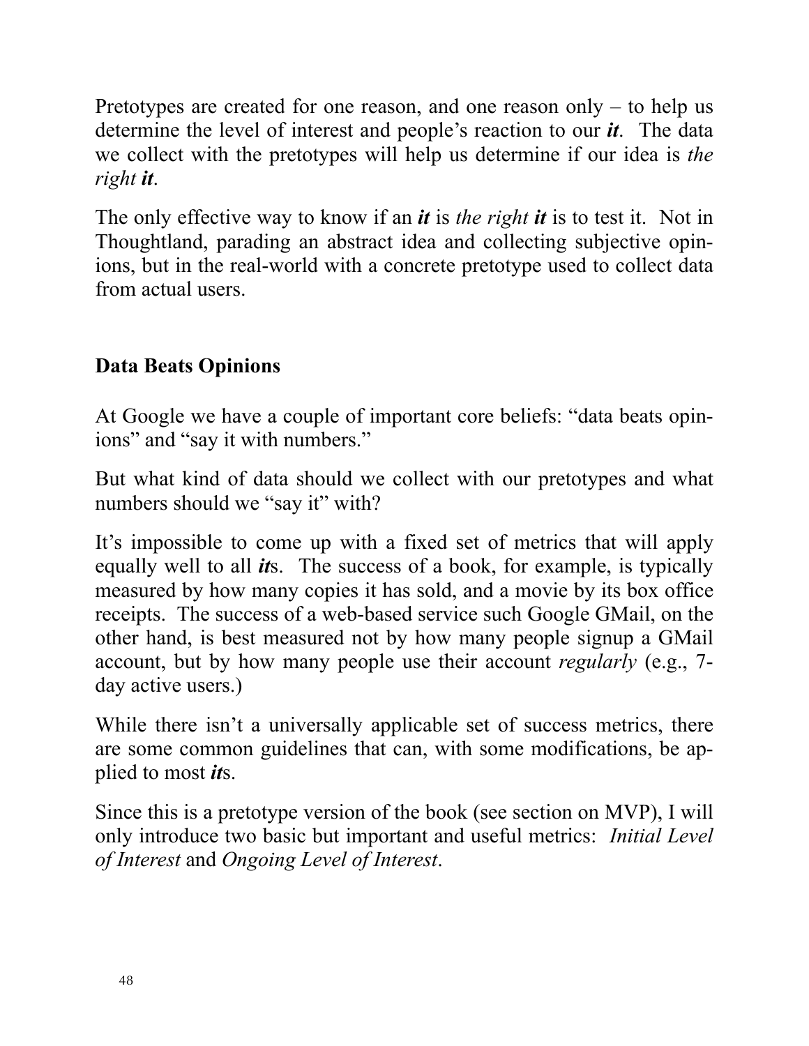Pretotypes are created for one reason, and one reason only – to help us determine the level of interest and people's reaction to our ***it***. The data we collect with the pretotypes will help us determine if our idea is *the right* ***it***.

The only effective way to know if an ***it*** is *the right* ***it*** is to test it. Not in Thoughtland, parading an abstract idea and collecting subjective opinions, but in the real-world with a concrete pretotype used to collect data from actual users.

## Data Beats Opinions

At Google we have a couple of important core beliefs: "data beats opinions" and "say it with numbers."

But what kind of data should we collect with our pretotypes and what numbers should we "say it" with?

It's impossible to come up with a fixed set of metrics that will apply equally well to all ***it***s. The success of a book, for example, is typically measured by how many copies it has sold, and a movie by its box office receipts. The success of a web-based service such Google GMail, on the other hand, is best measured not by how many people signup a GMail account, but by how many people use their account *regularly* (e.g., 7-day active users.)

While there isn't a universally applicable set of success metrics, there are some common guidelines that can, with some modifications, be applied to most ***it***s.

Since this is a pretotype version of the book (see section on MVP), I will only introduce two basic but important and useful metrics: *Initial Level of Interest* and *Ongoing Level of Interest*.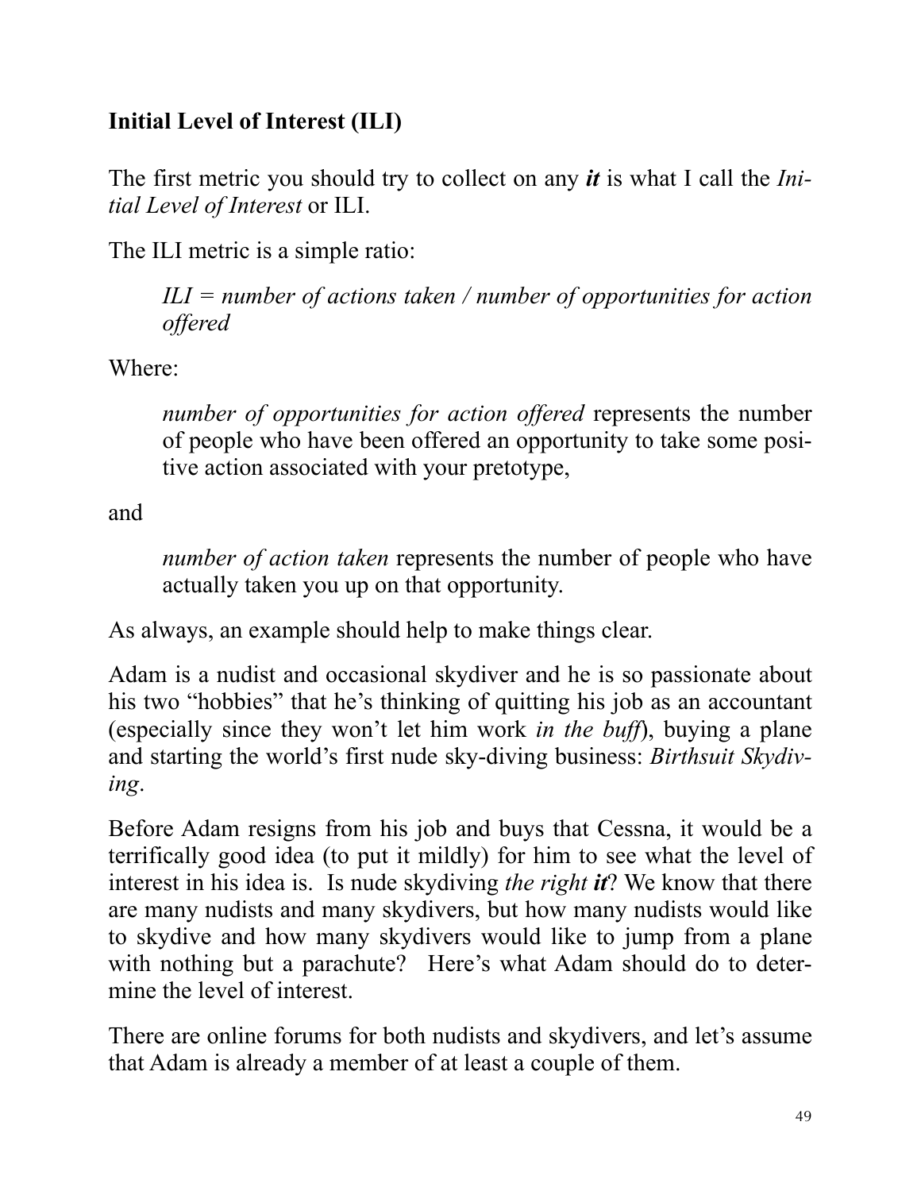### Initial Level of Interest (ILI)

The first metric you should try to collect on any ***it*** is what I call the *Initial Level of Interest* or ILI.

The ILI metric is a simple ratio:

> *ILI = number of actions taken / number of opportunities for action offered*

Where:

> *number of opportunities for action offered* represents the number of people who have been offered an opportunity to take some positive action associated with your pretotype,

and

> *number of action taken* represents the number of people who have actually taken you up on that opportunity.

As always, an example should help to make things clear.

Adam is a nudist and occasional skydiver and he is so passionate about his two "hobbies" that he's thinking of quitting his job as an accountant (especially since they won't let him work *in the buff*), buying a plane and starting the world's first nude sky-diving business: *Birthsuit Skydiving*.

Before Adam resigns from his job and buys that Cessna, it would be a terrifically good idea (to put it mildly) for him to see what the level of interest in his idea is. Is nude skydiving *the right **it***? We know that there are many nudists and many skydivers, but how many nudists would like to skydive and how many skydivers would like to jump from a plane with nothing but a parachute? Here's what Adam should do to determine the level of interest.

There are online forums for both nudists and skydivers, and let's assume that Adam is already a member of at least a couple of them.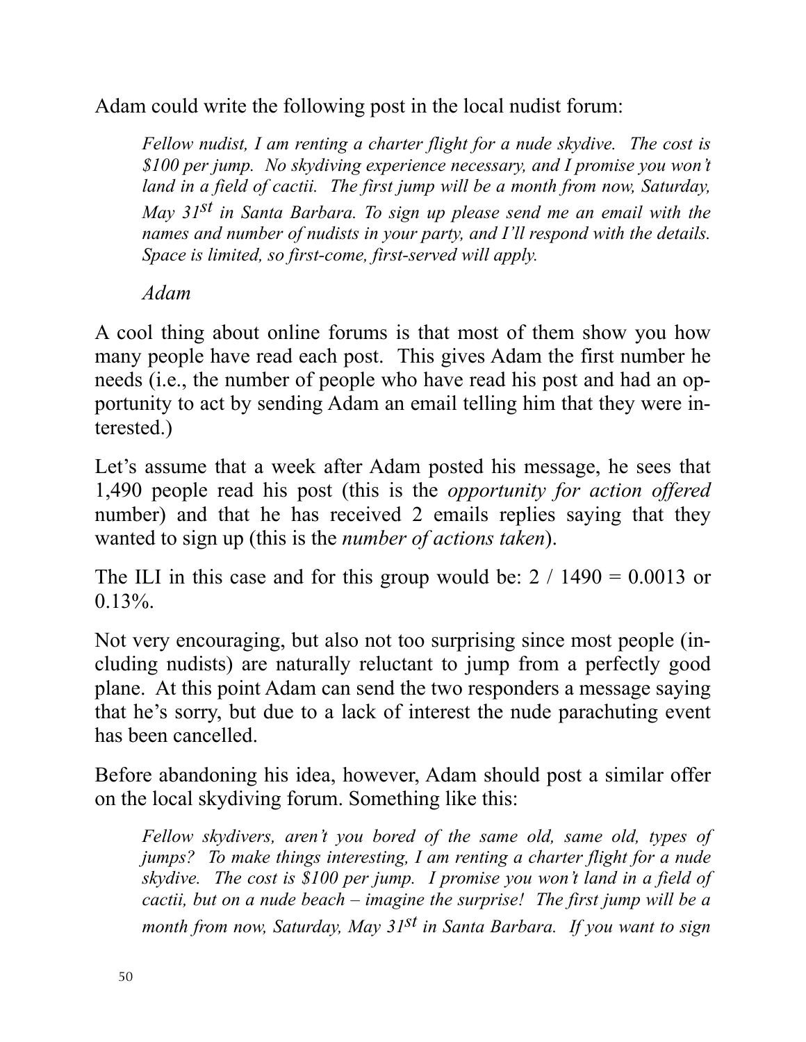Adam could write the following post in the local nudist forum:

> *Fellow nudist, I am renting a charter flight for a nude skydive. The cost is $100 per jump. No skydiving experience necessary, and I promise you won't land in a field of cactii. The first jump will be a month from now, Saturday, May 31st in Santa Barbara. To sign up please send me an email with the names and number of nudists in your party, and I'll respond with the details. Space is limited, so first-come, first-served will apply.*
>
> *Adam*

A cool thing about online forums is that most of them show you how many people have read each post. This gives Adam the first number he needs (i.e., the number of people who have read his post and had an opportunity to act by sending Adam an email telling him that they were interested.)

Let's assume that a week after Adam posted his message, he sees that 1,490 people read his post (this is the *opportunity for action offered* number) and that he has received 2 emails replies saying that they wanted to sign up (this is the *number of actions taken*).

The ILI in this case and for this group would be: 2 / 1490 = 0.0013 or 0.13%.

Not very encouraging, but also not too surprising since most people (including nudists) are naturally reluctant to jump from a perfectly good plane. At this point Adam can send the two responders a message saying that he's sorry, but due to a lack of interest the nude parachuting event has been cancelled.

Before abandoning his idea, however, Adam should post a similar offer on the local skydiving forum. Something like this:

> *Fellow skydivers, aren't you bored of the same old, same old, types of jumps? To make things interesting, I am renting a charter flight for a nude skydive. The cost is $100 per jump. I promise you won't land in a field of cactii, but on a nude beach – imagine the surprise! The first jump will be a month from now, Saturday, May 31st in Santa Barbara. If you want to sign*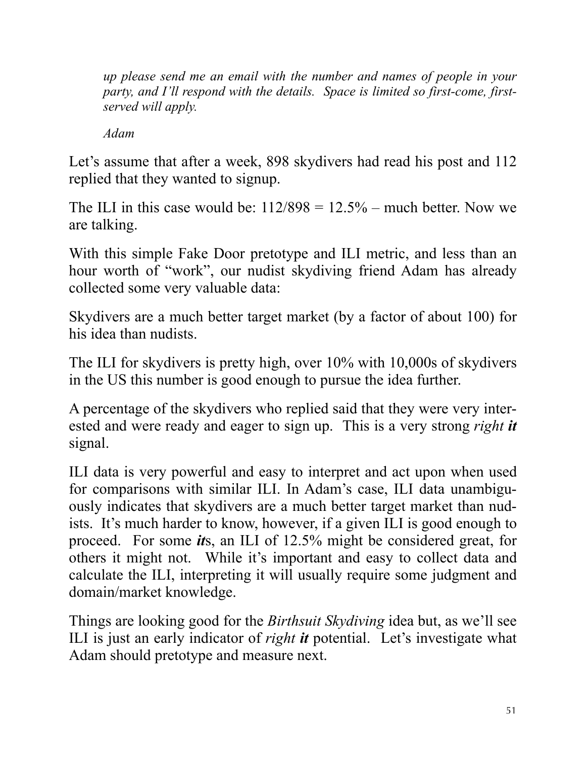*up please send me an email with the number and names of people in your party, and I'll respond with the details. Space is limited so first-come, first-served will apply.*

*Adam*

Let's assume that after a week, 898 skydivers had read his post and 112 replied that they wanted to signup.

The ILI in this case would be: 112/898 = 12.5% – much better. Now we are talking.

With this simple Fake Door pretotype and ILI metric, and less than an hour worth of "work", our nudist skydiving friend Adam has already collected some very valuable data:

Skydivers are a much better target market (by a factor of about 100) for his idea than nudists.

The ILI for skydivers is pretty high, over 10% with 10,000s of skydivers in the US this number is good enough to pursue the idea further.

A percentage of the skydivers who replied said that they were very interested and were ready and eager to sign up. This is a very strong *right **it*** signal.

ILI data is very powerful and easy to interpret and act upon when used for comparisons with similar ILI. In Adam's case, ILI data unambiguously indicates that skydivers are a much better target market than nudists. It's much harder to know, however, if a given ILI is good enough to proceed. For some ***it***s, an ILI of 12.5% might be considered great, for others it might not. While it's important and easy to collect data and calculate the ILI, interpreting it will usually require some judgment and domain/market knowledge.

Things are looking good for the *Birthsuit Skydiving* idea but, as we'll see ILI is just an early indicator of *right **it*** potential. Let's investigate what Adam should pretotype and measure next.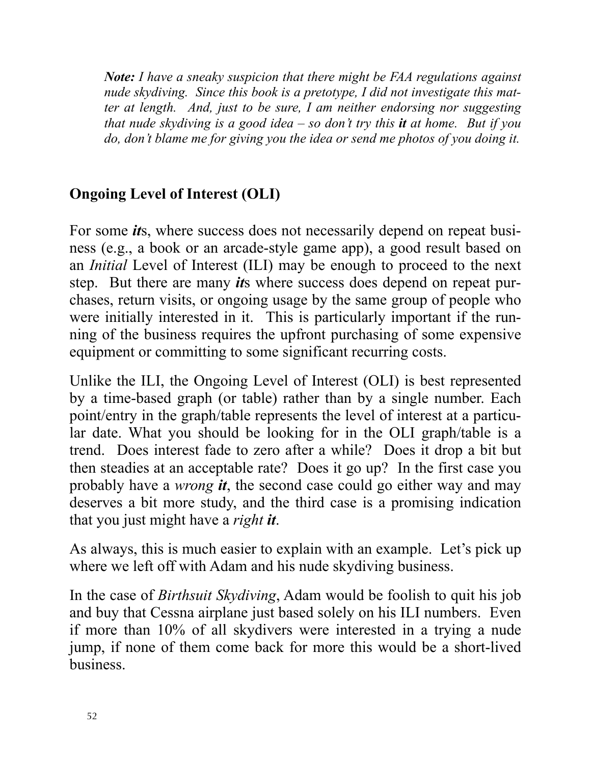*Note: I have a sneaky suspicion that there might be FAA regulations against nude skydiving. Since this book is a pretotype, I did not investigate this matter at length. And, just to be sure, I am neither endorsing nor suggesting that nude skydiving is a good idea – so don't try this* ***it*** *at home. But if you do, don't blame me for giving you the idea or send me photos of you doing it.*

## Ongoing Level of Interest (OLI)

For some ***it***s, where success does not necessarily depend on repeat business (e.g., a book or an arcade-style game app), a good result based on an *Initial* Level of Interest (ILI) may be enough to proceed to the next step. But there are many ***it***s where success does depend on repeat purchases, return visits, or ongoing usage by the same group of people who were initially interested in it. This is particularly important if the running of the business requires the upfront purchasing of some expensive equipment or committing to some significant recurring costs.

Unlike the ILI, the Ongoing Level of Interest (OLI) is best represented by a time-based graph (or table) rather than by a single number. Each point/entry in the graph/table represents the level of interest at a particular date. What you should be looking for in the OLI graph/table is a trend. Does interest fade to zero after a while? Does it drop a bit but then steadies at an acceptable rate? Does it go up? In the first case you probably have a *wrong* ***it***, the second case could go either way and may deserves a bit more study, and the third case is a promising indication that you just might have a *right* ***it***.

As always, this is much easier to explain with an example. Let's pick up where we left off with Adam and his nude skydiving business.

In the case of *Birthsuit Skydiving*, Adam would be foolish to quit his job and buy that Cessna airplane just based solely on his ILI numbers. Even if more than 10% of all skydivers were interested in a trying a nude jump, if none of them come back for more this would be a short-lived business.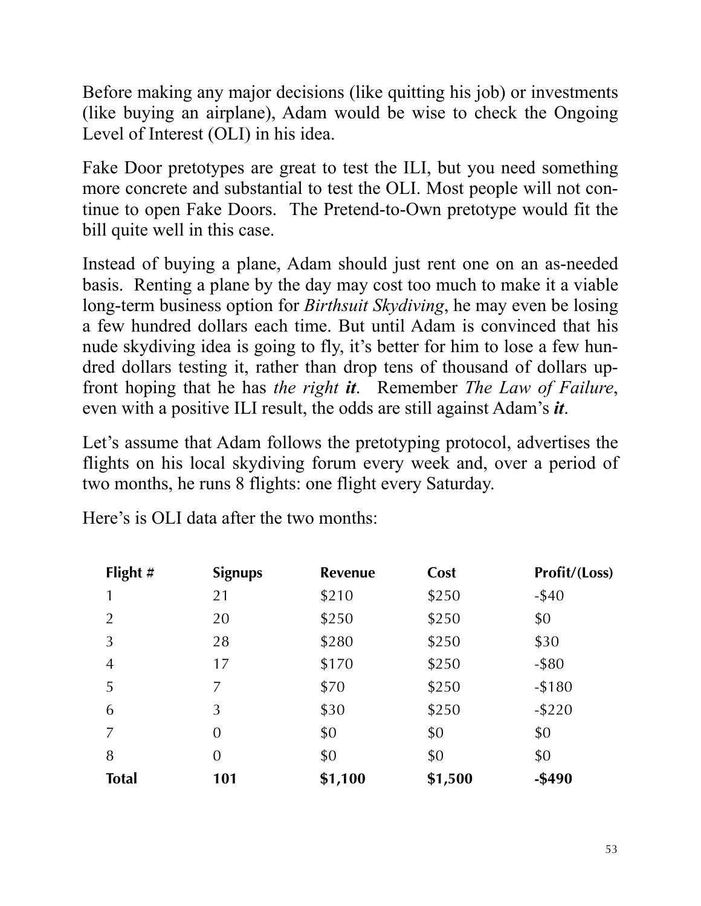Before making any major decisions (like quitting his job) or investments (like buying an airplane), Adam would be wise to check the Ongoing Level of Interest (OLI) in his idea.

Fake Door pretotypes are great to test the ILI, but you need something more concrete and substantial to test the OLI. Most people will not continue to open Fake Doors. The Pretend-to-Own pretotype would fit the bill quite well in this case.

Instead of buying a plane, Adam should just rent one on an as-needed basis. Renting a plane by the day may cost too much to make it a viable long-term business option for *Birthsuit Skydiving*, he may even be losing a few hundred dollars each time. But until Adam is convinced that his nude skydiving idea is going to fly, it's better for him to lose a few hundred dollars testing it, rather than drop tens of thousand of dollars upfront hoping that he has *the right **it***. Remember *The Law of Failure*, even with a positive ILI result, the odds are still against Adam's ***it***.

Let's assume that Adam follows the pretotyping protocol, advertises the flights on his local skydiving forum every week and, over a period of two months, he runs 8 flights: one flight every Saturday.

Here's is OLI data after the two months:

| Flight # | Signups | Revenue | Cost | Profit/(Loss) |
|---|---|---|---|---|
| 1 | 21 | $210 | $250 | -$40 |
| 2 | 20 | $250 | $250 | $0 |
| 3 | 28 | $280 | $250 | $30 |
| 4 | 17 | $170 | $250 | -$80 |
| 5 | 7 | $70 | $250 | -$180 |
| 6 | 3 | $30 | $250 | -$220 |
| 7 | 0 | $0 | $0 | $0 |
| 8 | 0 | $0 | $0 | $0 |
| **Total** | **101** | **$1,100** | **$1,500** | **-$490** |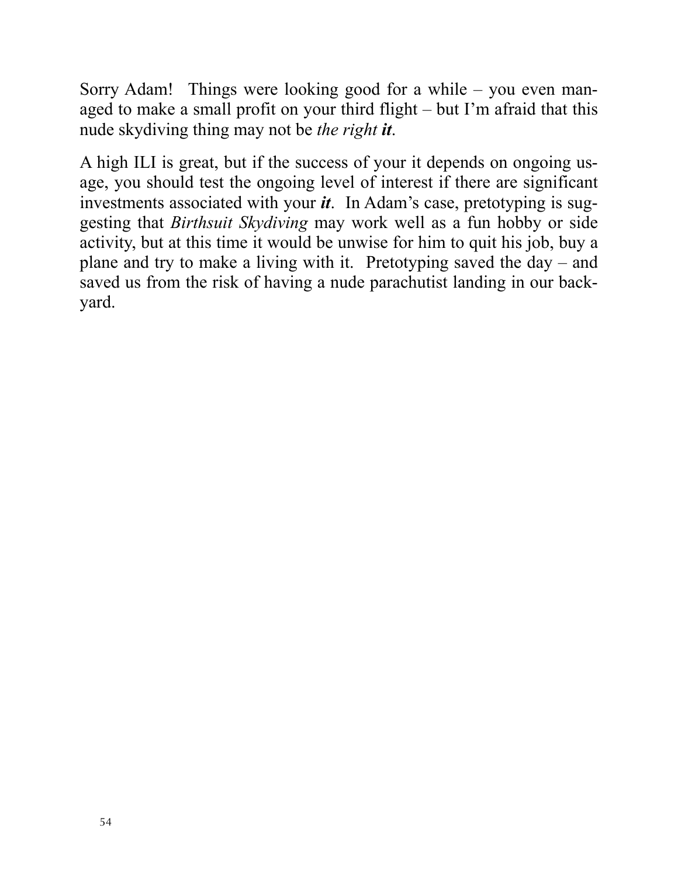Sorry Adam! Things were looking good for a while – you even managed to make a small profit on your third flight – but I'm afraid that this nude skydiving thing may not be *the right **it***.

A high ILI is great, but if the success of your it depends on ongoing usage, you should test the ongoing level of interest if there are significant investments associated with your ***it***. In Adam's case, pretotyping is suggesting that *Birthsuit Skydiving* may work well as a fun hobby or side activity, but at this time it would be unwise for him to quit his job, buy a plane and try to make a living with it. Pretotyping saved the day – and saved us from the risk of having a nude parachutist landing in our backyard.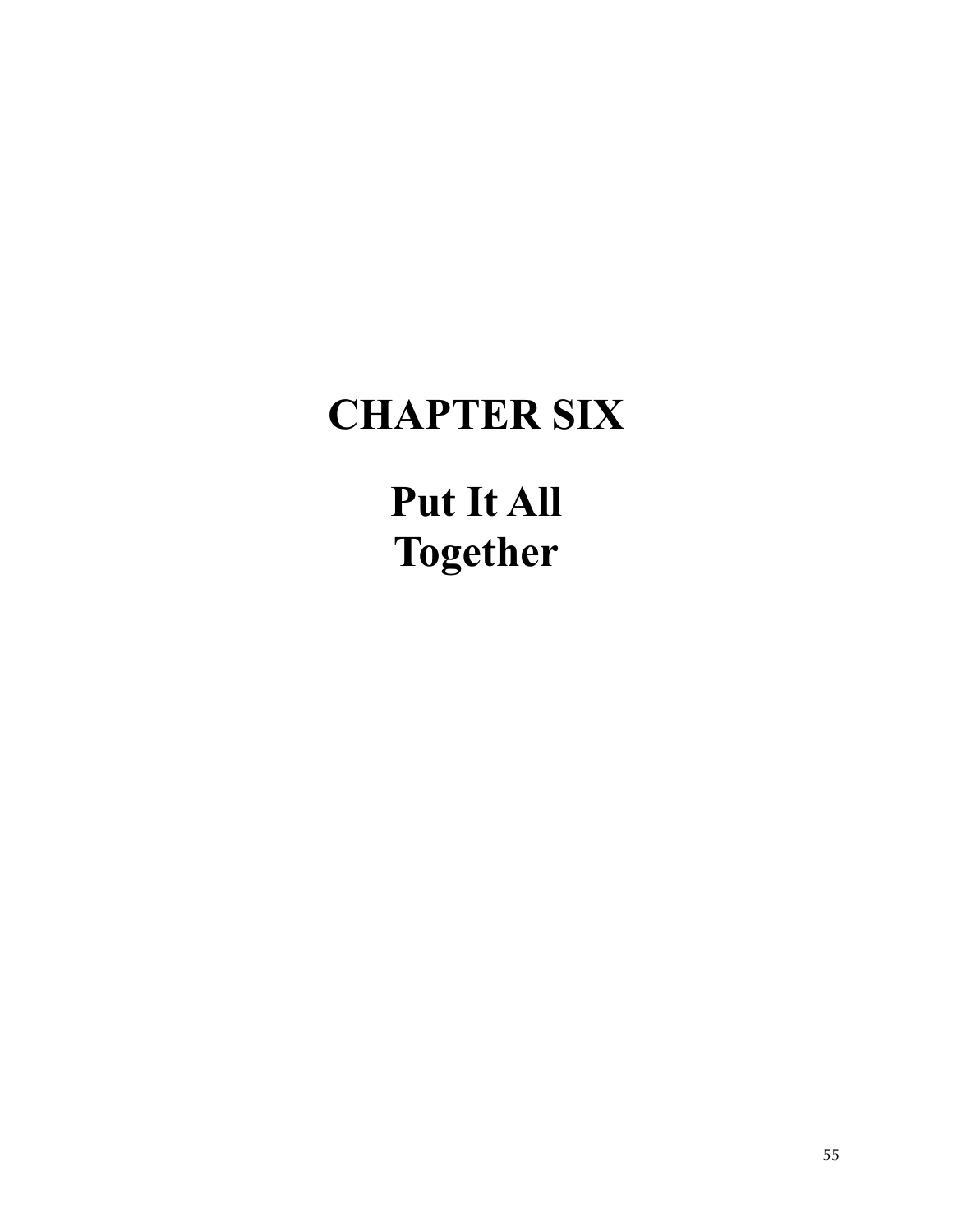# CHAPTER SIX

# Put It All Together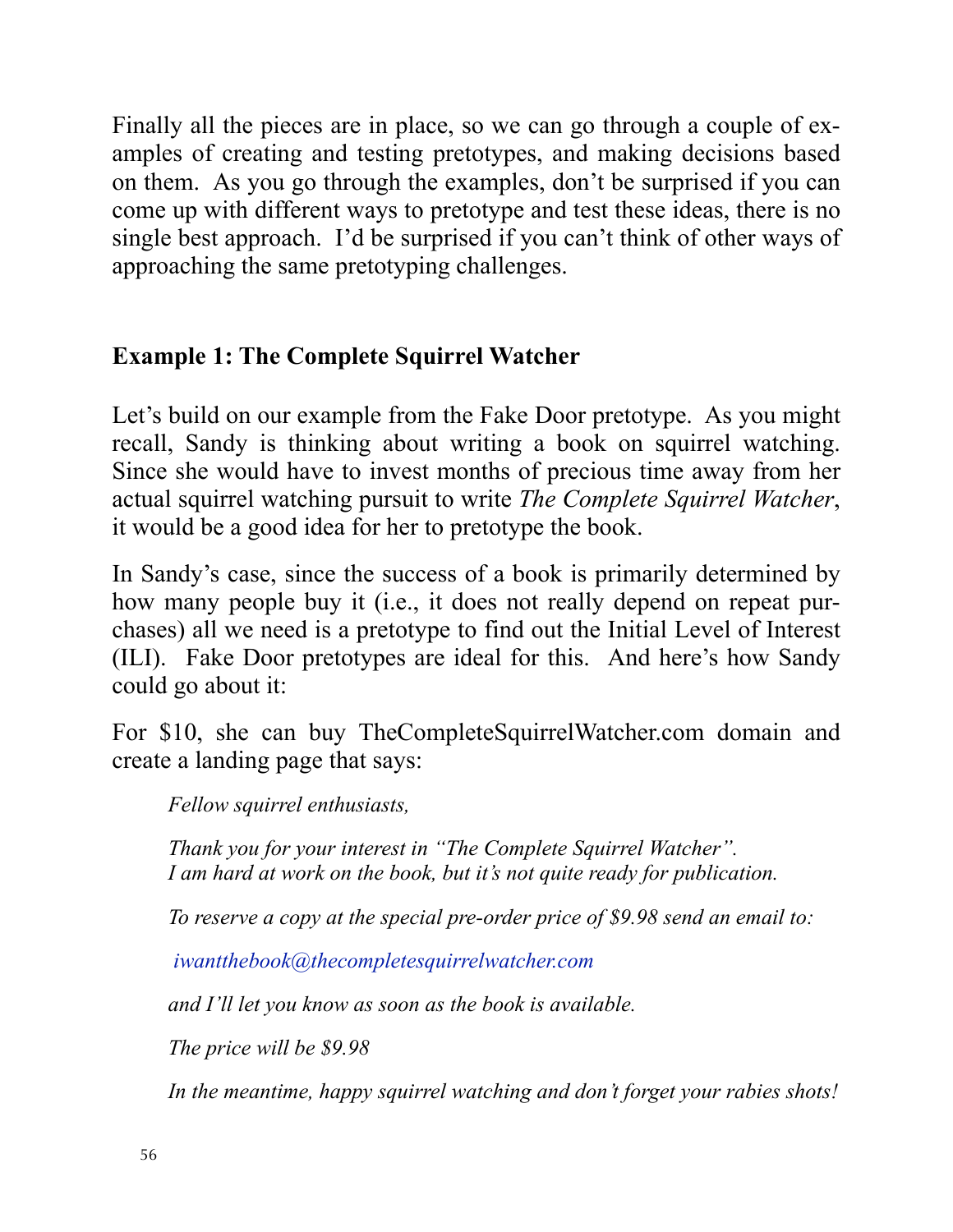Finally all the pieces are in place, so we can go through a couple of examples of creating and testing pretotypes, and making decisions based on them. As you go through the examples, don't be surprised if you can come up with different ways to pretotype and test these ideas, there is no single best approach. I'd be surprised if you can't think of other ways of approaching the same pretotyping challenges.

### Example 1: The Complete Squirrel Watcher

Let's build on our example from the Fake Door pretotype. As you might recall, Sandy is thinking about writing a book on squirrel watching. Since she would have to invest months of precious time away from her actual squirrel watching pursuit to write *The Complete Squirrel Watcher*, it would be a good idea for her to pretotype the book.

In Sandy's case, since the success of a book is primarily determined by how many people buy it (i.e., it does not really depend on repeat purchases) all we need is a pretotype to find out the Initial Level of Interest (ILI). Fake Door pretotypes are ideal for this. And here's how Sandy could go about it:

For $10, she can buy TheCompleteSquirrelWatcher.com domain and create a landing page that says:

> *Fellow squirrel enthusiasts,*
>
> *Thank you for your interest in "The Complete Squirrel Watcher".*
> *I am hard at work on the book, but it's not quite ready for publication.*
>
> *To reserve a copy at the special pre-order price of $9.98 send an email to:*
>
> *iwantthebook@thecompletesquirrelwatcher.com*
>
> *and I'll let you know as soon as the book is available.*
>
> *The price will be $9.98*
>
> *In the meantime, happy squirrel watching and don't forget your rabies shots!*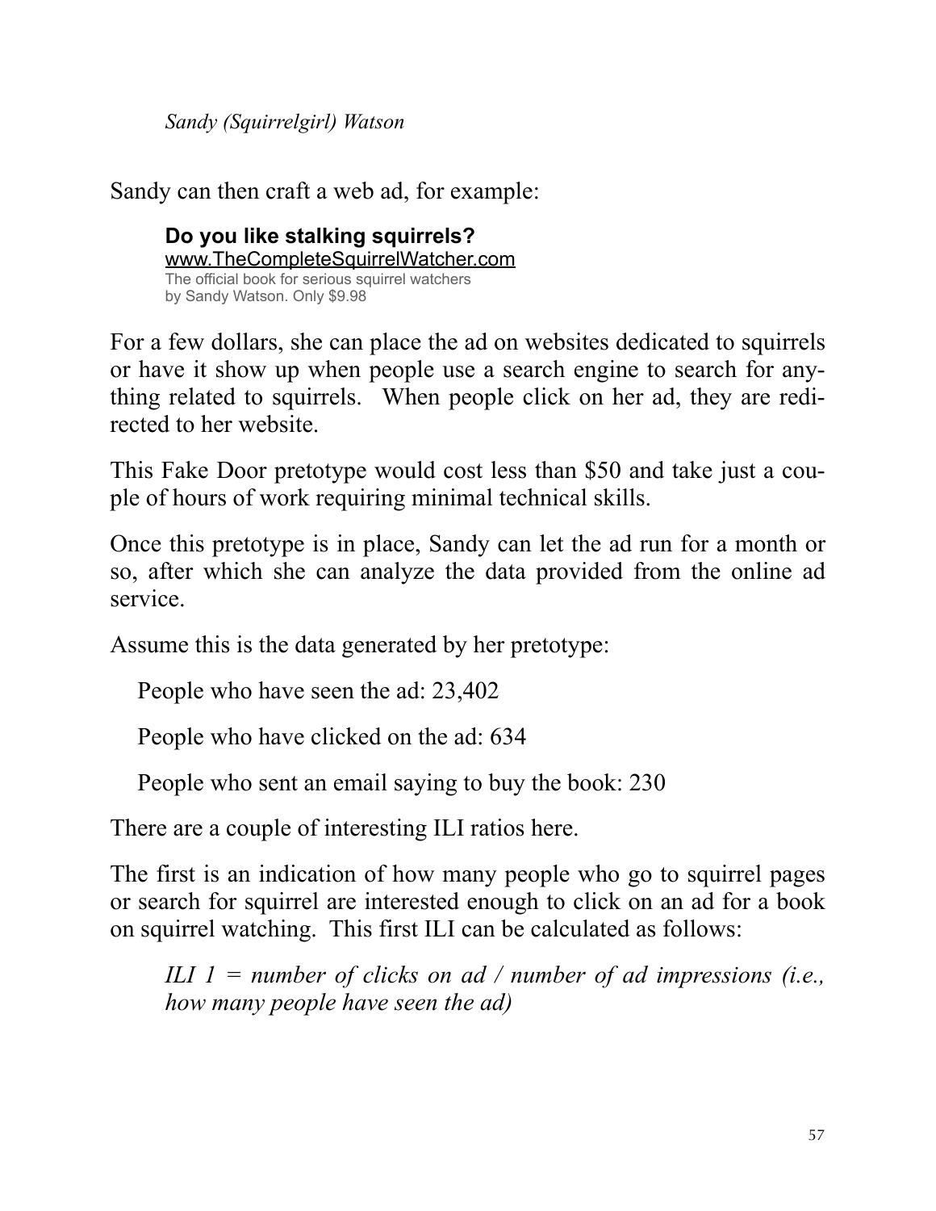*Sandy (Squirrelgirl) Watson*

Sandy can then craft a web ad, for example:

> **Do you like stalking squirrels?**
> www.TheCompleteSquirrelWatcher.com
> The official book for serious squirrel watchers
> by Sandy Watson. Only $9.98

For a few dollars, she can place the ad on websites dedicated to squirrels or have it show up when people use a search engine to search for anything related to squirrels. When people click on her ad, they are redirected to her website.

This Fake Door pretotype would cost less than $50 and take just a couple of hours of work requiring minimal technical skills.

Once this pretotype is in place, Sandy can let the ad run for a month or so, after which she can analyze the data provided from the online ad service.

Assume this is the data generated by her pretotype:

People who have seen the ad: 23,402

People who have clicked on the ad: 634

People who sent an email saying to buy the book: 230

There are a couple of interesting ILI ratios here.

The first is an indication of how many people who go to squirrel pages or search for squirrel are interested enough to click on an ad for a book on squirrel watching. This first ILI can be calculated as follows:

*ILI 1 = number of clicks on ad / number of ad impressions (i.e., how many people have seen the ad)*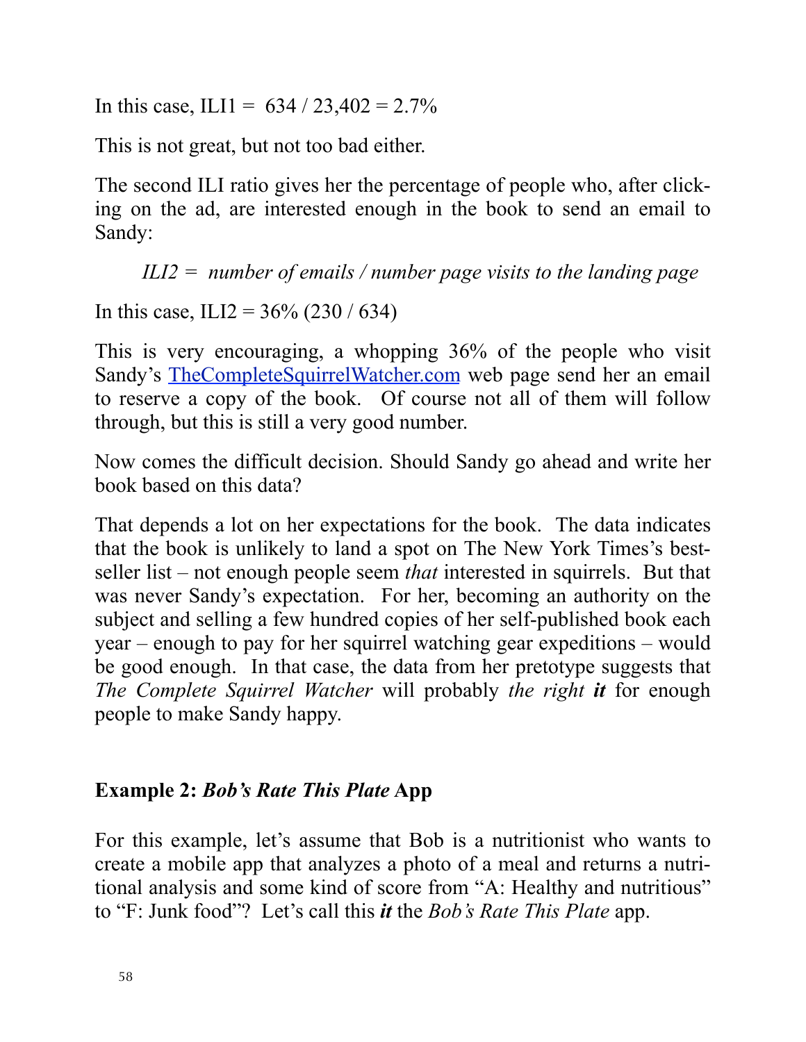In this case, ILI1 = 634 / 23,402 = 2.7%

This is not great, but not too bad either.

The second ILI ratio gives her the percentage of people who, after clicking on the ad, are interested enough in the book to send an email to Sandy:

*ILI2 = number of emails / number page visits to the landing page*

In this case, ILI2 = 36% (230 / 634)

This is very encouraging, a whopping 36% of the people who visit Sandy's TheCompleteSquirrelWatcher.com web page send her an email to reserve a copy of the book. Of course not all of them will follow through, but this is still a very good number.

Now comes the difficult decision. Should Sandy go ahead and write her book based on this data?

That depends a lot on her expectations for the book. The data indicates that the book is unlikely to land a spot on The New York Times's best-seller list – not enough people seem *that* interested in squirrels. But that was never Sandy's expectation. For her, becoming an authority on the subject and selling a few hundred copies of her self-published book each year – enough to pay for her squirrel watching gear expeditions – would be good enough. In that case, the data from her pretotype suggests that *The Complete Squirrel Watcher* will probably *the right* ***it*** for enough people to make Sandy happy.

**Example 2: *Bob's Rate This Plate* App**

For this example, let's assume that Bob is a nutritionist who wants to create a mobile app that analyzes a photo of a meal and returns a nutritional analysis and some kind of score from "A: Healthy and nutritious" to "F: Junk food"? Let's call this ***it*** the *Bob's Rate This Plate* app.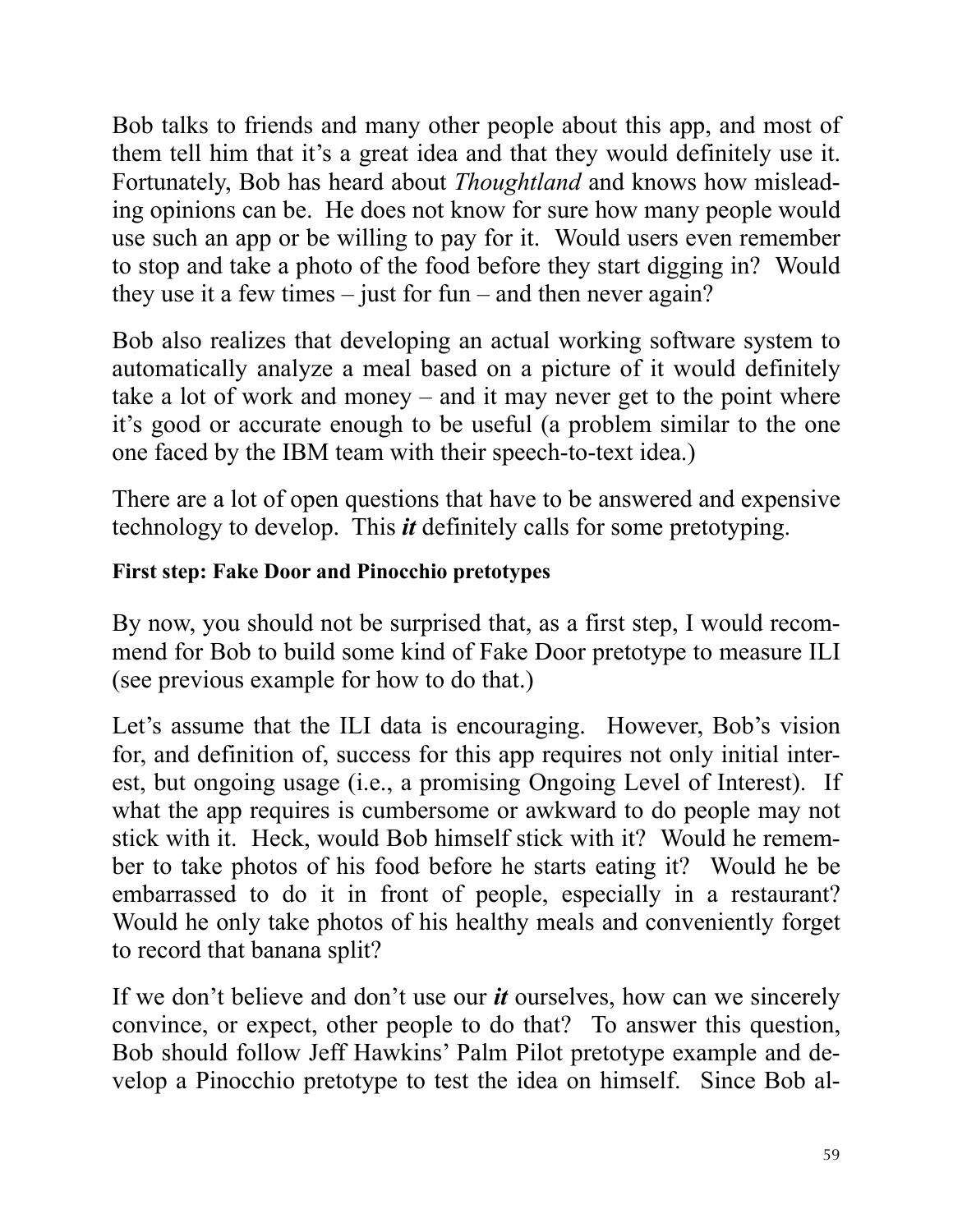Bob talks to friends and many other people about this app, and most of them tell him that it's a great idea and that they would definitely use it. Fortunately, Bob has heard about *Thoughtland* and knows how misleading opinions can be. He does not know for sure how many people would use such an app or be willing to pay for it. Would users even remember to stop and take a photo of the food before they start digging in? Would they use it a few times – just for fun – and then never again?

Bob also realizes that developing an actual working software system to automatically analyze a meal based on a picture of it would definitely take a lot of work and money – and it may never get to the point where it's good or accurate enough to be useful (a problem similar to the one one faced by the IBM team with their speech-to-text idea.)

There are a lot of open questions that have to be answered and expensive technology to develop. This ***it*** definitely calls for some pretotyping.

#### First step: Fake Door and Pinocchio pretotypes

By now, you should not be surprised that, as a first step, I would recommend for Bob to build some kind of Fake Door pretotype to measure ILI (see previous example for how to do that.)

Let's assume that the ILI data is encouraging. However, Bob's vision for, and definition of, success for this app requires not only initial interest, but ongoing usage (i.e., a promising Ongoing Level of Interest). If what the app requires is cumbersome or awkward to do people may not stick with it. Heck, would Bob himself stick with it? Would he remember to take photos of his food before he starts eating it? Would he be embarrassed to do it in front of people, especially in a restaurant? Would he only take photos of his healthy meals and conveniently forget to record that banana split?

If we don't believe and don't use our ***it*** ourselves, how can we sincerely convince, or expect, other people to do that? To answer this question, Bob should follow Jeff Hawkins' Palm Pilot pretotype example and develop a Pinocchio pretotype to test the idea on himself. Since Bob al-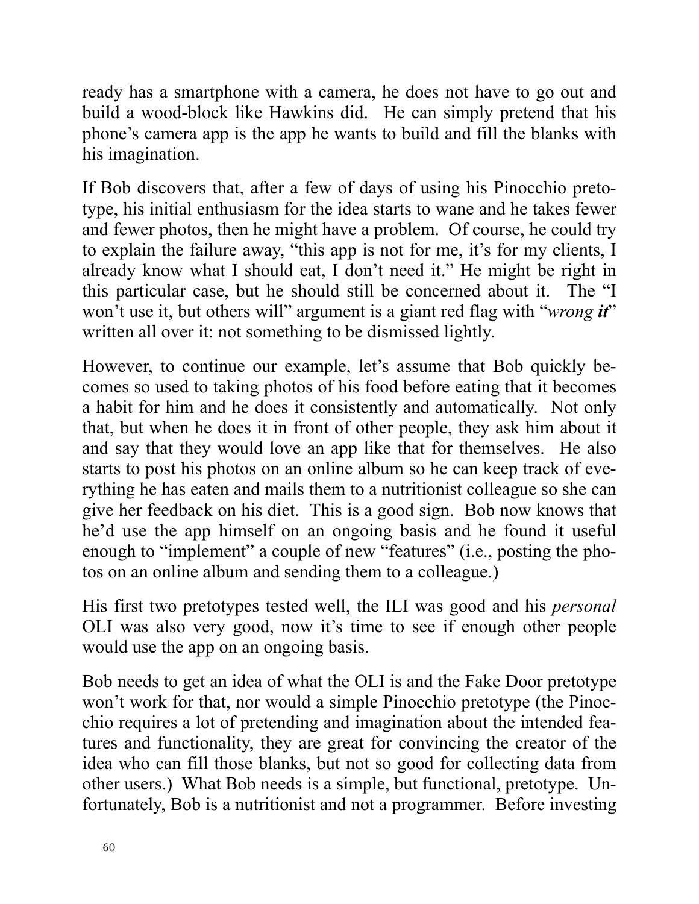ready has a smartphone with a camera, he does not have to go out and build a wood-block like Hawkins did. He can simply pretend that his phone's camera app is the app he wants to build and fill the blanks with his imagination.

If Bob discovers that, after a few of days of using his Pinocchio pretotype, his initial enthusiasm for the idea starts to wane and he takes fewer and fewer photos, then he might have a problem. Of course, he could try to explain the failure away, "this app is not for me, it's for my clients, I already know what I should eat, I don't need it." He might be right in this particular case, but he should still be concerned about it. The "I won't use it, but others will" argument is a giant red flag with "*wrong **it***" written all over it: not something to be dismissed lightly.

However, to continue our example, let's assume that Bob quickly becomes so used to taking photos of his food before eating that it becomes a habit for him and he does it consistently and automatically. Not only that, but when he does it in front of other people, they ask him about it and say that they would love an app like that for themselves. He also starts to post his photos on an online album so he can keep track of everything he has eaten and mails them to a nutritionist colleague so she can give her feedback on his diet. This is a good sign. Bob now knows that he'd use the app himself on an ongoing basis and he found it useful enough to "implement" a couple of new "features" (i.e., posting the photos on an online album and sending them to a colleague.)

His first two pretotypes tested well, the ILI was good and his *personal* OLI was also very good, now it's time to see if enough other people would use the app on an ongoing basis.

Bob needs to get an idea of what the OLI is and the Fake Door pretotype won't work for that, nor would a simple Pinocchio pretotype (the Pinocchio requires a lot of pretending and imagination about the intended features and functionality, they are great for convincing the creator of the idea who can fill those blanks, but not so good for collecting data from other users.) What Bob needs is a simple, but functional, pretotype. Unfortunately, Bob is a nutritionist and not a programmer. Before investing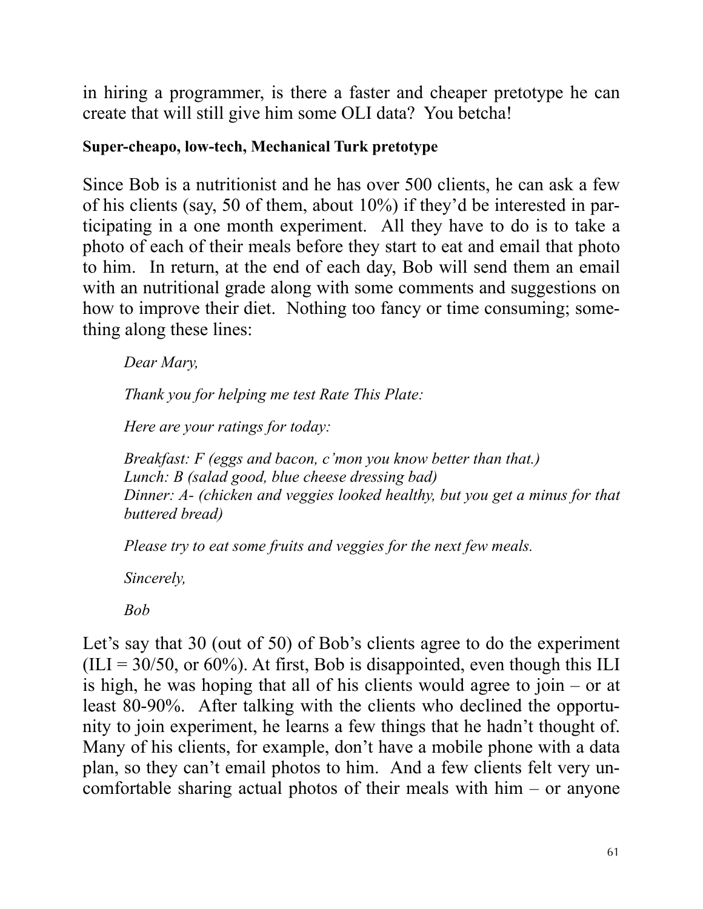in hiring a programmer, is there a faster and cheaper pretotype he can create that will still give him some OLI data? You betcha!

**Super-cheapo, low-tech, Mechanical Turk pretotype**

Since Bob is a nutritionist and he has over 500 clients, he can ask a few of his clients (say, 50 of them, about 10%) if they'd be interested in participating in a one month experiment. All they have to do is to take a photo of each of their meals before they start to eat and email that photo to him. In return, at the end of each day, Bob will send them an email with an nutritional grade along with some comments and suggestions on how to improve their diet. Nothing too fancy or time consuming; something along these lines:

> *Dear Mary,*
>
> *Thank you for helping me test Rate This Plate:*
>
> *Here are your ratings for today:*
>
> *Breakfast: F (eggs and bacon, c'mon you know better than that.)*
> *Lunch: B (salad good, blue cheese dressing bad)*
> *Dinner: A- (chicken and veggies looked healthy, but you get a minus for that buttered bread)*
>
> *Please try to eat some fruits and veggies for the next few meals.*
>
> *Sincerely,*
>
> *Bob*

Let's say that 30 (out of 50) of Bob's clients agree to do the experiment (ILI = 30/50, or 60%). At first, Bob is disappointed, even though this ILI is high, he was hoping that all of his clients would agree to join – or at least 80-90%. After talking with the clients who declined the opportunity to join experiment, he learns a few things that he hadn't thought of. Many of his clients, for example, don't have a mobile phone with a data plan, so they can't email photos to him. And a few clients felt very uncomfortable sharing actual photos of their meals with him – or anyone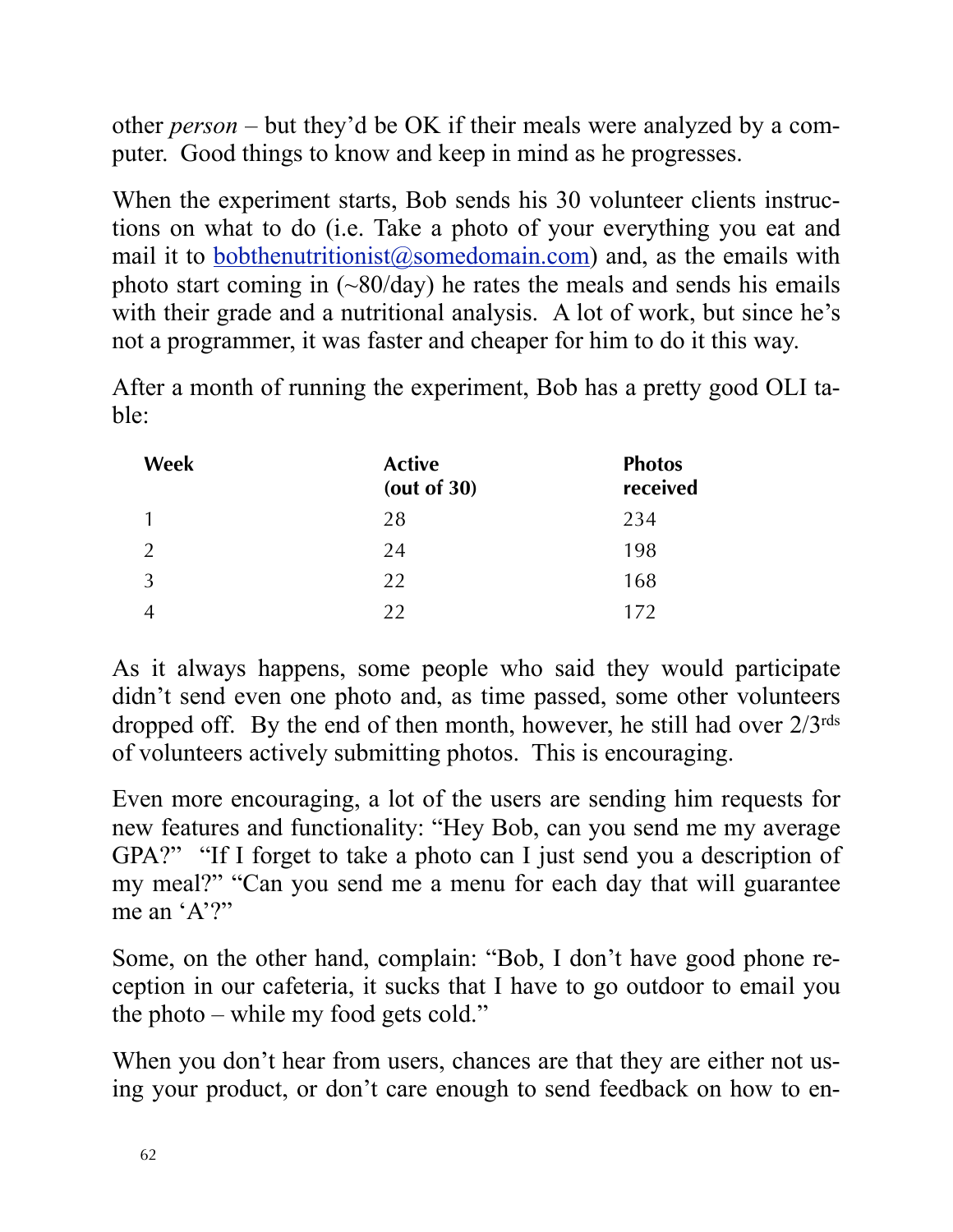other *person* – but they'd be OK if their meals were analyzed by a computer. Good things to know and keep in mind as he progresses.

When the experiment starts, Bob sends his 30 volunteer clients instructions on what to do (i.e. Take a photo of your everything you eat and mail it to bobthenutritionist@somedomain.com) and, as the emails with photo start coming in (~80/day) he rates the meals and sends his emails with their grade and a nutritional analysis. A lot of work, but since he's not a programmer, it was faster and cheaper for him to do it this way.

After a month of running the experiment, Bob has a pretty good OLI table:

| Week | Active (out of 30) | Photos received |
|---|---|---|
| 1 | 28 | 234 |
| 2 | 24 | 198 |
| 3 | 22 | 168 |
| 4 | 22 | 172 |

As it always happens, some people who said they would participate didn't send even one photo and, as time passed, some other volunteers dropped off. By the end of then month, however, he still had over 2/3rds of volunteers actively submitting photos. This is encouraging.

Even more encouraging, a lot of the users are sending him requests for new features and functionality: "Hey Bob, can you send me my average GPA?" "If I forget to take a photo can I just send you a description of my meal?" "Can you send me a menu for each day that will guarantee me an 'A'?"

Some, on the other hand, complain: "Bob, I don't have good phone reception in our cafeteria, it sucks that I have to go outdoor to email you the photo – while my food gets cold."

When you don't hear from users, chances are that they are either not using your product, or don't care enough to send feedback on how to en-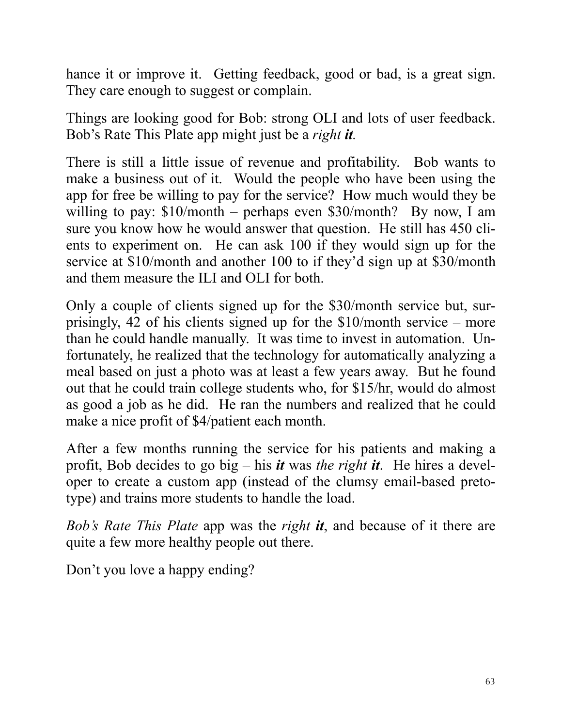hance it or improve it. Getting feedback, good or bad, is a great sign. They care enough to suggest or complain.

Things are looking good for Bob: strong OLI and lots of user feedback. Bob's Rate This Plate app might just be a *right **it***.

There is still a little issue of revenue and profitability. Bob wants to make a business out of it. Would the people who have been using the app for free be willing to pay for the service? How much would they be willing to pay: $10/month – perhaps even $30/month? By now, I am sure you know how he would answer that question. He still has 450 clients to experiment on. He can ask 100 if they would sign up for the service at $10/month and another 100 to if they'd sign up at $30/month and them measure the ILI and OLI for both.

Only a couple of clients signed up for the $30/month service but, surprisingly, 42 of his clients signed up for the $10/month service – more than he could handle manually. It was time to invest in automation. Unfortunately, he realized that the technology for automatically analyzing a meal based on just a photo was at least a few years away. But he found out that he could train college students who, for $15/hr, would do almost as good a job as he did. He ran the numbers and realized that he could make a nice profit of $4/patient each month.

After a few months running the service for his patients and making a profit, Bob decides to go big – his ***it*** was *the right **it***. He hires a developer to create a custom app (instead of the clumsy email-based pretotype) and trains more students to handle the load.

*Bob's Rate This Plate* app was the *right **it***, and because of it there are quite a few more healthy people out there.

Don't you love a happy ending?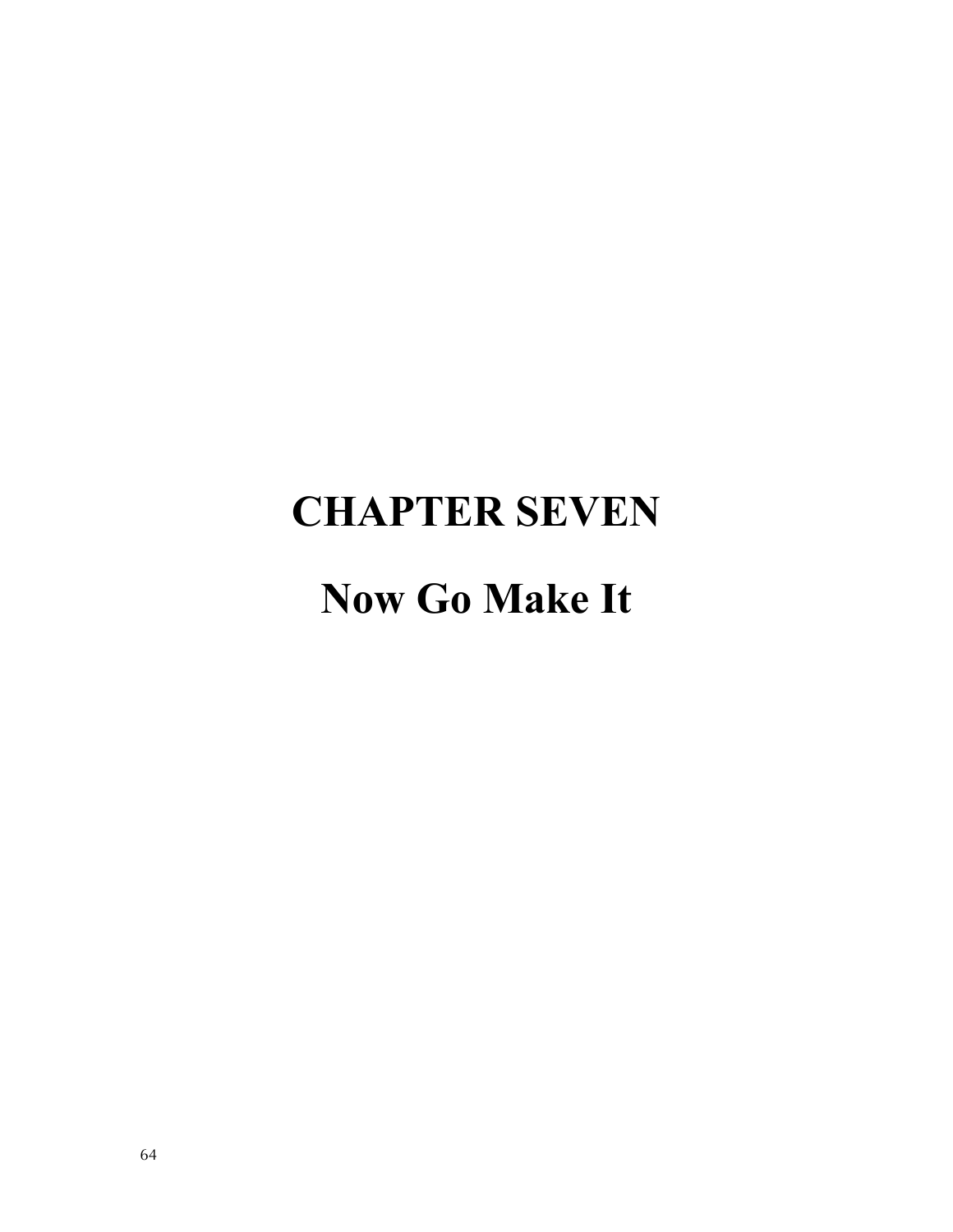# CHAPTER SEVEN

# Now Go Make It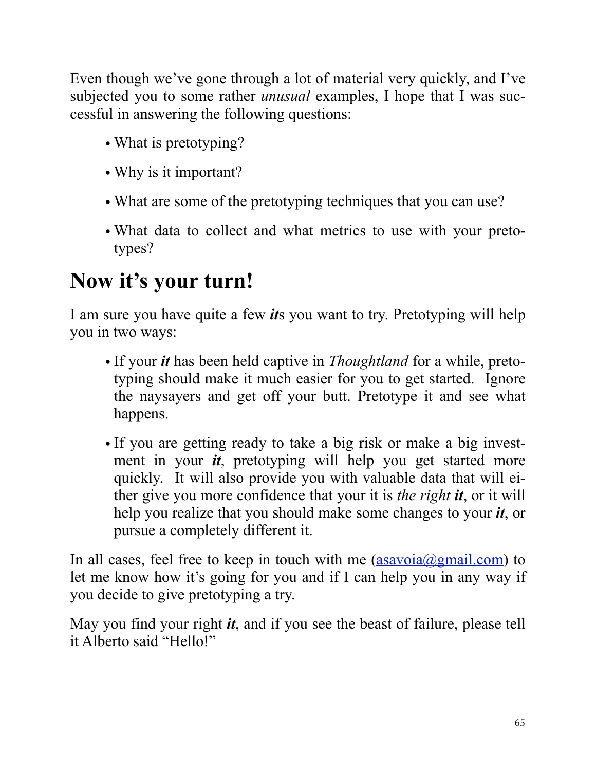Even though we've gone through a lot of material very quickly, and I've subjected you to some rather *unusual* examples, I hope that I was successful in answering the following questions:

- What is pretotyping?
- Why is it important?
- What are some of the pretotyping techniques that you can use?
- What data to collect and what metrics to use with your pretotypes?

# Now it's your turn!

I am sure you have quite a few ***it***s you want to try. Pretotyping will help you in two ways:

- If your ***it*** has been held captive in *Thoughtland* for a while, pretotyping should make it much easier for you to get started. Ignore the naysayers and get off your butt. Pretotype it and see what happens.
- If you are getting ready to take a big risk or make a big investment in your ***it***, pretotyping will help you get started more quickly. It will also provide you with valuable data that will either give you more confidence that your it is *the right* ***it***, or it will help you realize that you should make some changes to your ***it***, or pursue a completely different it.

In all cases, feel free to keep in touch with me (asavoia@gmail.com) to let me know how it's going for you and if I can help you in any way if you decide to give pretotyping a try.

May you find your right ***it***, and if you see the beast of failure, please tell it Alberto said "Hello!"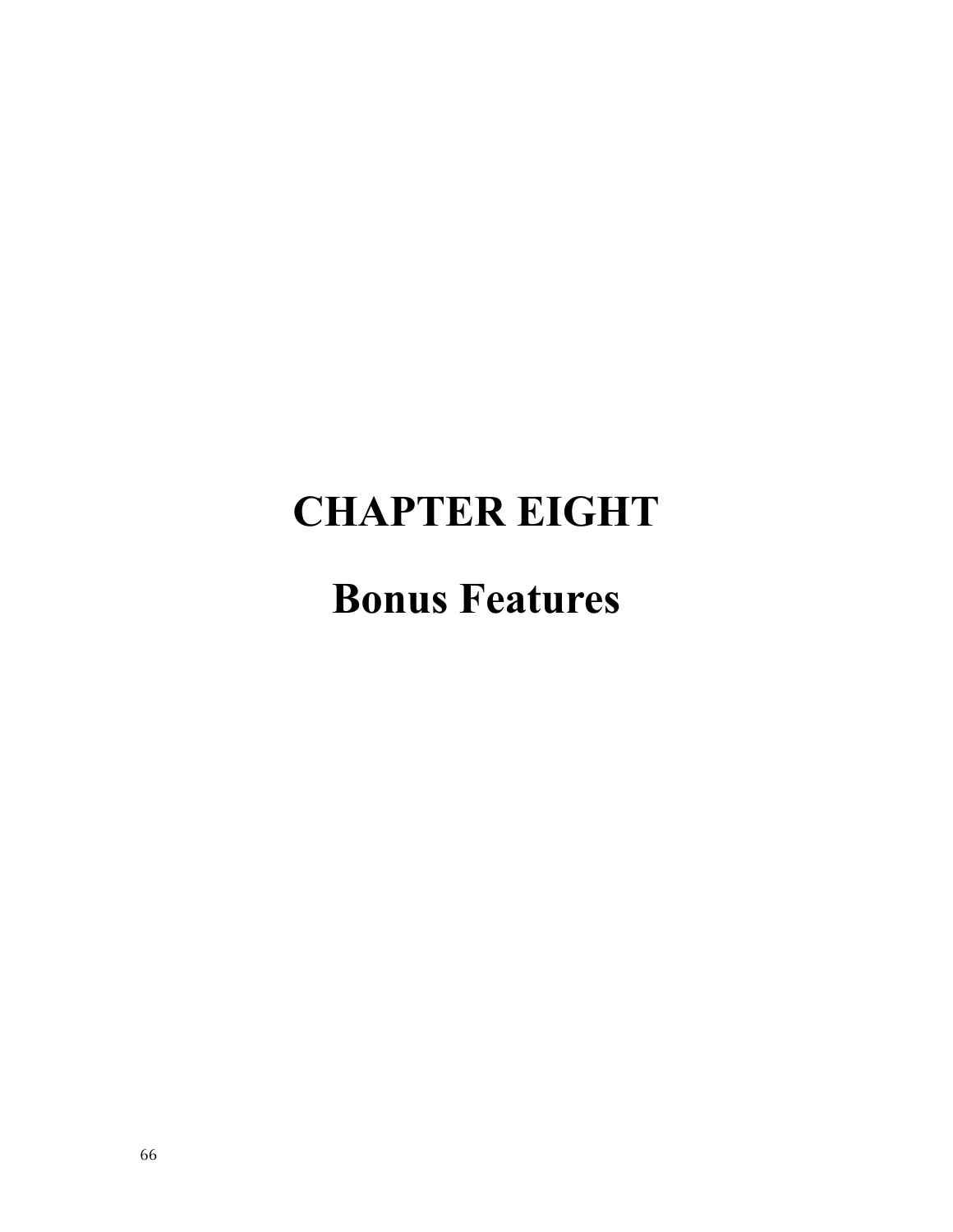# CHAPTER EIGHT

# Bonus Features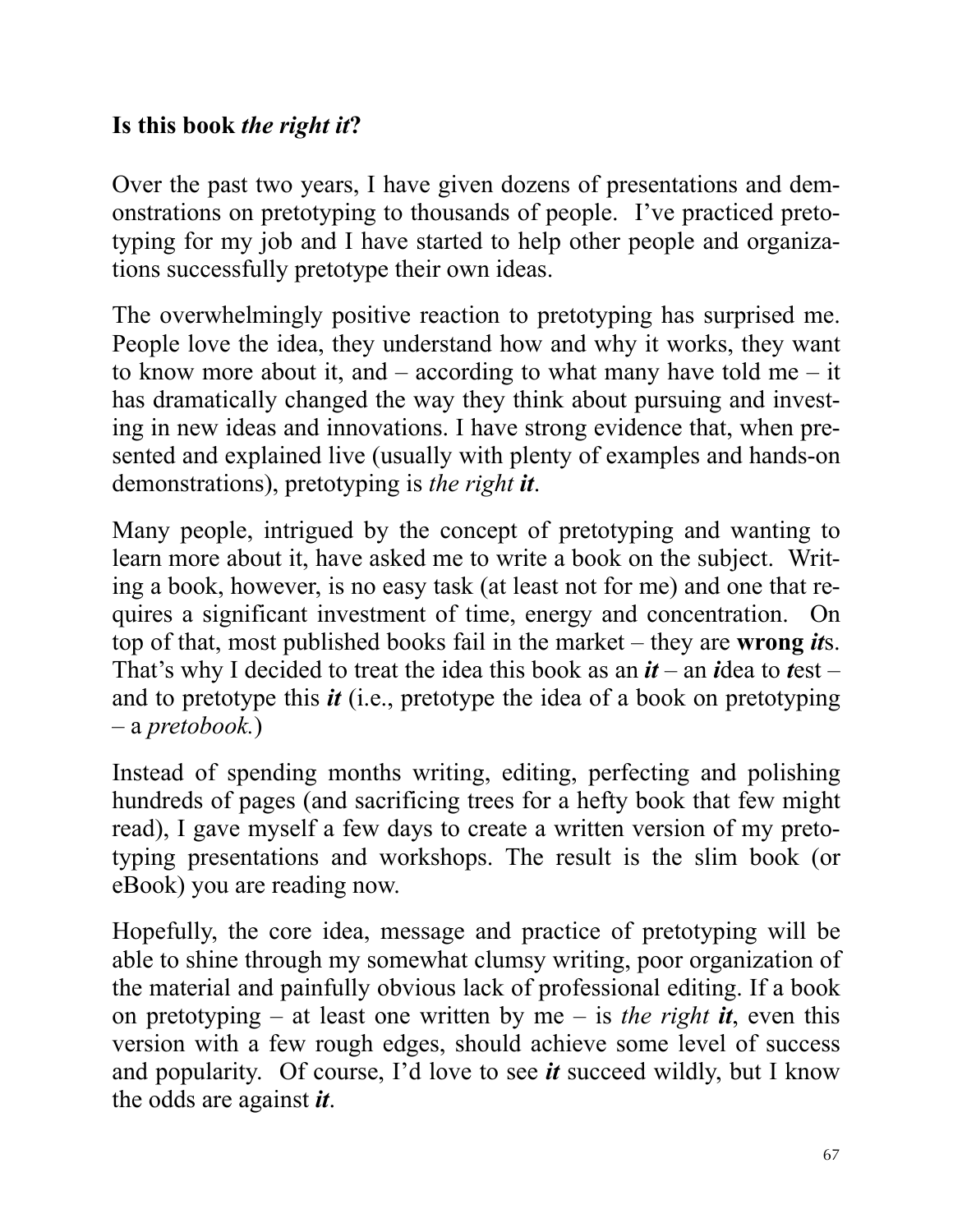**Is this book *the right it*?**

Over the past two years, I have given dozens of presentations and demonstrations on pretotyping to thousands of people. I've practiced pretotyping for my job and I have started to help other people and organizations successfully pretotype their own ideas.

The overwhelmingly positive reaction to pretotyping has surprised me. People love the idea, they understand how and why it works, they want to know more about it, and – according to what many have told me – it has dramatically changed the way they think about pursuing and investing in new ideas and innovations. I have strong evidence that, when presented and explained live (usually with plenty of examples and hands-on demonstrations), pretotyping is *the right **it***.

Many people, intrigued by the concept of pretotyping and wanting to learn more about it, have asked me to write a book on the subject. Writing a book, however, is no easy task (at least not for me) and one that requires a significant investment of time, energy and concentration. On top of that, most published books fail in the market – they are **wrong *it***s. That's why I decided to treat the idea this book as an ***it*** – an ***i***dea to ***t***est – and to pretotype this ***it*** (i.e., pretotype the idea of a book on pretotyping – a *pretobook.*)

Instead of spending months writing, editing, perfecting and polishing hundreds of pages (and sacrificing trees for a hefty book that few might read), I gave myself a few days to create a written version of my pretotyping presentations and workshops. The result is the slim book (or eBook) you are reading now.

Hopefully, the core idea, message and practice of pretotyping will be able to shine through my somewhat clumsy writing, poor organization of the material and painfully obvious lack of professional editing. If a book on pretotyping – at least one written by me – is *the right **it***, even this version with a few rough edges, should achieve some level of success and popularity. Of course, I'd love to see ***it*** succeed wildly, but I know the odds are against ***it***.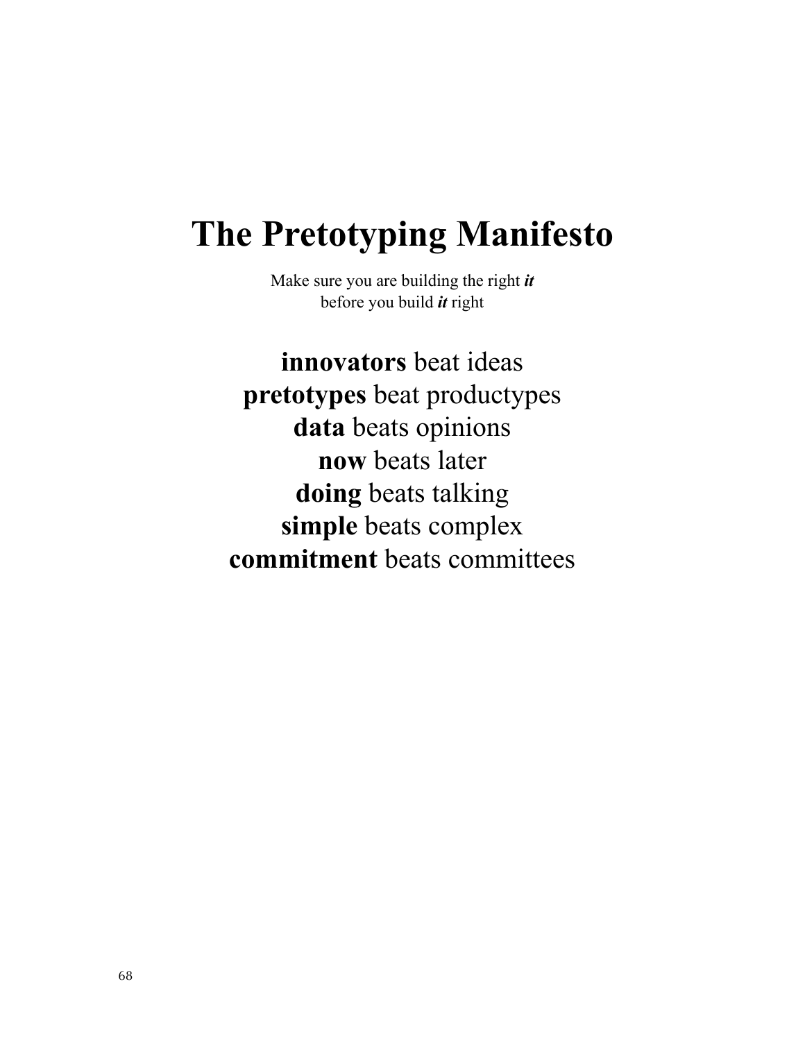# The Pretotyping Manifesto

Make sure you are building the right ***it***
before you build ***it*** right

**innovators** beat ideas
**pretotypes** beat productypes
**data** beats opinions
**now** beats later
**doing** beats talking
**simple** beats complex
**commitment** beats committees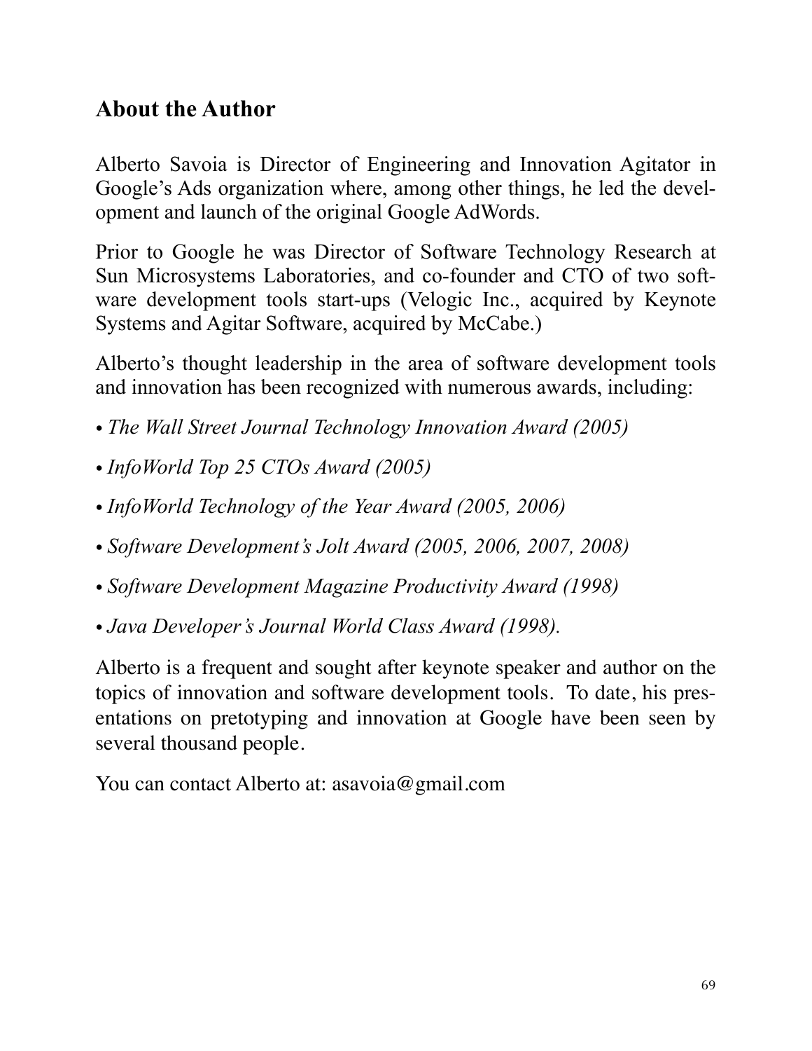## About the Author

Alberto Savoia is Director of Engineering and Innovation Agitator in Google's Ads organization where, among other things, he led the development and launch of the original Google AdWords.

Prior to Google he was Director of Software Technology Research at Sun Microsystems Laboratories, and co-founder and CTO of two software development tools start-ups (Velogic Inc., acquired by Keynote Systems and Agitar Software, acquired by McCabe.)

Alberto's thought leadership in the area of software development tools and innovation has been recognized with numerous awards, including:

- *The Wall Street Journal Technology Innovation Award (2005)*
- *InfoWorld Top 25 CTOs Award (2005)*
- *InfoWorld Technology of the Year Award (2005, 2006)*
- *Software Development's Jolt Award (2005, 2006, 2007, 2008)*
- *Software Development Magazine Productivity Award (1998)*
- *Java Developer's Journal World Class Award (1998).*

Alberto is a frequent and sought after keynote speaker and author on the topics of innovation and software development tools. To date, his presentations on pretotyping and innovation at Google have been seen by several thousand people.

You can contact Alberto at: asavoia@gmail.com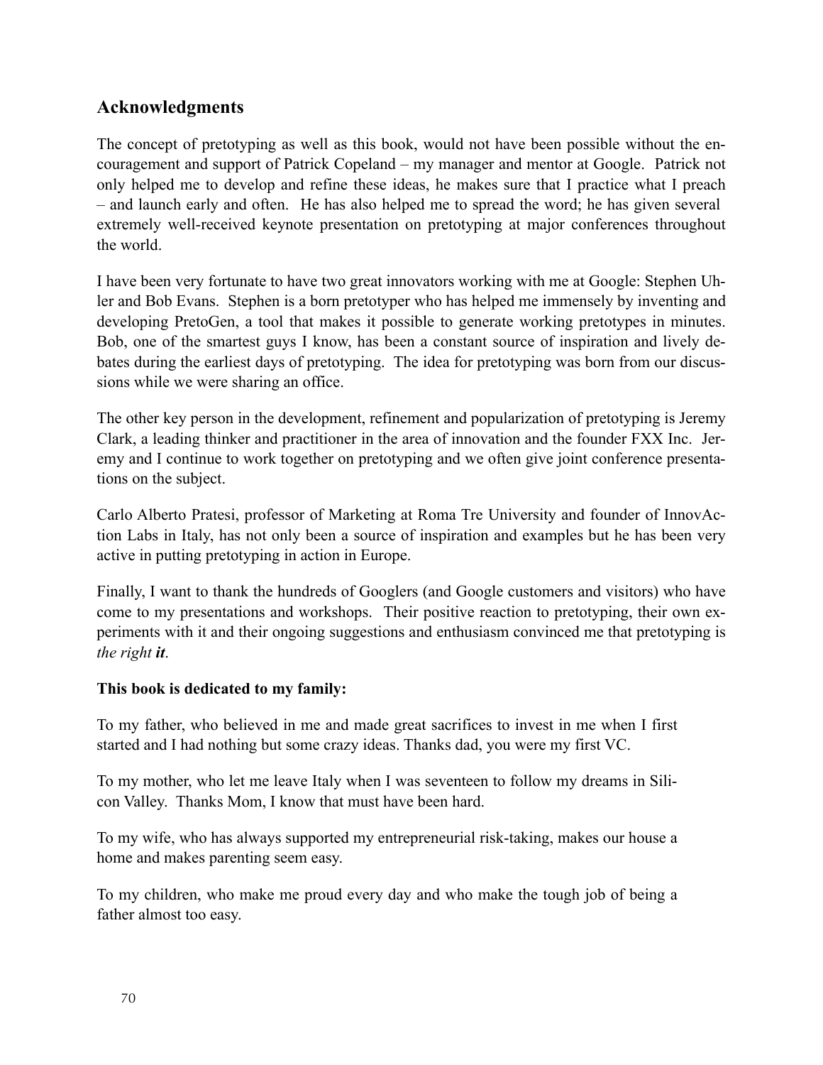## Acknowledgments

The concept of pretotyping as well as this book, would not have been possible without the encouragement and support of Patrick Copeland – my manager and mentor at Google. Patrick not only helped me to develop and refine these ideas, he makes sure that I practice what I preach – and launch early and often. He has also helped me to spread the word; he has given several extremely well-received keynote presentation on pretotyping at major conferences throughout the world.

I have been very fortunate to have two great innovators working with me at Google: Stephen Uhler and Bob Evans. Stephen is a born pretotyper who has helped me immensely by inventing and developing PretoGen, a tool that makes it possible to generate working pretotypes in minutes. Bob, one of the smartest guys I know, has been a constant source of inspiration and lively debates during the earliest days of pretotyping. The idea for pretotyping was born from our discussions while we were sharing an office.

The other key person in the development, refinement and popularization of pretotyping is Jeremy Clark, a leading thinker and practitioner in the area of innovation and the founder FXX Inc. Jeremy and I continue to work together on pretotyping and we often give joint conference presentations on the subject.

Carlo Alberto Pratesi, professor of Marketing at Roma Tre University and founder of InnovAction Labs in Italy, has not only been a source of inspiration and examples but he has been very active in putting pretotyping in action in Europe.

Finally, I want to thank the hundreds of Googlers (and Google customers and visitors) who have come to my presentations and workshops. Their positive reaction to pretotyping, their own experiments with it and their ongoing suggestions and enthusiasm convinced me that pretotyping is *the right **it***.

**This book is dedicated to my family:**

To my father, who believed in me and made great sacrifices to invest in me when I first started and I had nothing but some crazy ideas. Thanks dad, you were my first VC.

To my mother, who let me leave Italy when I was seventeen to follow my dreams in Silicon Valley. Thanks Mom, I know that must have been hard.

To my wife, who has always supported my entrepreneurial risk-taking, makes our house a home and makes parenting seem easy.

To my children, who make me proud every day and who make the tough job of being a father almost too easy.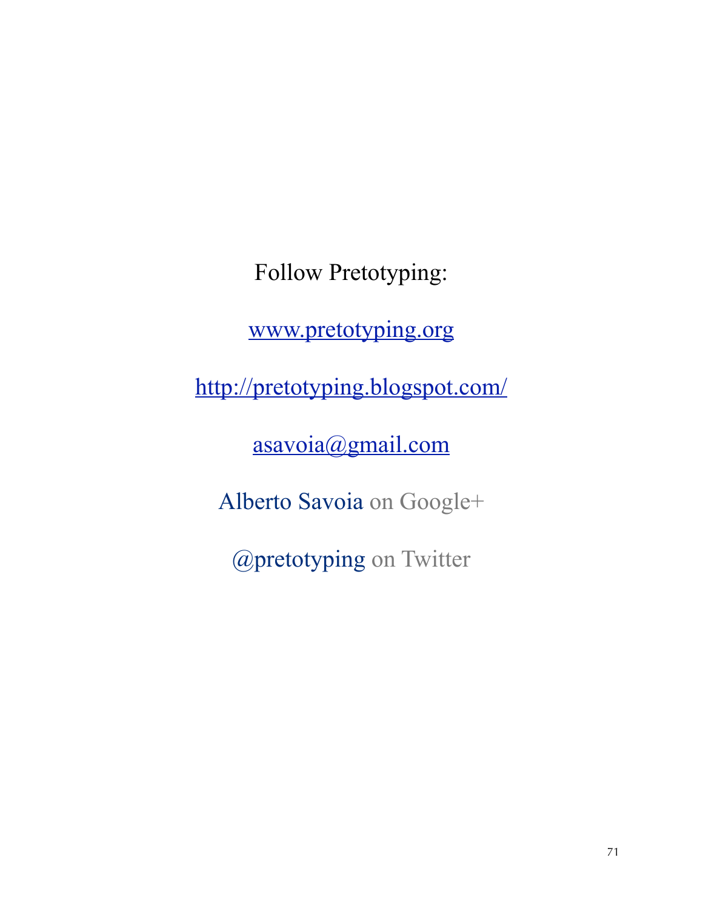Follow Pretotyping:

www.pretotyping.org

http://pretotyping.blogspot.com/

asavoia@gmail.com

Alberto Savoia on Google+

@pretotyping on Twitter